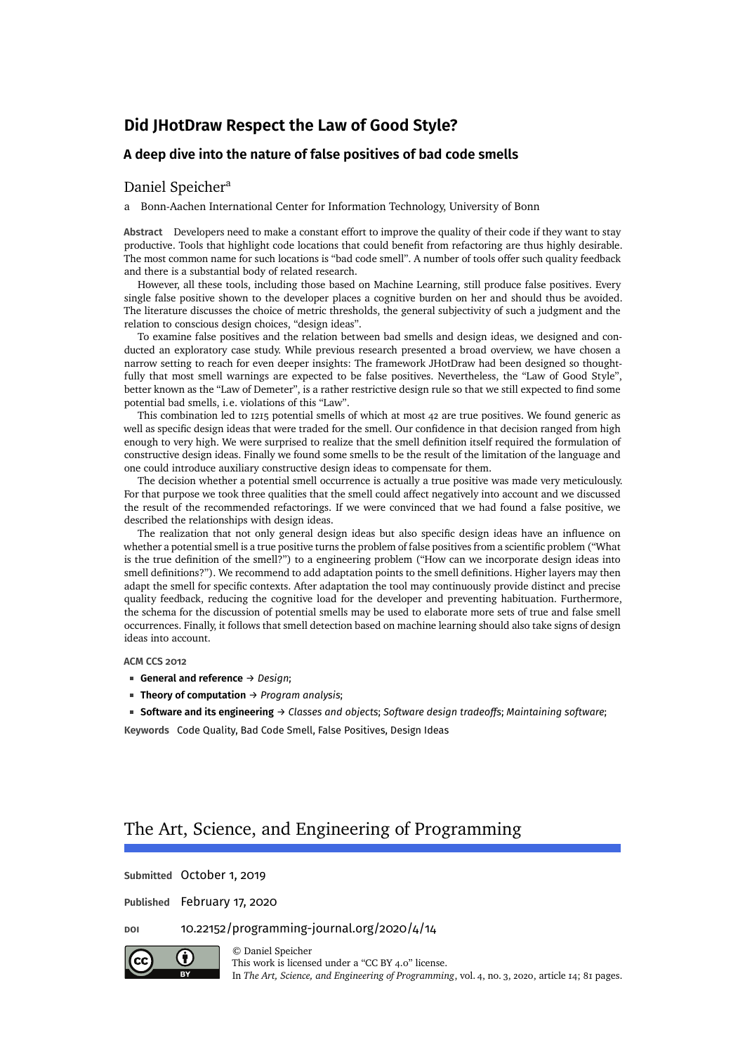# Did JHotDraw Respect the Law of Good Style?

## A deep dive into the nature of false positives of bad code smells

Daniel Speicher[a]

a Bonn-Aachen International Center for Information Technology, University of Bonn

**Abstract** Developers need to make a constant effort to improve the quality of their code if they want to stay productive. Tools that highlight code locations that could benefit from refactoring are thus highly desirable. The most common name for such locations is "bad code smell". A number of tools offer such quality feedback and there is a substantial body of related research.

However, all these tools, including those based on Machine Learning, still produce false positives. Every single false positive shown to the developer places a cognitive burden on her and should thus be avoided. The literature discusses the choice of metric thresholds, the general subjectivity of such a judgment and the relation to conscious design choices, "design ideas".

To examine false positives and the relation between bad smells and design ideas, we designed and conducted an exploratory case study. While previous research presented a broad overview, we have chosen a narrow setting to reach for even deeper insights: The framework JHotDraw had been designed so thoughtfully that most smell warnings are expected to be false positives. Nevertheless, the "Law of Good Style", better known as the "Law of Demeter", is a rather restrictive design rule so that we still expected to find some potential bad smells, i.e. violations of this "Law".

This combination led to 1215 potential smells of which at most 42 are true positives. We found generic as well as specific design ideas that were traded for the smell. Our confidence in that decision ranged from high enough to very high. We were surprised to realize that the smell definition itself required the formulation of constructive design ideas. Finally we found some smells to be the result of the limitation of the language and one could introduce auxiliary constructive design ideas to compensate for them.

The decision whether a potential smell occurrence is actually a true positive was made very meticulously. For that purpose we took three qualities that the smell could affect negatively into account and we discussed the result of the recommended refactorings. If we were convinced that we had found a false positive, we described the relationships with design ideas.

The realization that not only general design ideas but also specific design ideas have an influence on whether a potential smell is a true positive turns the problem of false positives from a scientific problem ("What is the true definition of the smell?") to a engineering problem ("How can we incorporate design ideas into smell definitions?"). We recommend to add adaptation points to the smell definitions. Higher layers may then adapt the smell for specific contexts. After adaptation the tool may continuously provide distinct and precise quality feedback, reducing the cognitive load for the developer and preventing habituation. Furthermore, the schema for the discussion of potential smells may be used to elaborate more sets of true and false smell occurrences. Finally, it follows that smell detection based on machine learning should also take signs of design ideas into account.

**ACM CCS 2012**

- **General and reference** → *Design*;
- **Theory of computation** → *Program analysis*;
- **Software and its engineering** → *Classes and objects*; *Software design tradeoffs*; *Maintaining software*;

**Keywords** Code Quality, Bad Code Smell, False Positives, Design Ideas

# The Art, Science, and Engineering of Programming

**Submitted** October 1, 2019

**Published** February 17, 2020

**DOI** 10.22152/programming-journal.org/2020/4/14

© Daniel Speicher
This work is licensed under a "CC BY 4.0" license.
In *The Art, Science, and Engineering of Programming*, vol. 4, no. 3, 2020, article 14; 81 pages.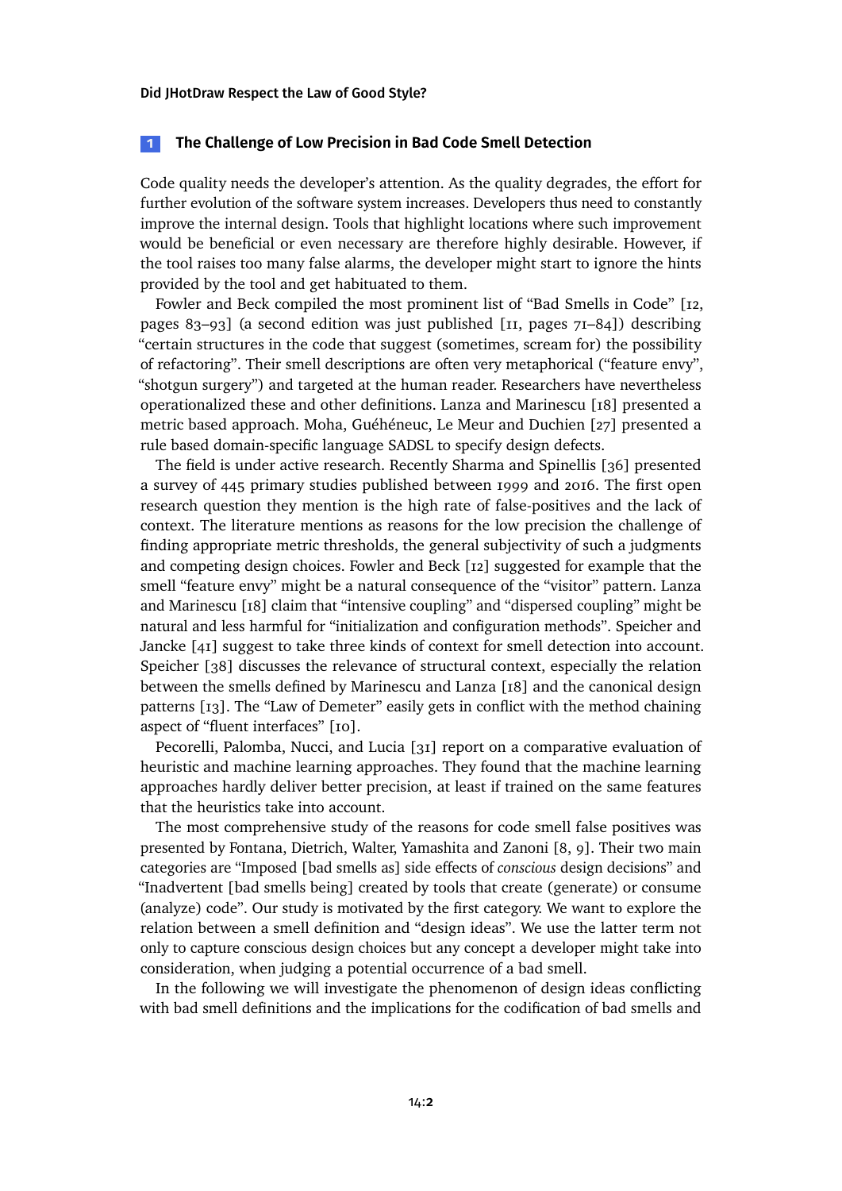## 1 The Challenge of Low Precision in Bad Code Smell Detection

Code quality needs the developer's attention. As the quality degrades, the effort for further evolution of the software system increases. Developers thus need to constantly improve the internal design. Tools that highlight locations where such improvement would be beneficial or even necessary are therefore highly desirable. However, if the tool raises too many false alarms, the developer might start to ignore the hints provided by the tool and get habituated to them.

Fowler and Beck compiled the most prominent list of "Bad Smells in Code" [12, pages 83–93] (a second edition was just published [11, pages 71–84]) describing "certain structures in the code that suggest (sometimes, scream for) the possibility of refactoring". Their smell descriptions are often very metaphorical ("feature envy", "shotgun surgery") and targeted at the human reader. Researchers have nevertheless operationalized these and other definitions. Lanza and Marinescu [18] presented a metric based approach. Moha, Guéhéneuc, Le Meur and Duchien [27] presented a rule based domain-specific language SADSL to specify design defects.

The field is under active research. Recently Sharma and Spinellis [36] presented a survey of 445 primary studies published between 1999 and 2016. The first open research question they mention is the high rate of false-positives and the lack of context. The literature mentions as reasons for the low precision the challenge of finding appropriate metric thresholds, the general subjectivity of such a judgments and competing design choices. Fowler and Beck [12] suggested for example that the smell "feature envy" might be a natural consequence of the "visitor" pattern. Lanza and Marinescu [18] claim that "intensive coupling" and "dispersed coupling" might be natural and less harmful for "initialization and configuration methods". Speicher and Jancke [41] suggest to take three kinds of context for smell detection into account. Speicher [38] discusses the relevance of structural context, especially the relation between the smells defined by Marinescu and Lanza [18] and the canonical design patterns [13]. The "Law of Demeter" easily gets in conflict with the method chaining aspect of "fluent interfaces" [10].

Pecorelli, Palomba, Nucci, and Lucia [31] report on a comparative evaluation of heuristic and machine learning approaches. They found that the machine learning approaches hardly deliver better precision, at least if trained on the same features that the heuristics take into account.

The most comprehensive study of the reasons for code smell false positives was presented by Fontana, Dietrich, Walter, Yamashita and Zanoni [8, 9]. Their two main categories are "Imposed [bad smells as] side effects of *conscious* design decisions" and "Inadvertent [bad smells being] created by tools that create (generate) or consume (analyze) code". Our study is motivated by the first category. We want to explore the relation between a smell definition and "design ideas". We use the latter term not only to capture conscious design choices but any concept a developer might take into consideration, when judging a potential occurrence of a bad smell.

In the following we will investigate the phenomenon of design ideas conflicting with bad smell definitions and the implications for the codification of bad smells and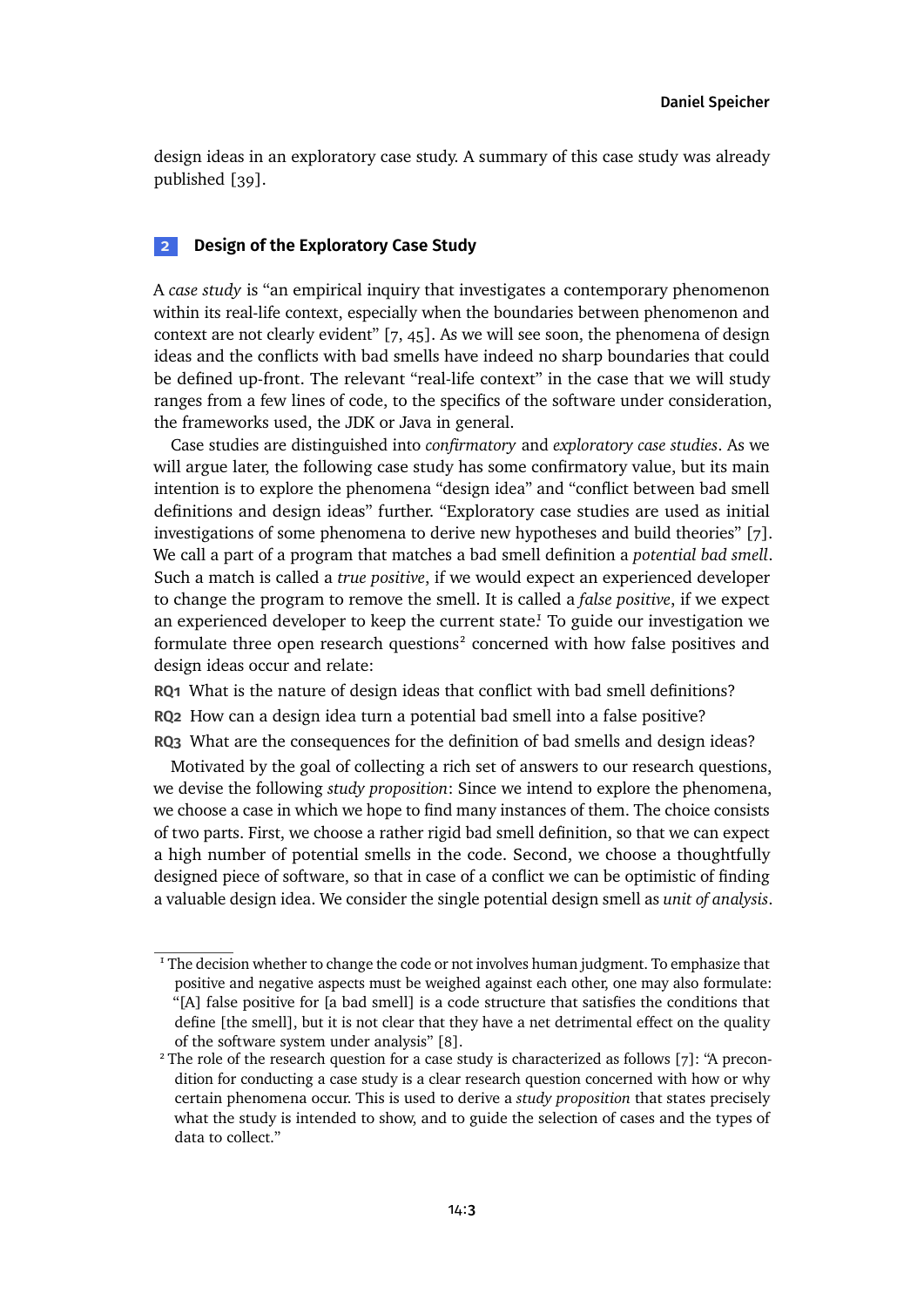design ideas in an exploratory case study. A summary of this case study was already published [39].

## 2 Design of the Exploratory Case Study

A *case study* is "an empirical inquiry that investigates a contemporary phenomenon within its real-life context, especially when the boundaries between phenomenon and context are not clearly evident" [7, 45]. As we will see soon, the phenomena of design ideas and the conflicts with bad smells have indeed no sharp boundaries that could be defined up-front. The relevant "real-life context" in the case that we will study ranges from a few lines of code, to the specifics of the software under consideration, the frameworks used, the JDK or Java in general.

Case studies are distinguished into *confirmatory* and *exploratory case studies*. As we will argue later, the following case study has some confirmatory value, but its main intention is to explore the phenomena "design idea" and "conflict between bad smell definitions and design ideas" further. "Exploratory case studies are used as initial investigations of some phenomena to derive new hypotheses and build theories" [7]. We call a part of a program that matches a bad smell definition a *potential bad smell*. Such a match is called a *true positive*, if we would expect an experienced developer to change the program to remove the smell. It is called a *false positive*, if we expect an experienced developer to keep the current state.[1] To guide our investigation we formulate three open research questions[2] concerned with how false positives and design ideas occur and relate:

**RQ1** What is the nature of design ideas that conflict with bad smell definitions?

**RQ2** How can a design idea turn a potential bad smell into a false positive?

**RQ3** What are the consequences for the definition of bad smells and design ideas?

Motivated by the goal of collecting a rich set of answers to our research questions, we devise the following *study proposition*: Since we intend to explore the phenomena, we choose a case in which we hope to find many instances of them. The choice consists of two parts. First, we choose a rather rigid bad smell definition, so that we can expect a high number of potential smells in the code. Second, we choose a thoughtfully designed piece of software, so that in case of a conflict we can be optimistic of finding a valuable design idea. We consider the single potential design smell as *unit of analysis*.

---

[1] The decision whether to change the code or not involves human judgment. To emphasize that positive and negative aspects must be weighed against each other, one may also formulate: "[A] false positive for [a bad smell] is a code structure that satisfies the conditions that define [the smell], but it is not clear that they have a net detrimental effect on the quality of the software system under analysis" [8].

[2] The role of the research question for a case study is characterized as follows [7]: "A precondition for conducting a case study is a clear research question concerned with how or why certain phenomena occur. This is used to derive a *study proposition* that states precisely what the study is intended to show, and to guide the selection of cases and the types of data to collect."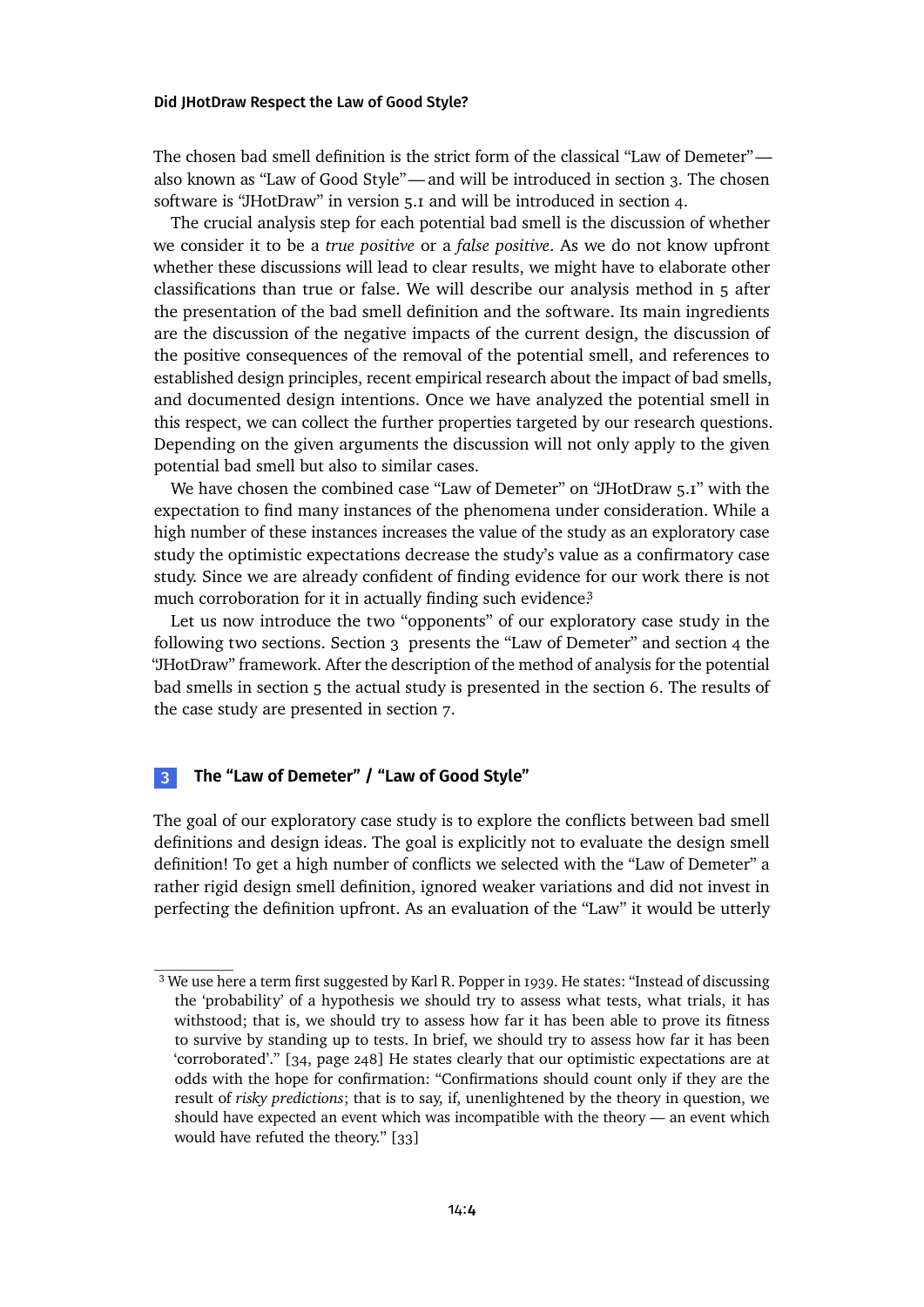The chosen bad smell definition is the strict form of the classical "Law of Demeter" — also known as "Law of Good Style" — and will be introduced in section 3. The chosen software is "JHotDraw" in version 5.1 and will be introduced in section 4.

The crucial analysis step for each potential bad smell is the discussion of whether we consider it to be a *true positive* or a *false positive*. As we do not know upfront whether these discussions will lead to clear results, we might have to elaborate other classifications than true or false. We will describe our analysis method in 5 after the presentation of the bad smell definition and the software. Its main ingredients are the discussion of the negative impacts of the current design, the discussion of the positive consequences of the removal of the potential smell, and references to established design principles, recent empirical research about the impact of bad smells, and documented design intentions. Once we have analyzed the potential smell in this respect, we can collect the further properties targeted by our research questions. Depending on the given arguments the discussion will not only apply to the given potential bad smell but also to similar cases.

We have chosen the combined case "Law of Demeter" on "JHotDraw 5.1" with the expectation to find many instances of the phenomena under consideration. While a high number of these instances increases the value of the study as an exploratory case study the optimistic expectations decrease the study's value as a confirmatory case study. Since we are already confident of finding evidence for our work there is not much corroboration for it in actually finding such evidence.[3]

Let us now introduce the two "opponents" of our exploratory case study in the following two sections. Section 3 presents the "Law of Demeter" and section 4 the "JHotDraw" framework. After the description of the method of analysis for the potential bad smells in section 5 the actual study is presented in the section 6. The results of the case study are presented in section 7.

## 3 The "Law of Demeter" / "Law of Good Style"

The goal of our exploratory case study is to explore the conflicts between bad smell definitions and design ideas. The goal is explicitly not to evaluate the design smell definition! To get a high number of conflicts we selected with the "Law of Demeter" a rather rigid design smell definition, ignored weaker variations and did not invest in perfecting the definition upfront. As an evaluation of the "Law" it would be utterly

[3] We use here a term first suggested by Karl R. Popper in 1939. He states: "Instead of discussing the 'probability' of a hypothesis we should try to assess what tests, what trials, it has withstood; that is, we should try to assess how far it has been able to prove its fitness to survive by standing up to tests. In brief, we should try to assess how far it has been 'corroborated'." [34, page 248] He states clearly that our optimistic expectations are at odds with the hope for confirmation: "Confirmations should count only if they are the result of *risky predictions*; that is to say, if, unenlightened by the theory in question, we should have expected an event which was incompatible with the theory — an event which would have refuted the theory." [33]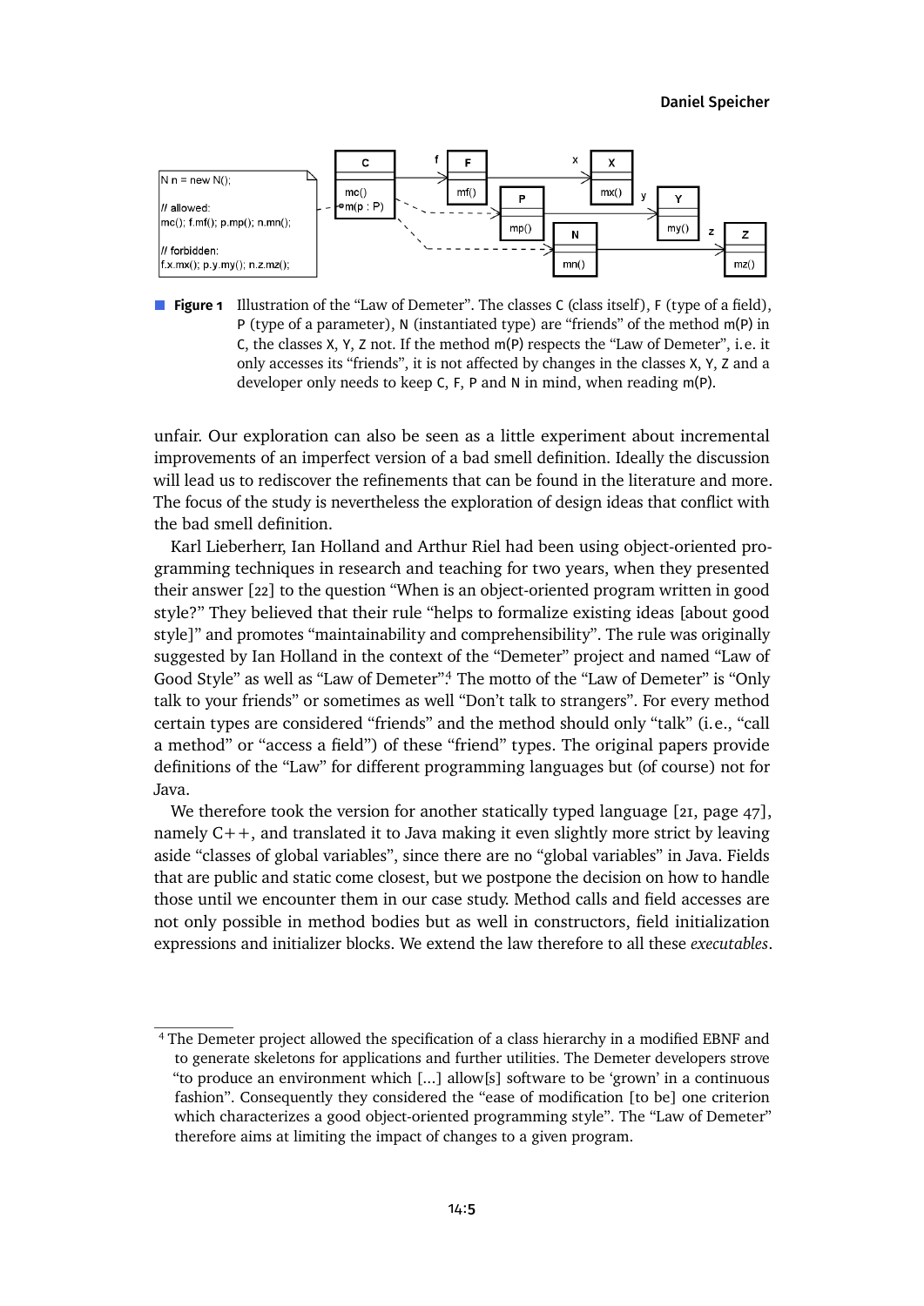```
N n = new N();

// allowed:
mc(); f.mf(); p.mp(); n.mn();

// forbidden:
f.x.mx(); p.y.my(); n.z.mz();
```

**Figure 1** Illustration of the "Law of Demeter". The classes C (class itself), F (type of a field), P (type of a parameter), N (instantiated type) are "friends" of the method m(P) in C, the classes X, Y, Z not. If the method m(P) respects the "Law of Demeter", i.e. it only accesses its "friends", it is not affected by changes in the classes X, Y, Z and a developer only needs to keep C, F, P and N in mind, when reading m(P).

unfair. Our exploration can also be seen as a little experiment about incremental improvements of an imperfect version of a bad smell definition. Ideally the discussion will lead us to rediscover the refinements that can be found in the literature and more. The focus of the study is nevertheless the exploration of design ideas that conflict with the bad smell definition.

Karl Lieberherr, Ian Holland and Arthur Riel had been using object-oriented programming techniques in research and teaching for two years, when they presented their answer [22] to the question "When is an object-oriented program written in good style?" They believed that their rule "helps to formalize existing ideas [about good style]" and promotes "maintainability and comprehensibility". The rule was originally suggested by Ian Holland in the context of the "Demeter" project and named "Law of Good Style" as well as "Law of Demeter".[4] The motto of the "Law of Demeter" is "Only talk to your friends" or sometimes as well "Don't talk to strangers". For every method certain types are considered "friends" and the method should only "talk" (i.e., "call a method" or "access a field") of these "friend" types. The original papers provide definitions of the "Law" for different programming languages but (of course) not for Java.

We therefore took the version for another statically typed language [21, page 47], namely C++, and translated it to Java making it even slightly more strict by leaving aside "classes of global variables", since there are no "global variables" in Java. Fields that are public and static come closest, but we postpone the decision on how to handle those until we encounter them in our case study. Method calls and field accesses are not only possible in method bodies but as well in constructors, field initialization expressions and initializer blocks. We extend the law therefore to all these *executables*.

[4] The Demeter project allowed the specification of a class hierarchy in a modified EBNF and to generate skeletons for applications and further utilities. The Demeter developers strove "to produce an environment which [...] allow[s] software to be 'grown' in a continuous fashion". Consequently they considered the "ease of modification [to be] one criterion which characterizes a good object-oriented programming style". The "Law of Demeter" therefore aims at limiting the impact of changes to a given program.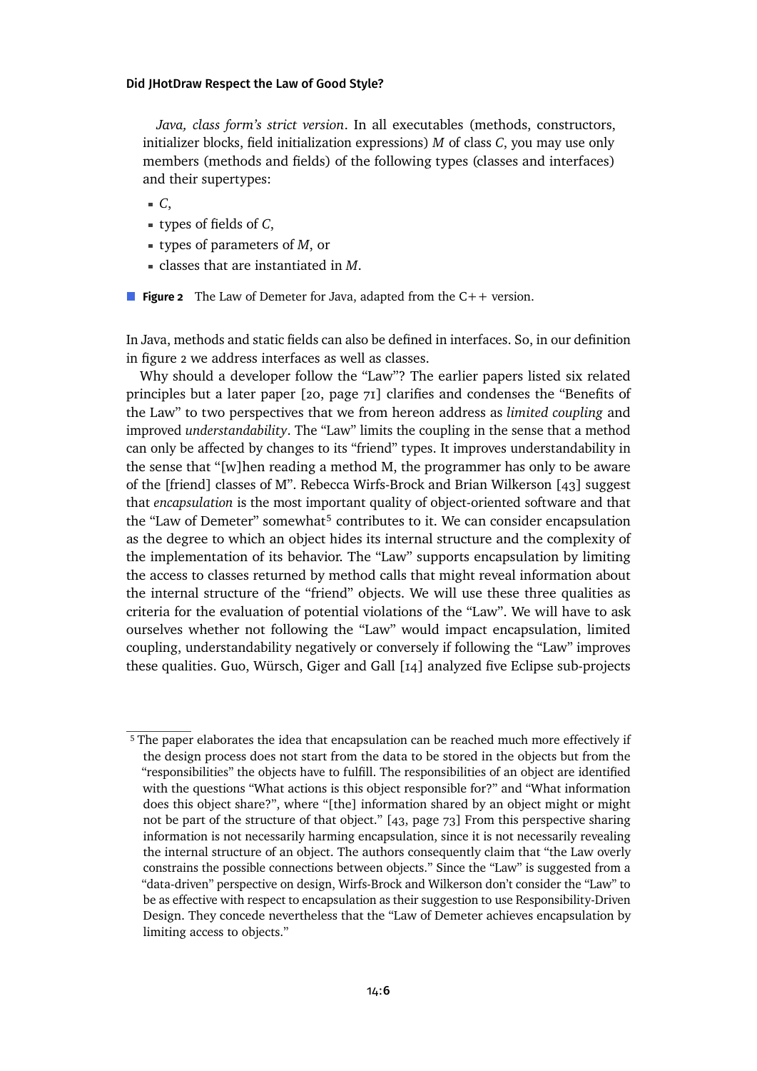> *Java, class form's strict version*. In all executables (methods, constructors, initializer blocks, field initialization expressions) *M* of class *C*, you may use only members (methods and fields) of the following types (classes and interfaces) and their supertypes:
>
> - *C*,
> - types of fields of *C*,
> - types of parameters of *M*, or
> - classes that are instantiated in *M*.

**Figure 2** The Law of Demeter for Java, adapted from the C++ version.

In Java, methods and static fields can also be defined in interfaces. So, in our definition in figure 2 we address interfaces as well as classes.

Why should a developer follow the "Law"? The earlier papers listed six related principles but a later paper [20, page 71] clarifies and condenses the "Benefits of the Law" to two perspectives that we from hereon address as *limited coupling* and improved *understandability*. The "Law" limits the coupling in the sense that a method can only be affected by changes to its "friend" types. It improves understandability in the sense that "[w]hen reading a method M, the programmer has only to be aware of the [friend] classes of M". Rebecca Wirfs-Brock and Brian Wilkerson [43] suggest that *encapsulation* is the most important quality of object-oriented software and that the "Law of Demeter" somewhat[5] contributes to it. We can consider encapsulation as the degree to which an object hides its internal structure and the complexity of the implementation of its behavior. The "Law" supports encapsulation by limiting the access to classes returned by method calls that might reveal information about the internal structure of the "friend" objects. We will use these three qualities as criteria for the evaluation of potential violations of the "Law". We will have to ask ourselves whether not following the "Law" would impact encapsulation, limited coupling, understandability negatively or conversely if following the "Law" improves these qualities. Guo, Würsch, Giger and Gall [14] analyzed five Eclipse sub-projects

---

[5] The paper elaborates the idea that encapsulation can be reached much more effectively if the design process does not start from the data to be stored in the objects but from the "responsibilities" the objects have to fulfill. The responsibilities of an object are identified with the questions "What actions is this object responsible for?" and "What information does this object share?", where "[the] information shared by an object might or might not be part of the structure of that object." [43, page 73] From this perspective sharing information is not necessarily harming encapsulation, since it is not necessarily revealing the internal structure of an object. The authors consequently claim that "the Law overly constrains the possible connections between objects." Since the "Law" is suggested from a "data-driven" perspective on design, Wirfs-Brock and Wilkerson don't consider the "Law" to be as effective with respect to encapsulation as their suggestion to use Responsibility-Driven Design. They concede nevertheless that the "Law of Demeter achieves encapsulation by limiting access to objects."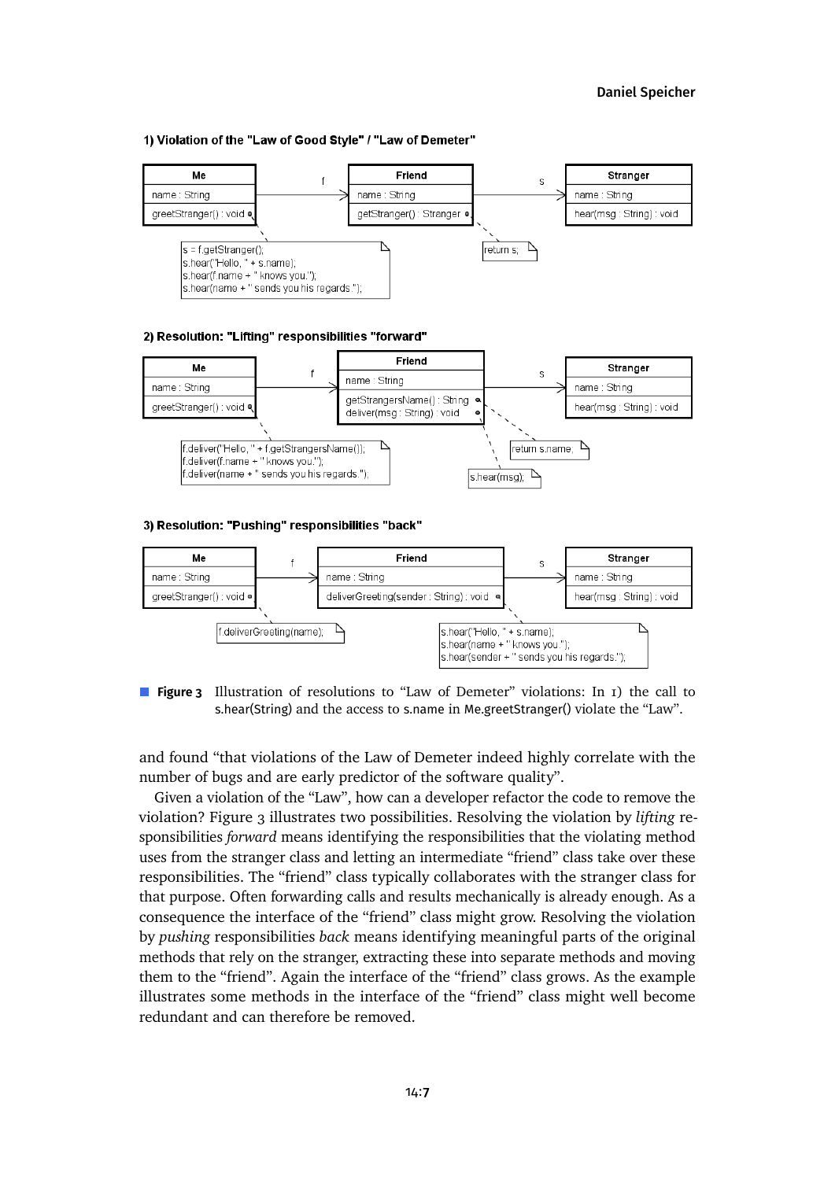**1) Violation of the "Law of Good Style" / "Law of Demeter"**

```
Me                      --f-->  Friend                        --s-->  Stranger
name : String                   name : String                         name : String
greetStranger() : void          getStranger() : Stranger              hear(msg : String) : void

Note on Me.greetStranger():
s = f.getStranger();
s.hear("Hello, " + s.name);
s.hear(f.name + " knows you.");
s.hear(name + " sends you his regards.");

Note on Friend.getStranger():
return s;
```

**2) Resolution: "Lifting" responsibilities "forward"**

```
Me                      --f-->  Friend                              --s-->  Stranger
name : String                   name : String                               name : String
greetStranger() : void          getStrangersName() : String                 hear(msg : String) : void
                                deliver(msg : String) : void

Note on Me.greetStranger():
f.deliver("Hello, " + f.getStrangersName());
f.deliver(f.name + " knows you.");
f.deliver(name + " sends you his regards.");

Note on Friend.getStrangersName():
return s.name;

Note on Friend.deliver(...):
s.hear(msg);
```

**3) Resolution: "Pushing" responsibilities "back"**

```
Me                      --f-->  Friend                                  --s-->  Stranger
name : String                   name : String                                   name : String
greetStranger() : void          deliverGreeting(sender : String) : void         hear(msg : String) : void

Note on Me.greetStranger():
f.deliverGreeting(name);

Note on Friend.deliverGreeting(...):
s.hear("Hello, " + s.name);
s.hear(name + " knows you.");
s.hear(sender + " sends you his regards.");
```

**Figure 3** Illustration of resolutions to "Law of Demeter" violations: In 1) the call to s.hear(String) and the access to s.name in Me.greetStranger() violate the "Law".

and found "that violations of the Law of Demeter indeed highly correlate with the number of bugs and are early predictor of the software quality".

Given a violation of the "Law", how can a developer refactor the code to remove the violation? Figure 3 illustrates two possibilities. Resolving the violation by *lifting* responsibilities *forward* means identifying the responsibilities that the violating method uses from the stranger class and letting an intermediate "friend" class take over these responsibilities. The "friend" class typically collaborates with the stranger class for that purpose. Often forwarding calls and results mechanically is already enough. As a consequence the interface of the "friend" class might grow. Resolving the violation by *pushing* responsibilities *back* means identifying meaningful parts of the original methods that rely on the stranger, extracting these into separate methods and moving them to the "friend". Again the interface of the "friend" class grows. As the example illustrates some methods in the interface of the "friend" class might well become redundant and can therefore be removed.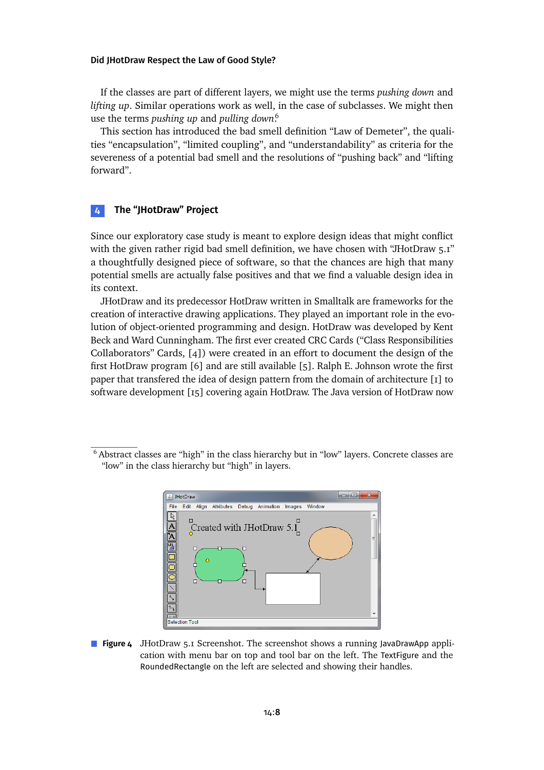If the classes are part of different layers, we might use the terms *pushing down* and *lifting up*. Similar operations work as well, in the case of subclasses. We might then use the terms *pushing up* and *pulling down*.[6]

This section has introduced the bad smell definition "Law of Demeter", the qualities "encapsulation", "limited coupling", and "understandability" as criteria for the severeness of a potential bad smell and the resolutions of "pushing back" and "lifting forward".

## 4 The "JHotDraw" Project

Since our exploratory case study is meant to explore design ideas that might conflict with the given rather rigid bad smell definition, we have chosen with "JHotDraw 5.1" a thoughtfully designed piece of software, so that the chances are high that many potential smells are actually false positives and that we find a valuable design idea in its context.

JHotDraw and its predecessor HotDraw written in Smalltalk are frameworks for the creation of interactive drawing applications. They played an important role in the evolution of object-oriented programming and design. HotDraw was developed by Kent Beck and Ward Cunningham. The first ever created CRC Cards ("Class Responsibilities Collaborators" Cards, [4]) were created in an effort to document the design of the first HotDraw program [6] and are still available [5]. Ralph E. Johnson wrote the first paper that transfered the idea of design pattern from the domain of architecture [1] to software development [15] covering again HotDraw. The Java version of HotDraw now

[6] Abstract classes are "high" in the class hierarchy but in "low" layers. Concrete classes are "low" in the class hierarchy but "high" in layers.

**Figure 4** JHotDraw 5.1 Screenshot. The screenshot shows a running JavaDrawApp application with menu bar on top and tool bar on the left. The TextFigure and the RoundedRectangle on the left are selected and showing their handles.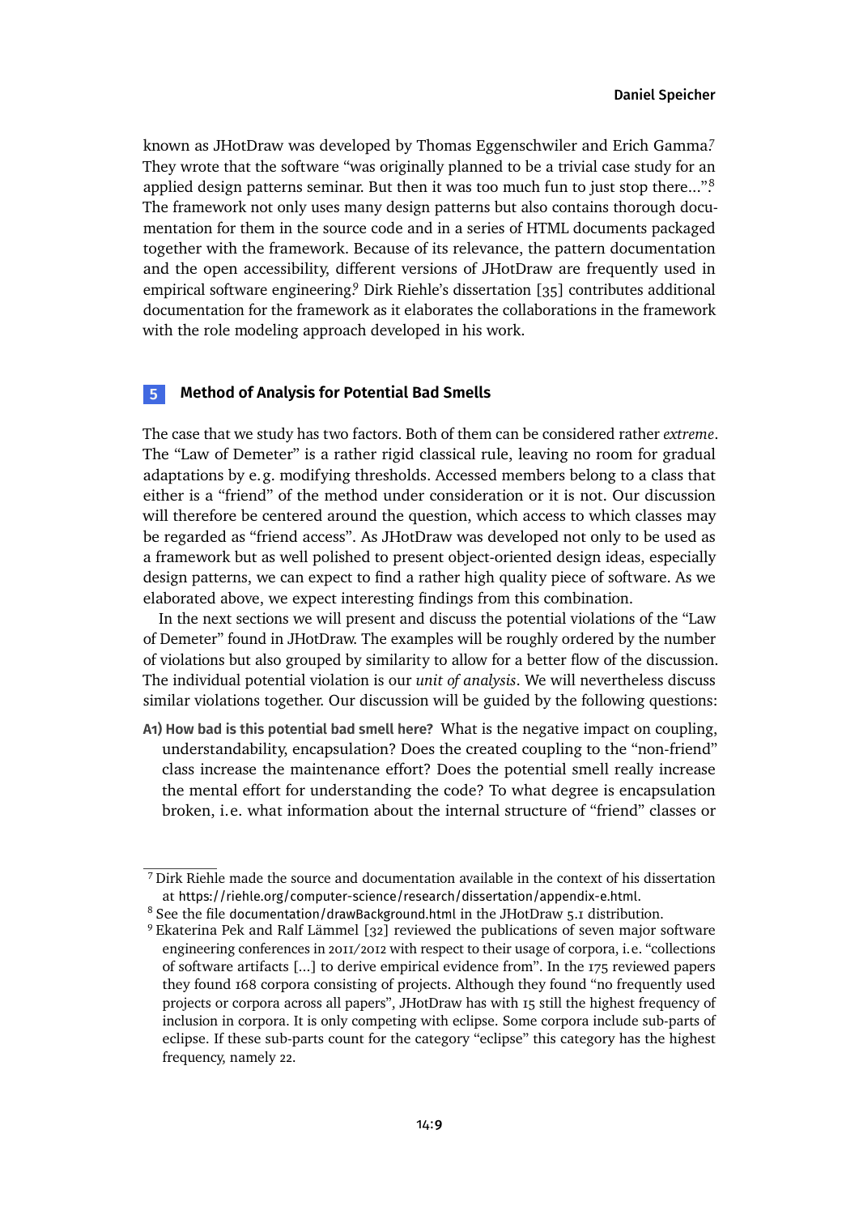known as JHotDraw was developed by Thomas Eggenschwiler and Erich Gamma.[7] They wrote that the software "was originally planned to be a trivial case study for an applied design patterns seminar. But then it was too much fun to just stop there…".[8] The framework not only uses many design patterns but also contains thorough documentation for them in the source code and in a series of HTML documents packaged together with the framework. Because of its relevance, the pattern documentation and the open accessibility, different versions of JHotDraw are frequently used in empirical software engineering.[9] Dirk Riehle's dissertation [35] contributes additional documentation for the framework as it elaborates the collaborations in the framework with the role modeling approach developed in his work.

## 5 Method of Analysis for Potential Bad Smells

The case that we study has two factors. Both of them can be considered rather *extreme*. The "Law of Demeter" is a rather rigid classical rule, leaving no room for gradual adaptations by e.g. modifying thresholds. Accessed members belong to a class that either is a "friend" of the method under consideration or it is not. Our discussion will therefore be centered around the question, which access to which classes may be regarded as "friend access". As JHotDraw was developed not only to be used as a framework but as well polished to present object-oriented design ideas, especially design patterns, we can expect to find a rather high quality piece of software. As we elaborated above, we expect interesting findings from this combination.

In the next sections we will present and discuss the potential violations of the "Law of Demeter" found in JHotDraw. The examples will be roughly ordered by the number of violations but also grouped by similarity to allow for a better flow of the discussion. The individual potential violation is our *unit of analysis*. We will nevertheless discuss similar violations together. Our discussion will be guided by the following questions:

**A1) How bad is this potential bad smell here?** What is the negative impact on coupling, understandability, encapsulation? Does the created coupling to the "non-friend" class increase the maintenance effort? Does the potential smell really increase the mental effort for understanding the code? To what degree is encapsulation broken, i.e. what information about the internal structure of "friend" classes or

---

[7] Dirk Riehle made the source and documentation available in the context of his dissertation at https://riehle.org/computer-science/research/dissertation/appendix-e.html.

[8] See the file documentation/drawBackground.html in the JHotDraw 5.1 distribution.

[9] Ekaterina Pek and Ralf Lämmel [32] reviewed the publications of seven major software engineering conferences in 2011/2012 with respect to their usage of corpora, i.e. "collections of software artifacts […] to derive empirical evidence from". In the 175 reviewed papers they found 168 corpora consisting of projects. Although they found "no frequently used projects or corpora across all papers", JHotDraw has with 15 still the highest frequency of inclusion in corpora. It is only competing with eclipse. Some corpora include sub-parts of eclipse. If these sub-parts count for the category "eclipse" this category has the highest frequency, namely 22.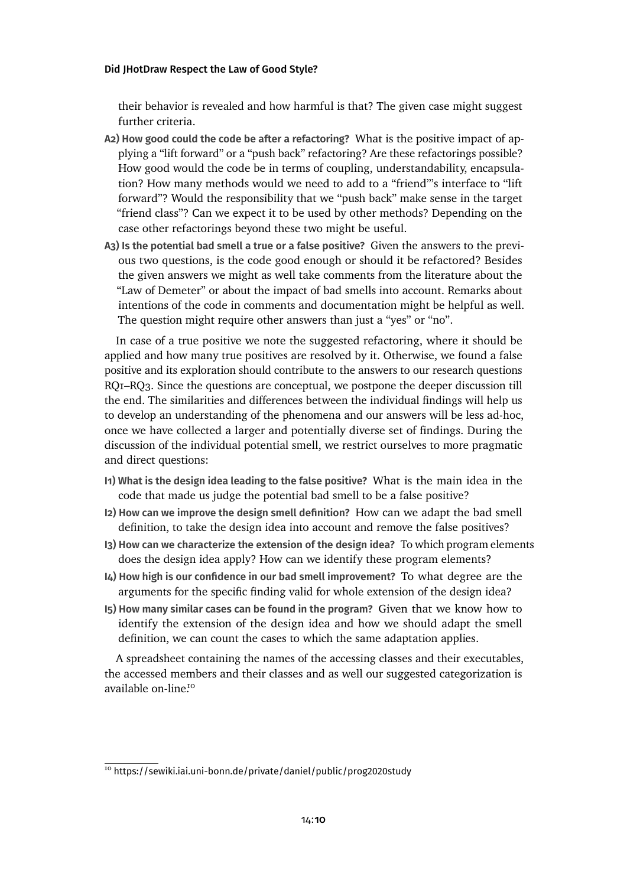their behavior is revealed and how harmful is that? The given case might suggest further criteria.

**A2) How good could the code be after a refactoring?** What is the positive impact of applying a "lift forward" or a "push back" refactoring? Are these refactorings possible? How good would the code be in terms of coupling, understandability, encapsulation? How many methods would we need to add to a "friend"'s interface to "lift forward"? Would the responsibility that we "push back" make sense in the target "friend class"? Can we expect it to be used by other methods? Depending on the case other refactorings beyond these two might be useful.

**A3) Is the potential bad smell a true or a false positive?** Given the answers to the previous two questions, is the code good enough or should it be refactored? Besides the given answers we might as well take comments from the literature about the "Law of Demeter" or about the impact of bad smells into account. Remarks about intentions of the code in comments and documentation might be helpful as well. The question might require other answers than just a "yes" or "no".

In case of a true positive we note the suggested refactoring, where it should be applied and how many true positives are resolved by it. Otherwise, we found a false positive and its exploration should contribute to the answers to our research questions RQ1–RQ3. Since the questions are conceptual, we postpone the deeper discussion till the end. The similarities and differences between the individual findings will help us to develop an understanding of the phenomena and our answers will be less ad-hoc, once we have collected a larger and potentially diverse set of findings. During the discussion of the individual potential smell, we restrict ourselves to more pragmatic and direct questions:

**I1) What is the design idea leading to the false positive?** What is the main idea in the code that made us judge the potential bad smell to be a false positive?

**I2) How can we improve the design smell definition?** How can we adapt the bad smell definition, to take the design idea into account and remove the false positives?

**I3) How can we characterize the extension of the design idea?** To which program elements does the design idea apply? How can we identify these program elements?

**I4) How high is our confidence in our bad smell improvement?** To what degree are the arguments for the specific finding valid for whole extension of the design idea?

**I5) How many similar cases can be found in the program?** Given that we know how to identify the extension of the design idea and how we should adapt the smell definition, we can count the cases to which the same adaptation applies.

A spreadsheet containing the names of the accessing classes and their executables, the accessed members and their classes and as well our suggested categorization is available on-line.[10]

---

[10] https://sewiki.iai.uni-bonn.de/private/daniel/public/prog2020study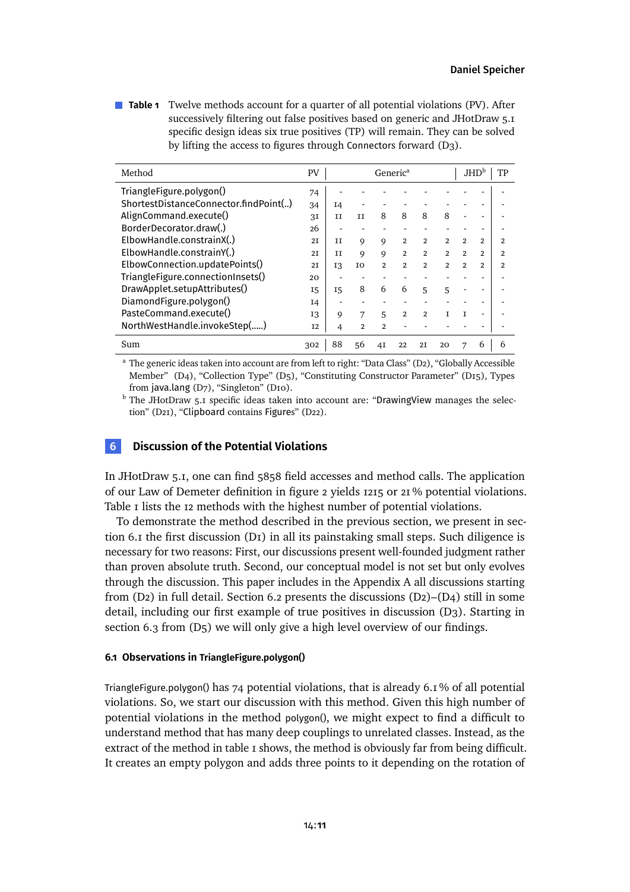**Table 1** Twelve methods account for a quarter of all potential violations (PV). After successively filtering out false positives based on generic and JHotDraw 5.1 specific design ideas six true positives (TP) will remain. They can be solved by lifting the access to figures through Connectors forward (D3).

| Method | PV | Generic[a] | | | | | | JHD[b] | | TP |
|---|---|---|---|---|---|---|---|---|---|---|
| TriangleFigure.polygon() | 74 | - | - | - | - | - | - | - | - | - |
| ShortestDistanceConnector.findPoint(..) | 34 | 14 | - | - | - | - | - | - | - | - |
| AlignCommand.execute() | 31 | 11 | 11 | 8 | 8 | 8 | 8 | - | - | - |
| BorderDecorator.draw(.) | 26 | - | - | - | - | - | - | - | - | - |
| ElbowHandle.constrainX(.) | 21 | 11 | 9 | 9 | 2 | 2 | 2 | 2 | 2 | 2 |
| ElbowHandle.constrainY(.) | 21 | 11 | 9 | 9 | 2 | 2 | 2 | 2 | 2 | 2 |
| ElbowConnection.updatePoints() | 21 | 13 | 10 | 2 | 2 | 2 | 2 | 2 | 2 | 2 |
| TriangleFigure.connectionInsets() | 20 | - | - | - | - | - | - | - | - | - |
| DrawApplet.setupAttributes() | 15 | 15 | 8 | 6 | 6 | 5 | 5 | - | - | - |
| DiamondFigure.polygon() | 14 | - | - | - | - | - | - | - | - | - |
| PasteCommand.execute() | 13 | 9 | 7 | 5 | 2 | 2 | 1 | 1 | - | - |
| NorthWestHandle.invokeStep(.....) | 12 | 4 | 2 | 2 | - | - | - | - | - | - |
| Sum | 302 | 88 | 56 | 41 | 22 | 21 | 20 | 7 | 6 | 6 |

[a] The generic ideas taken into account are from left to right: "Data Class" (D2), "Globally Accessible Member" (D4), "Collection Type" (D5), "Constituting Constructor Parameter" (D15), Types from java.lang (D7), "Singleton" (D10).

[b] The JHotDraw 5.1 specific ideas taken into account are: "DrawingView manages the selection" (D21), "Clipboard contains Figures" (D22).

## 6 Discussion of the Potential Violations

In JHotDraw 5.1, one can find 5858 field accesses and method calls. The application of our Law of Demeter definition in figure 2 yields 1215 or 21 % potential violations. Table 1 lists the 12 methods with the highest number of potential violations.

To demonstrate the method described in the previous section, we present in section 6.1 the first discussion (D1) in all its painstaking small steps. Such diligence is necessary for two reasons: First, our discussions present well-founded judgment rather than proven absolute truth. Second, our conceptual model is not set but only evolves through the discussion. This paper includes in the Appendix A all discussions starting from (D2) in full detail. Section 6.2 presents the discussions (D2)–(D4) still in some detail, including our first example of true positives in discussion (D3). Starting in section 6.3 from (D5) we will only give a high level overview of our findings.

### 6.1 Observations in TriangleFigure.polygon()

TriangleFigure.polygon() has 74 potential violations, that is already 6.1 % of all potential violations. So, we start our discussion with this method. Given this high number of potential violations in the method polygon(), we might expect to find a difficult to understand method that has many deep couplings to unrelated classes. Instead, as the extract of the method in table 1 shows, the method is obviously far from being difficult. It creates an empty polygon and adds three points to it depending on the rotation of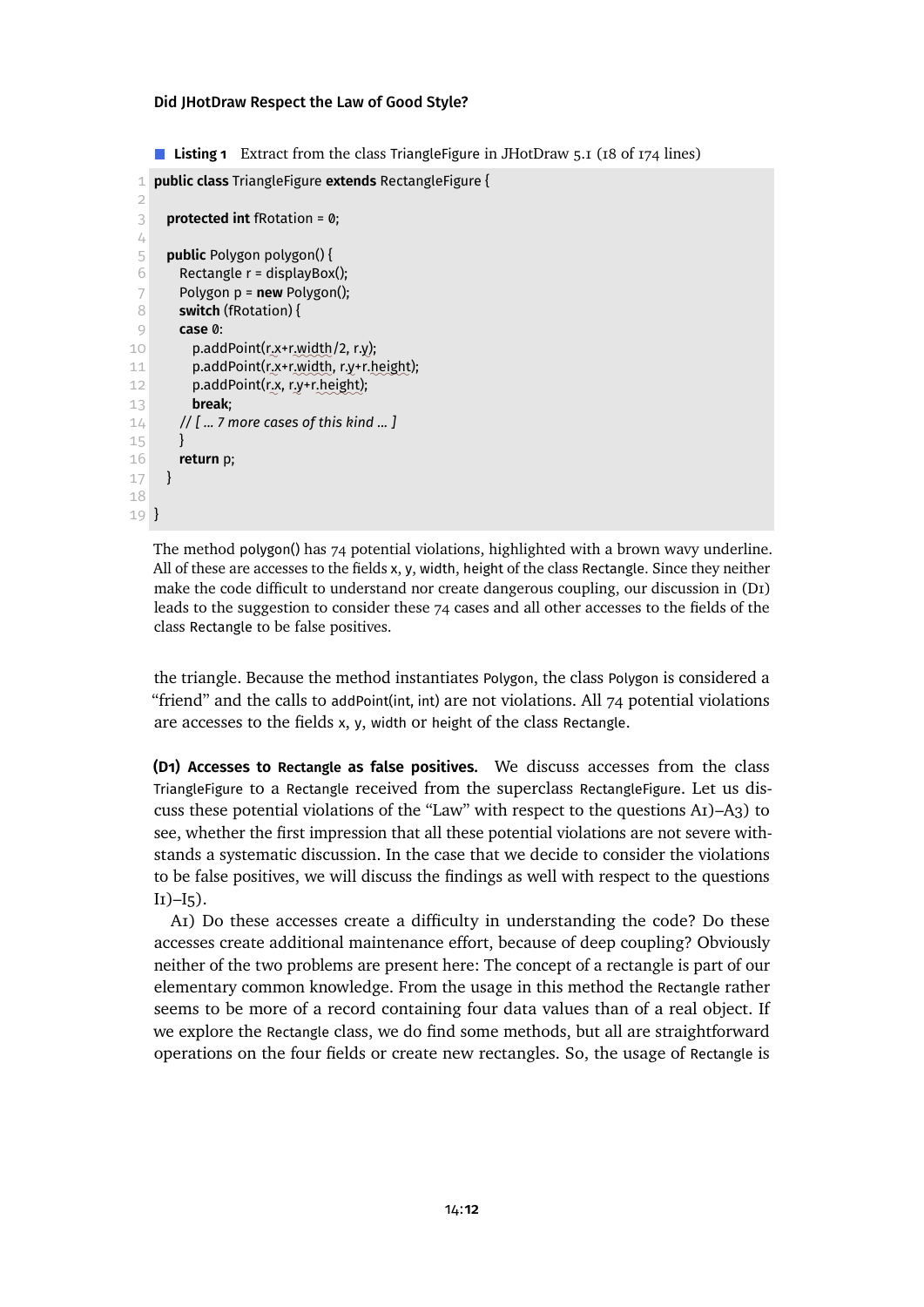**Listing 1** Extract from the class TriangleFigure in JHotDraw 5.1 (18 of 174 lines)

```java
public class TriangleFigure extends RectangleFigure {

  protected int fRotation = 0;

  public Polygon polygon() {
    Rectangle r = displayBox();
    Polygon p = new Polygon();
    switch (fRotation) {
    case 0:
      p.addPoint(r.x+r.width/2, r.y);
      p.addPoint(r.x+r.width, r.y+r.height);
      p.addPoint(r.x, r.y+r.height);
      break;
    // [ ... 7 more cases of this kind ... ]
    }
    return p;
  }

}
```

The method polygon() has 74 potential violations, highlighted with a brown wavy underline. All of these are accesses to the fields x, y, width, height of the class Rectangle. Since they neither make the code difficult to understand nor create dangerous coupling, our discussion in (D1) leads to the suggestion to consider these 74 cases and all other accesses to the fields of the class Rectangle to be false positives.

the triangle. Because the method instantiates Polygon, the class Polygon is considered a "friend" and the calls to addPoint(int, int) are not violations. All 74 potential violations are accesses to the fields x, y, width or height of the class Rectangle.

**(D1) Accesses to Rectangle as false positives.** We discuss accesses from the class TriangleFigure to a Rectangle received from the superclass RectangleFigure. Let us discuss these potential violations of the "Law" with respect to the questions A1)–A3) to see, whether the first impression that all these potential violations are not severe withstands a systematic discussion. In the case that we decide to consider the violations to be false positives, we will discuss the findings as well with respect to the questions I1)–I5).

A1) Do these accesses create a difficulty in understanding the code? Do these accesses create additional maintenance effort, because of deep coupling? Obviously neither of the two problems are present here: The concept of a rectangle is part of our elementary common knowledge. From the usage in this method the Rectangle rather seems to be more of a record containing four data values than of a real object. If we explore the Rectangle class, we do find some methods, but all are straightforward operations on the four fields or create new rectangles. So, the usage of Rectangle is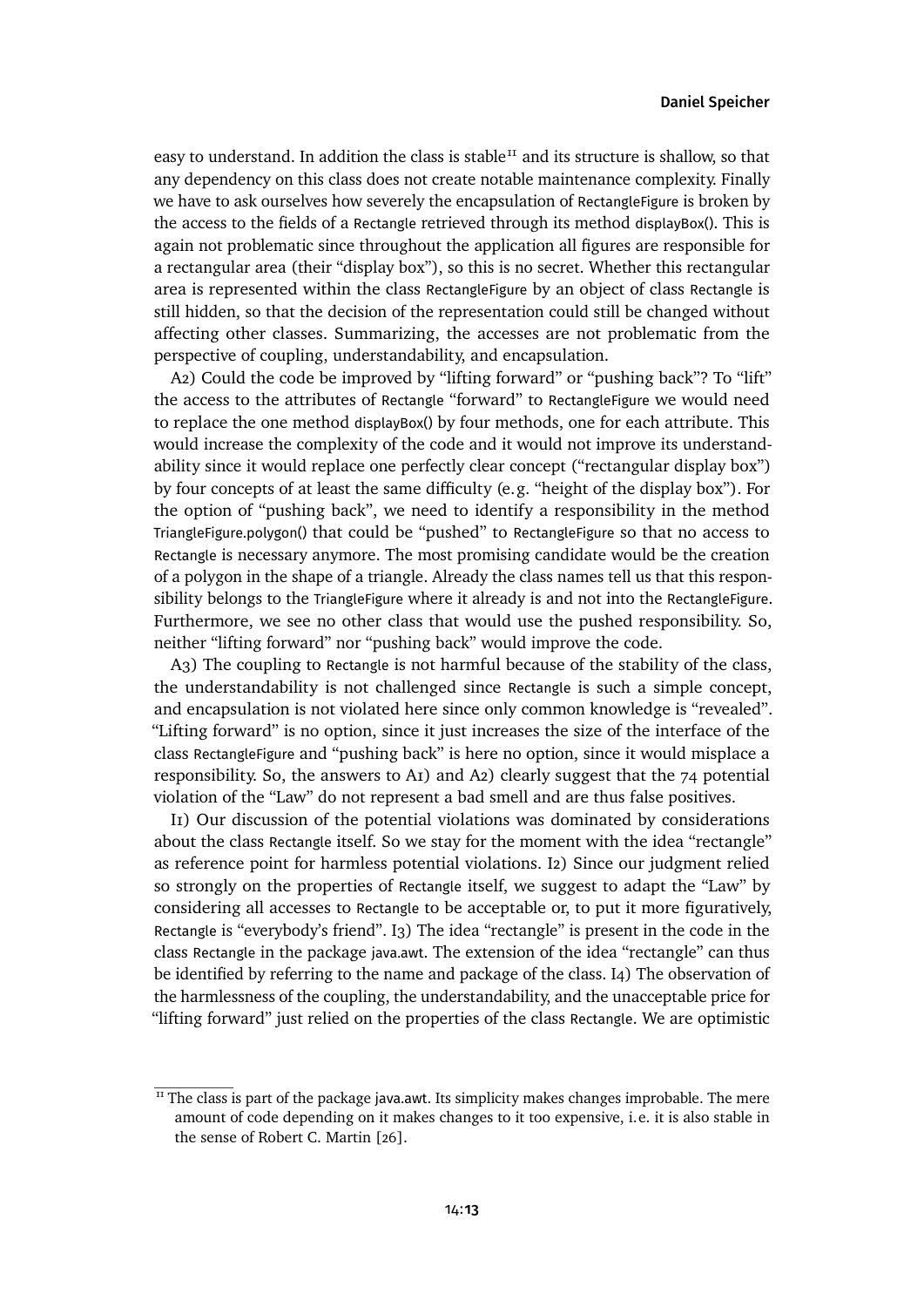easy to understand. In addition the class is stable[11] and its structure is shallow, so that any dependency on this class does not create notable maintenance complexity. Finally we have to ask ourselves how severely the encapsulation of RectangleFigure is broken by the access to the fields of a Rectangle retrieved through its method displayBox(). This is again not problematic since throughout the application all figures are responsible for a rectangular area (their "display box"), so this is no secret. Whether this rectangular area is represented within the class RectangleFigure by an object of class Rectangle is still hidden, so that the decision of the representation could still be changed without affecting other classes. Summarizing, the accesses are not problematic from the perspective of coupling, understandability, and encapsulation.

A2) Could the code be improved by "lifting forward" or "pushing back"? To "lift" the access to the attributes of Rectangle "forward" to RectangleFigure we would need to replace the one method displayBox() by four methods, one for each attribute. This would increase the complexity of the code and it would not improve its understandability since it would replace one perfectly clear concept ("rectangular display box") by four concepts of at least the same difficulty (e.g. "height of the display box"). For the option of "pushing back", we need to identify a responsibility in the method TriangleFigure.polygon() that could be "pushed" to RectangleFigure so that no access to Rectangle is necessary anymore. The most promising candidate would be the creation of a polygon in the shape of a triangle. Already the class names tell us that this responsibility belongs to the TriangleFigure where it already is and not into the RectangleFigure. Furthermore, we see no other class that would use the pushed responsibility. So, neither "lifting forward" nor "pushing back" would improve the code.

A3) The coupling to Rectangle is not harmful because of the stability of the class, the understandability is not challenged since Rectangle is such a simple concept, and encapsulation is not violated here since only common knowledge is "revealed". "Lifting forward" is no option, since it just increases the size of the interface of the class RectangleFigure and "pushing back" is here no option, since it would misplace a responsibility. So, the answers to A1) and A2) clearly suggest that the 74 potential violation of the "Law" do not represent a bad smell and are thus false positives.

I1) Our discussion of the potential violations was dominated by considerations about the class Rectangle itself. So we stay for the moment with the idea "rectangle" as reference point for harmless potential violations. I2) Since our judgment relied so strongly on the properties of Rectangle itself, we suggest to adapt the "Law" by considering all accesses to Rectangle to be acceptable or, to put it more figuratively, Rectangle is "everybody's friend". I3) The idea "rectangle" is present in the code in the class Rectangle in the package java.awt. The extension of the idea "rectangle" can thus be identified by referring to the name and package of the class. I4) The observation of the harmlessness of the coupling, the understandability, and the unacceptable price for "lifting forward" just relied on the properties of the class Rectangle. We are optimistic

[11] The class is part of the package java.awt. Its simplicity makes changes improbable. The mere amount of code depending on it makes changes to it too expensive, i.e. it is also stable in the sense of Robert C. Martin [26].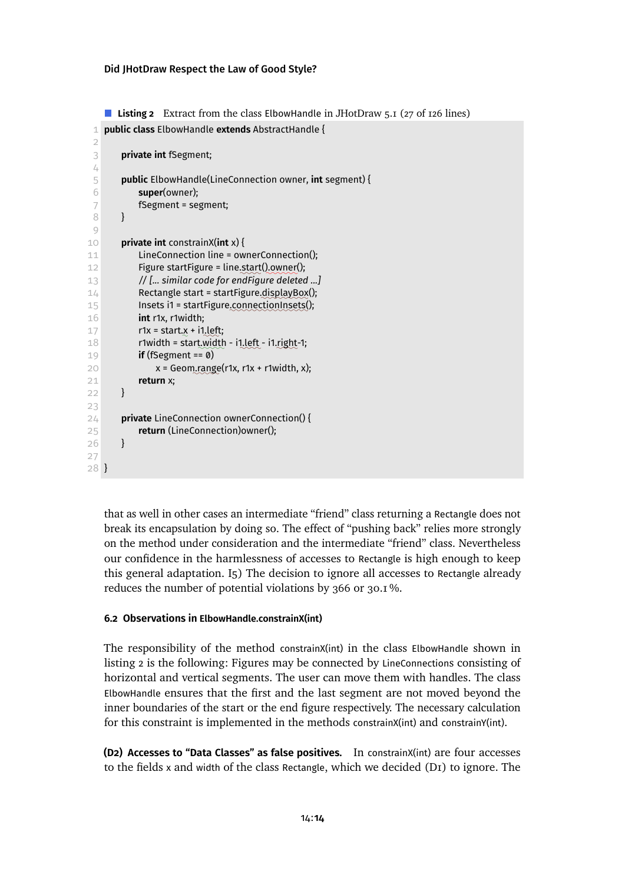**Listing 2** Extract from the class ElbowHandle in JHotDraw 5.1 (27 of 126 lines)

```java
public class ElbowHandle extends AbstractHandle {

    private int fSegment;

    public ElbowHandle(LineConnection owner, int segment) {
        super(owner);
        fSegment = segment;
    }

    private int constrainX(int x) {
        LineConnection line = ownerConnection();
        Figure startFigure = line.start().owner();
        // [... similar code for endFigure deleted ...]
        Rectangle start = startFigure.displayBox();
        Insets i1 = startFigure.connectionInsets();
        int r1x, r1width;
        r1x = start.x + i1.left;
        r1width = start.width - i1.left - i1.right-1;
        if (fSegment == 0)
            x = Geom.range(r1x, r1x + r1width, x);
        return x;
    }

    private LineConnection ownerConnection() {
        return (LineConnection)owner();
    }

}
```

that as well in other cases an intermediate "friend" class returning a Rectangle does not break its encapsulation by doing so. The effect of "pushing back" relies more strongly on the method under consideration and the intermediate "friend" class. Nevertheless our confidence in the harmlessness of accesses to Rectangle is high enough to keep this general adaptation. I5) The decision to ignore all accesses to Rectangle already reduces the number of potential violations by 366 or 30.1 %.

### 6.2 Observations in ElbowHandle.constrainX(int)

The responsibility of the method constrainX(int) in the class ElbowHandle shown in listing 2 is the following: Figures may be connected by LineConnections consisting of horizontal and vertical segments. The user can move them with handles. The class ElbowHandle ensures that the first and the last segment are not moved beyond the inner boundaries of the start or the end figure respectively. The necessary calculation for this constraint is implemented in the methods constrainX(int) and constrainY(int).

**(D2) Accesses to "Data Classes" as false positives.** In constrainX(int) are four accesses to the fields x and width of the class Rectangle, which we decided (D1) to ignore. The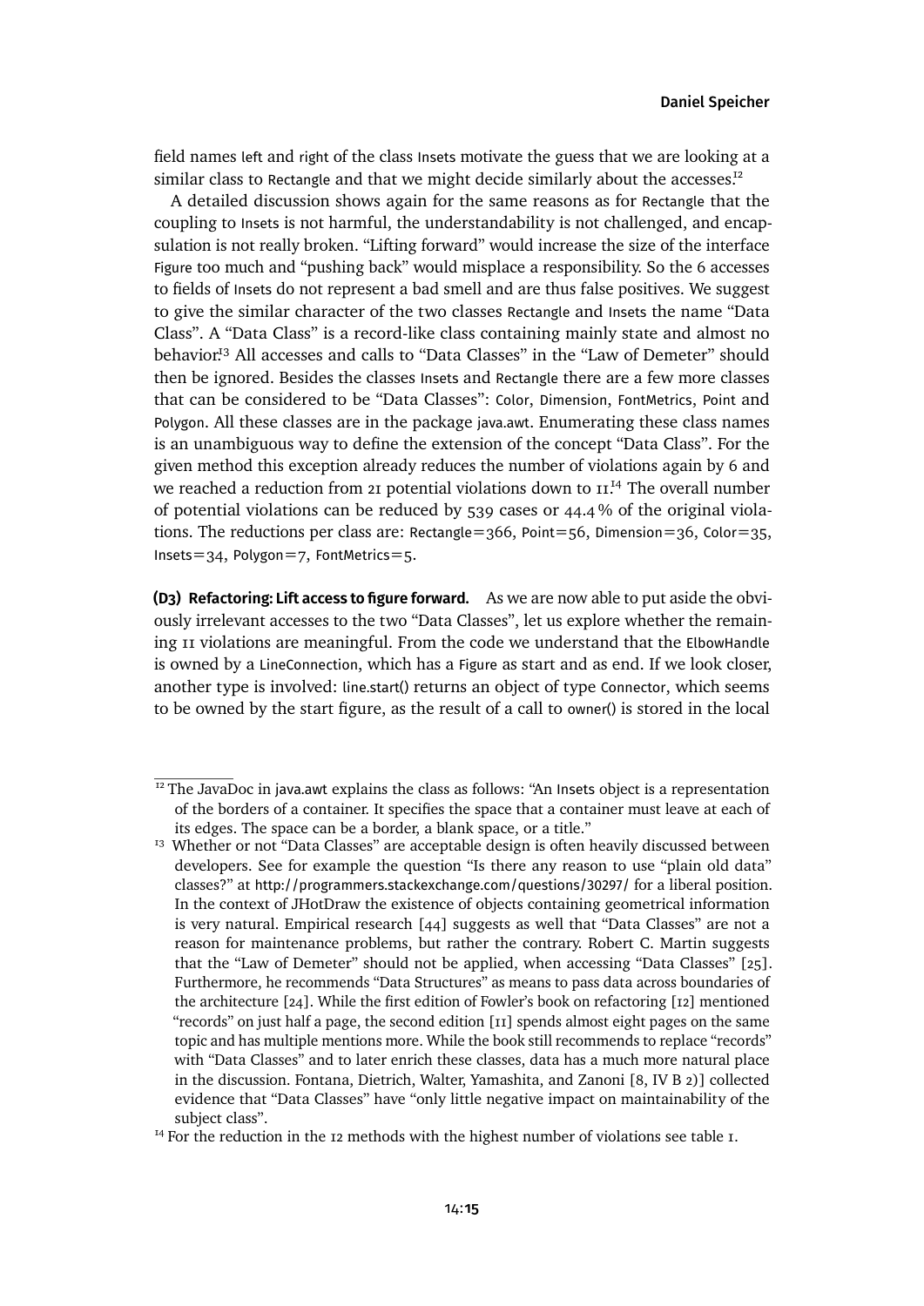field names left and right of the class Insets motivate the guess that we are looking at a similar class to Rectangle and that we might decide similarly about the accesses.[12]

A detailed discussion shows again for the same reasons as for Rectangle that the coupling to Insets is not harmful, the understandability is not challenged, and encapsulation is not really broken. "Lifting forward" would increase the size of the interface Figure too much and "pushing back" would misplace a responsibility. So the 6 accesses to fields of Insets do not represent a bad smell and are thus false positives. We suggest to give the similar character of the two classes Rectangle and Insets the name "Data Class". A "Data Class" is a record-like class containing mainly state and almost no behavior.[13] All accesses and calls to "Data Classes" in the "Law of Demeter" should then be ignored. Besides the classes Insets and Rectangle there are a few more classes that can be considered to be "Data Classes": Color, Dimension, FontMetrics, Point and Polygon. All these classes are in the package java.awt. Enumerating these class names is an unambiguous way to define the extension of the concept "Data Class". For the given method this exception already reduces the number of violations again by 6 and we reached a reduction from 21 potential violations down to 11.[14] The overall number of potential violations can be reduced by 539 cases or 44.4 % of the original violations. The reductions per class are: Rectangle=366, Point=56, Dimension=36, Color=35, Insets=34, Polygon=7, FontMetrics=5.

**(D3) Refactoring: Lift access to figure forward.** As we are now able to put aside the obviously irrelevant accesses to the two "Data Classes", let us explore whether the remaining 11 violations are meaningful. From the code we understand that the ElbowHandle is owned by a LineConnection, which has a Figure as start and as end. If we look closer, another type is involved: line.start() returns an object of type Connector, which seems to be owned by the start figure, as the result of a call to owner() is stored in the local

---

[12] The JavaDoc in java.awt explains the class as follows: "An Insets object is a representation of the borders of a container. It specifies the space that a container must leave at each of its edges. The space can be a border, a blank space, or a title."

[13] Whether or not "Data Classes" are acceptable design is often heavily discussed between developers. See for example the question "Is there any reason to use "plain old data" classes?" at http://programmers.stackexchange.com/questions/30297/ for a liberal position. In the context of JHotDraw the existence of objects containing geometrical information is very natural. Empirical research [44] suggests as well that "Data Classes" are not a reason for maintenance problems, but rather the contrary. Robert C. Martin suggests that the "Law of Demeter" should not be applied, when accessing "Data Classes" [25]. Furthermore, he recommends "Data Structures" as means to pass data across boundaries of the architecture [24]. While the first edition of Fowler's book on refactoring [12] mentioned "records" on just half a page, the second edition [11] spends almost eight pages on the same topic and has multiple mentions more. While the book still recommends to replace "records" with "Data Classes" and to later enrich these classes, data has a much more natural place in the discussion. Fontana, Dietrich, Walter, Yamashita, and Zanoni [8, IV B 2)] collected evidence that "Data Classes" have "only little negative impact on maintainability of the subject class".

[14] For the reduction in the 12 methods with the highest number of violations see table 1.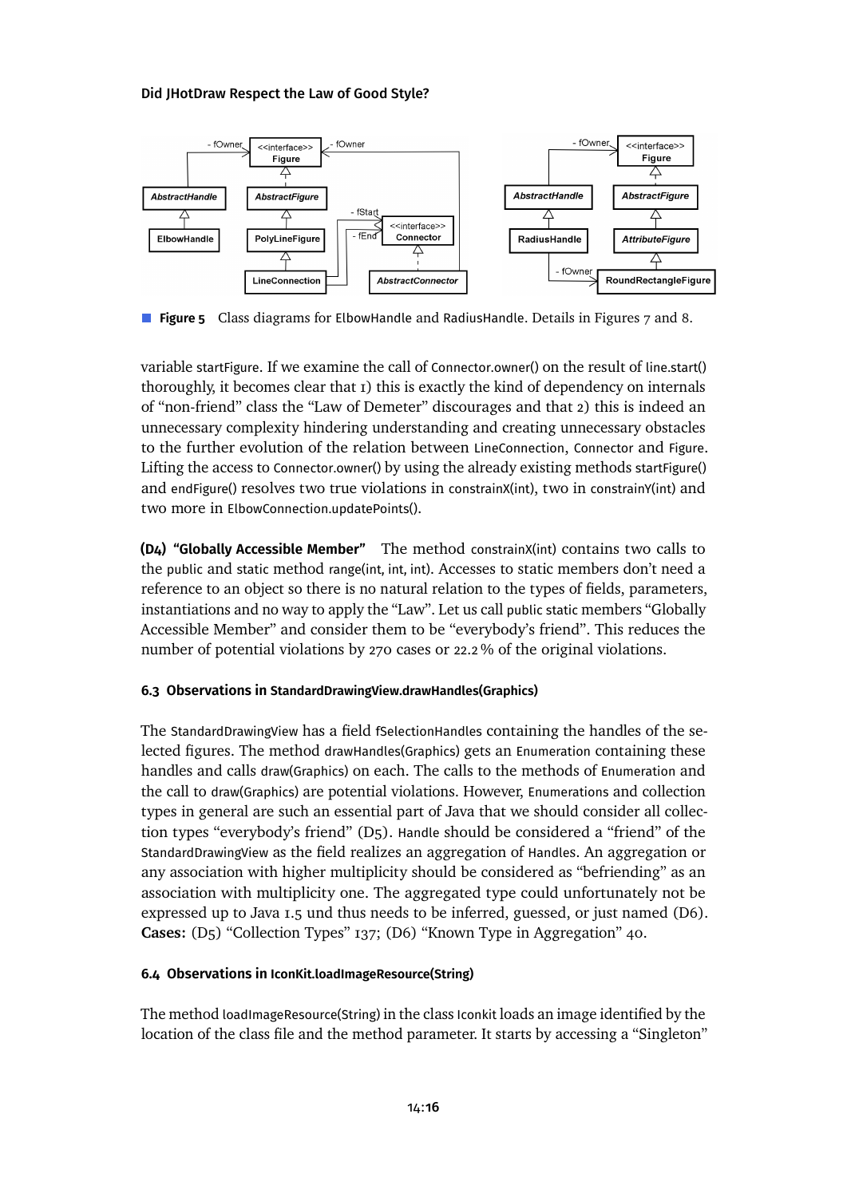**Figure 5** Class diagrams for ElbowHandle and RadiusHandle. Details in Figures 7 and 8.

variable startFigure. If we examine the call of Connector.owner() on the result of line.start() thoroughly, it becomes clear that 1) this is exactly the kind of dependency on internals of "non-friend" class the "Law of Demeter" discourages and that 2) this is indeed an unnecessary complexity hindering understanding and creating unnecessary obstacles to the further evolution of the relation between LineConnection, Connector and Figure. Lifting the access to Connector.owner() by using the already existing methods startFigure() and endFigure() resolves two true violations in constrainX(int), two in constrainY(int) and two more in ElbowConnection.updatePoints().

**(D4) "Globally Accessible Member"** The method constrainX(int) contains two calls to the public and static method range(int, int, int). Accesses to static members don't need a reference to an object so there is no natural relation to the types of fields, parameters, instantiations and no way to apply the "Law". Let us call public static members "Globally Accessible Member" and consider them to be "everybody's friend". This reduces the number of potential violations by 270 cases or 22.2 % of the original violations.

### 6.3 Observations in StandardDrawingView.drawHandles(Graphics)

The StandardDrawingView has a field fSelectionHandles containing the handles of the selected figures. The method drawHandles(Graphics) gets an Enumeration containing these handles and calls draw(Graphics) on each. The calls to the methods of Enumeration and the call to draw(Graphics) are potential violations. However, Enumerations and collection types in general are such an essential part of Java that we should consider all collection types "everybody's friend" (D5). Handle should be considered a "friend" of the StandardDrawingView as the field realizes an aggregation of Handles. An aggregation or any association with higher multiplicity should be considered as "befriending" as an association with multiplicity one. The aggregated type could unfortunately not be expressed up to Java 1.5 und thus needs to be inferred, guessed, or just named (D6). **Cases:** (D5) "Collection Types" 137; (D6) "Known Type in Aggregation" 40.

### 6.4 Observations in IconKit.loadImageResource(String)

The method loadImageResource(String) in the class Iconkit loads an image identified by the location of the class file and the method parameter. It starts by accessing a "Singleton"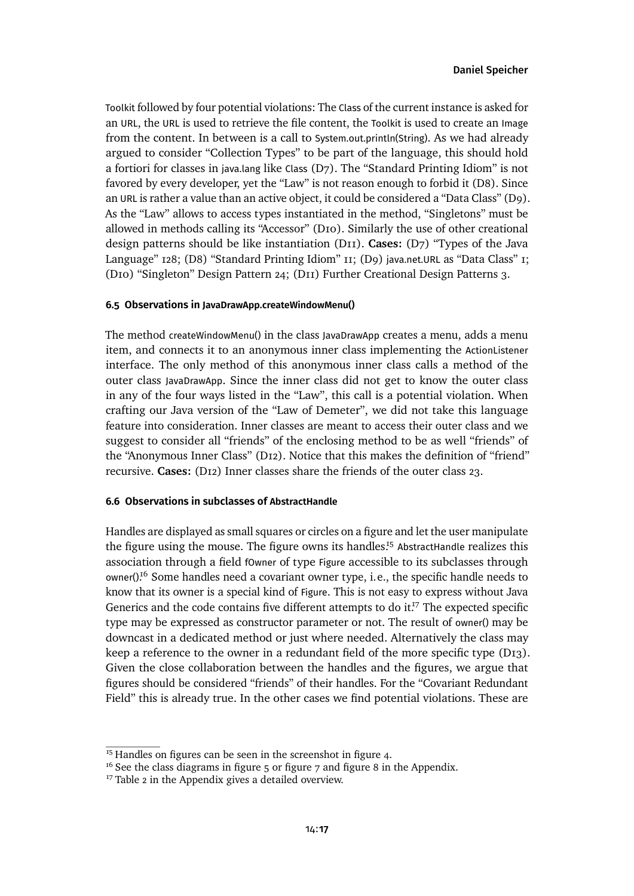Toolkit followed by four potential violations: The Class of the current instance is asked for an URL, the URL is used to retrieve the file content, the Toolkit is used to create an Image from the content. In between is a call to System.out.println(String). As we had already argued to consider "Collection Types" to be part of the language, this should hold a fortiori for classes in java.lang like Class (D7). The "Standard Printing Idiom" is not favored by every developer, yet the "Law" is not reason enough to forbid it (D8). Since an URL is rather a value than an active object, it could be considered a "Data Class" (D9). As the "Law" allows to access types instantiated in the method, "Singletons" must be allowed in methods calling its "Accessor" (D10). Similarly the use of other creational design patterns should be like instantiation (D11). **Cases:** (D7) "Types of the Java Language" 128; (D8) "Standard Printing Idiom" 11; (D9) java.net.URL as "Data Class" 1; (D10) "Singleton" Design Pattern 24; (D11) Further Creational Design Patterns 3.

### 6.5 Observations in JavaDrawApp.createWindowMenu()

The method createWindowMenu() in the class JavaDrawApp creates a menu, adds a menu item, and connects it to an anonymous inner class implementing the ActionListener interface. The only method of this anonymous inner class calls a method of the outer class JavaDrawApp. Since the inner class did not get to know the outer class in any of the four ways listed in the "Law", this call is a potential violation. When crafting our Java version of the "Law of Demeter", we did not take this language feature into consideration. Inner classes are meant to access their outer class and we suggest to consider all "friends" of the enclosing method to be as well "friends" of the "Anonymous Inner Class" (D12). Notice that this makes the definition of "friend" recursive. **Cases:** (D12) Inner classes share the friends of the outer class 23.

### 6.6 Observations in subclasses of AbstractHandle

Handles are displayed as small squares or circles on a figure and let the user manipulate the figure using the mouse. The figure owns its handles.[15] AbstractHandle realizes this association through a field fOwner of type Figure accessible to its subclasses through owner().[16] Some handles need a covariant owner type, i.e., the specific handle needs to know that its owner is a special kind of Figure. This is not easy to express without Java Generics and the code contains five different attempts to do it.[17] The expected specific type may be expressed as constructor parameter or not. The result of owner() may be downcast in a dedicated method or just where needed. Alternatively the class may keep a reference to the owner in a redundant field of the more specific type (D13). Given the close collaboration between the handles and the figures, we argue that figures should be considered "friends" of their handles. For the "Covariant Redundant Field" this is already true. In the other cases we find potential violations. These are

---

[15] Handles on figures can be seen in the screenshot in figure 4.

[16] See the class diagrams in figure 5 or figure 7 and figure 8 in the Appendix.

[17] Table 2 in the Appendix gives a detailed overview.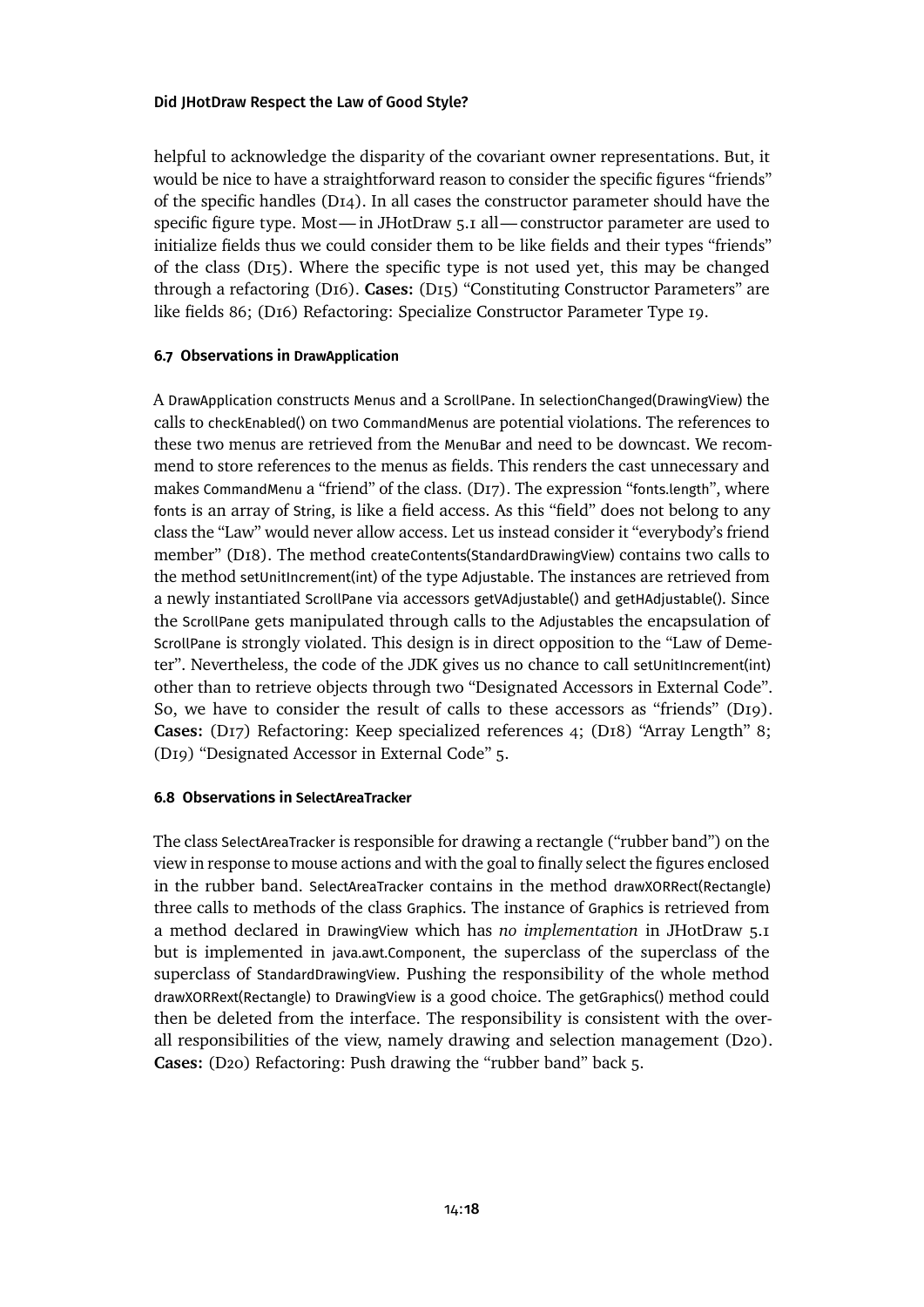helpful to acknowledge the disparity of the covariant owner representations. But, it would be nice to have a straightforward reason to consider the specific figures "friends" of the specific handles (D14). In all cases the constructor parameter should have the specific figure type. Most — in JHotDraw 5.1 all — constructor parameter are used to initialize fields thus we could consider them to be like fields and their types "friends" of the class (D15). Where the specific type is not used yet, this may be changed through a refactoring (D16). **Cases:** (D15) "Constituting Constructor Parameters" are like fields 86; (D16) Refactoring: Specialize Constructor Parameter Type 19.

### 6.7 Observations in DrawApplication

A DrawApplication constructs Menus and a ScrollPane. In selectionChanged(DrawingView) the calls to checkEnabled() on two CommandMenus are potential violations. The references to these two menus are retrieved from the MenuBar and need to be downcast. We recommend to store references to the menus as fields. This renders the cast unnecessary and makes CommandMenu a "friend" of the class. (D17). The expression "fonts.length", where fonts is an array of String, is like a field access. As this "field" does not belong to any class the "Law" would never allow access. Let us instead consider it "everybody's friend member" (D18). The method createContents(StandardDrawingView) contains two calls to the method setUnitIncrement(int) of the type Adjustable. The instances are retrieved from a newly instantiated ScrollPane via accessors getVAdjustable() and getHAdjustable(). Since the ScrollPane gets manipulated through calls to the Adjustables the encapsulation of ScrollPane is strongly violated. This design is in direct opposition to the "Law of Demeter". Nevertheless, the code of the JDK gives us no chance to call setUnitIncrement(int) other than to retrieve objects through two "Designated Accessors in External Code". So, we have to consider the result of calls to these accessors as "friends" (D19). **Cases:** (D17) Refactoring: Keep specialized references 4; (D18) "Array Length" 8; (D19) "Designated Accessor in External Code" 5.

### 6.8 Observations in SelectAreaTracker

The class SelectAreaTracker is responsible for drawing a rectangle ("rubber band") on the view in response to mouse actions and with the goal to finally select the figures enclosed in the rubber band. SelectAreaTracker contains in the method drawXORRect(Rectangle) three calls to methods of the class Graphics. The instance of Graphics is retrieved from a method declared in DrawingView which has *no implementation* in JHotDraw 5.1 but is implemented in java.awt.Component, the superclass of the superclass of the superclass of StandardDrawingView. Pushing the responsibility of the whole method drawXORRext(Rectangle) to DrawingView is a good choice. The getGraphics() method could then be deleted from the interface. The responsibility is consistent with the overall responsibilities of the view, namely drawing and selection management (D20). **Cases:** (D20) Refactoring: Push drawing the "rubber band" back 5.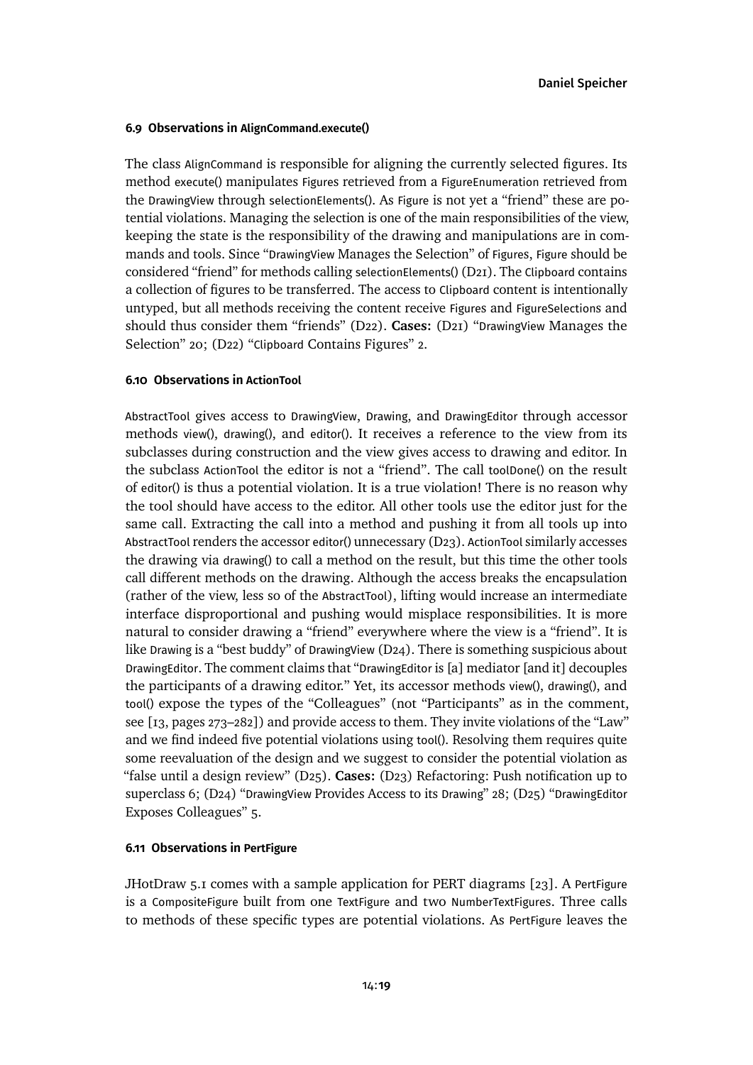### 6.9 Observations in AlignCommand.execute()

The class AlignCommand is responsible for aligning the currently selected figures. Its method execute() manipulates Figures retrieved from a FigureEnumeration retrieved from the DrawingView through selectionElements(). As Figure is not yet a "friend" these are potential violations. Managing the selection is one of the main responsibilities of the view, keeping the state is the responsibility of the drawing and manipulations are in commands and tools. Since "DrawingView Manages the Selection" of Figures, Figure should be considered "friend" for methods calling selectionElements() (D21). The Clipboard contains a collection of figures to be transferred. The access to Clipboard content is intentionally untyped, but all methods receiving the content receive Figures and FigureSelections and should thus consider them "friends" (D22). **Cases:** (D21) "DrawingView Manages the Selection" 20; (D22) "Clipboard Contains Figures" 2.

### 6.10 Observations in ActionTool

AbstractTool gives access to DrawingView, Drawing, and DrawingEditor through accessor methods view(), drawing(), and editor(). It receives a reference to the view from its subclasses during construction and the view gives access to drawing and editor. In the subclass ActionTool the editor is not a "friend". The call toolDone() on the result of editor() is thus a potential violation. It is a true violation! There is no reason why the tool should have access to the editor. All other tools use the editor just for the same call. Extracting the call into a method and pushing it from all tools up into AbstractTool renders the accessor editor() unnecessary (D23). ActionTool similarly accesses the drawing via drawing() to call a method on the result, but this time the other tools call different methods on the drawing. Although the access breaks the encapsulation (rather of the view, less so of the AbstractTool), lifting would increase an intermediate interface disproportional and pushing would misplace responsibilities. It is more natural to consider drawing a "friend" everywhere where the view is a "friend". It is like Drawing is a "best buddy" of DrawingView (D24). There is something suspicious about DrawingEditor. The comment claims that "DrawingEditor is [a] mediator [and it] decouples the participants of a drawing editor." Yet, its accessor methods view(), drawing(), and tool() expose the types of the "Colleagues" (not "Participants" as in the comment, see [13, pages 273–282]) and provide access to them. They invite violations of the "Law" and we find indeed five potential violations using tool(). Resolving them requires quite some reevaluation of the design and we suggest to consider the potential violation as "false until a design review" (D25). **Cases:** (D23) Refactoring: Push notification up to superclass 6; (D24) "DrawingView Provides Access to its Drawing" 28; (D25) "DrawingEditor Exposes Colleagues" 5.

### 6.11 Observations in PertFigure

JHotDraw 5.1 comes with a sample application for PERT diagrams [23]. A PertFigure is a CompositeFigure built from one TextFigure and two NumberTextFigures. Three calls to methods of these specific types are potential violations. As PertFigure leaves the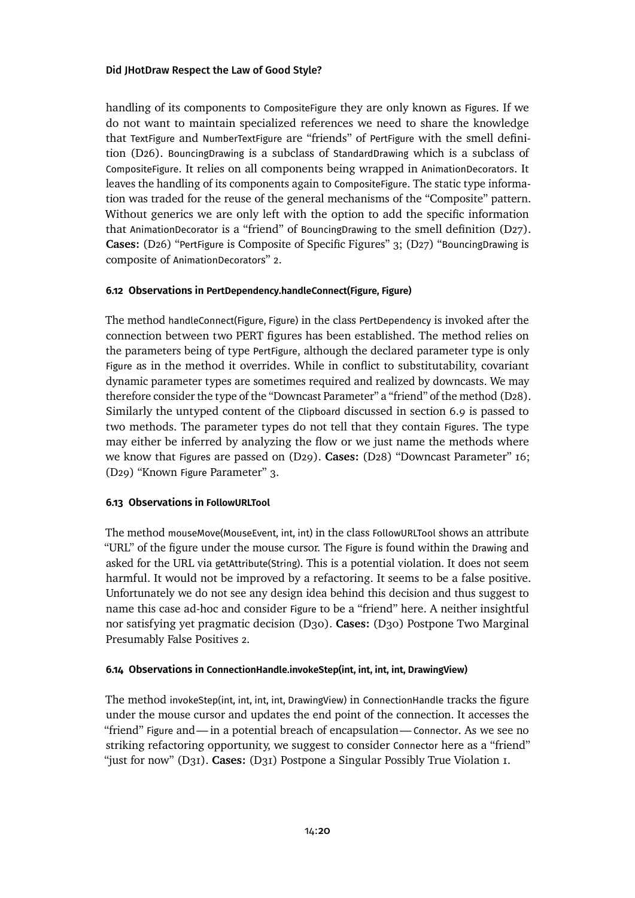handling of its components to CompositeFigure they are only known as Figures. If we do not want to maintain specialized references we need to share the knowledge that TextFigure and NumberTextFigure are "friends" of PertFigure with the smell definition (D26). BouncingDrawing is a subclass of StandardDrawing which is a subclass of CompositeFigure. It relies on all components being wrapped in AnimationDecorators. It leaves the handling of its components again to CompositeFigure. The static type information was traded for the reuse of the general mechanisms of the "Composite" pattern. Without generics we are only left with the option to add the specific information that AnimationDecorator is a "friend" of BouncingDrawing to the smell definition (D27). **Cases:** (D26) "PertFigure is Composite of Specific Figures" 3; (D27) "BouncingDrawing is composite of AnimationDecorators" 2.

### 6.12 Observations in PertDependency.handleConnect(Figure, Figure)

The method handleConnect(Figure, Figure) in the class PertDependency is invoked after the connection between two PERT figures has been established. The method relies on the parameters being of type PertFigure, although the declared parameter type is only Figure as in the method it overrides. While in conflict to substitutability, covariant dynamic parameter types are sometimes required and realized by downcasts. We may therefore consider the type of the "Downcast Parameter" a "friend" of the method (D28). Similarly the untyped content of the Clipboard discussed in section 6.9 is passed to two methods. The parameter types do not tell that they contain Figures. The type may either be inferred by analyzing the flow or we just name the methods where we know that Figures are passed on (D29). **Cases:** (D28) "Downcast Parameter" 16; (D29) "Known Figure Parameter" 3.

### 6.13 Observations in FollowURLTool

The method mouseMove(MouseEvent, int, int) in the class FollowURLTool shows an attribute "URL" of the figure under the mouse cursor. The Figure is found within the Drawing and asked for the URL via getAttribute(String). This is a potential violation. It does not seem harmful. It would not be improved by a refactoring. It seems to be a false positive. Unfortunately we do not see any design idea behind this decision and thus suggest to name this case ad-hoc and consider Figure to be a "friend" here. A neither insightful nor satisfying yet pragmatic decision (D30). **Cases:** (D30) Postpone Two Marginal Presumably False Positives 2.

### 6.14 Observations in ConnectionHandle.invokeStep(int, int, int, int, DrawingView)

The method invokeStep(int, int, int, int, DrawingView) in ConnectionHandle tracks the figure under the mouse cursor and updates the end point of the connection. It accesses the "friend" Figure and — in a potential breach of encapsulation — Connector. As we see no striking refactoring opportunity, we suggest to consider Connector here as a "friend" "just for now" (D31). **Cases:** (D31) Postpone a Singular Possibly True Violation 1.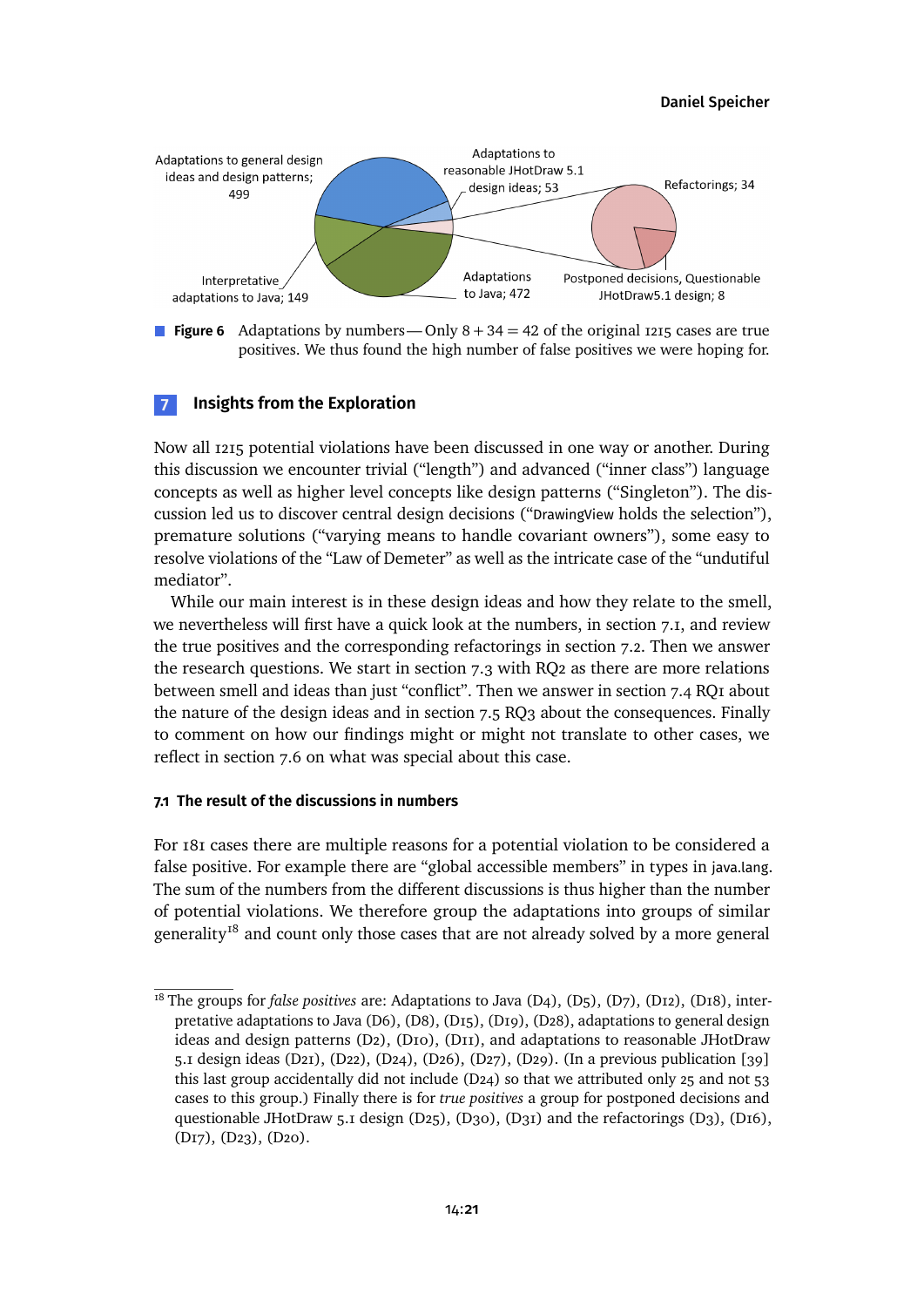Adaptations to general design ideas and design patterns; 499

Adaptations to reasonable JHotDraw 5.1 design ideas; 53

Refactorings; 34

Interpretative adaptations to Java; 149

Adaptations to Java; 472

Postponed decisions, Questionable JHotDraw5.1 design; 8

**Figure 6** Adaptations by numbers — Only $8 + 34 = 42$ of the original 1215 cases are true positives. We thus found the high number of false positives we were hoping for.

## 7 Insights from the Exploration

Now all 1215 potential violations have been discussed in one way or another. During this discussion we encounter trivial ("length") and advanced ("inner class") language concepts as well as higher level concepts like design patterns ("Singleton"). The discussion led us to discover central design decisions ("DrawingView holds the selection"), premature solutions ("varying means to handle covariant owners"), some easy to resolve violations of the "Law of Demeter" as well as the intricate case of the "undutiful mediator".

While our main interest is in these design ideas and how they relate to the smell, we nevertheless will first have a quick look at the numbers, in section 7.1, and review the true positives and the corresponding refactorings in section 7.2. Then we answer the research questions. We start in section 7.3 with RQ2 as there are more relations between smell and ideas than just "conflict". Then we answer in section 7.4 RQ1 about the nature of the design ideas and in section 7.5 RQ3 about the consequences. Finally to comment on how our findings might or might not translate to other cases, we reflect in section 7.6 on what was special about this case.

### 7.1 The result of the discussions in numbers

For 181 cases there are multiple reasons for a potential violation to be considered a false positive. For example there are "global accessible members" in types in java.lang. The sum of the numbers from the different discussions is thus higher than the number of potential violations. We therefore group the adaptations into groups of similar generality[18] and count only those cases that are not already solved by a more general

---

[18] The groups for *false positives* are: Adaptations to Java (D4), (D5), (D7), (D12), (D18), interpretative adaptations to Java (D6), (D8), (D15), (D19), (D28), adaptations to general design ideas and design patterns (D2), (D10), (D11), and adaptations to reasonable JHotDraw 5.1 design ideas (D21), (D22), (D24), (D26), (D27), (D29). (In a previous publication [39] this last group accidentally did not include (D24) so that we attributed only 25 and not 53 cases to this group.) Finally there is for *true positives* a group for postponed decisions and questionable JHotDraw 5.1 design (D25), (D30), (D31) and the refactorings (D3), (D16), (D17), (D23), (D20).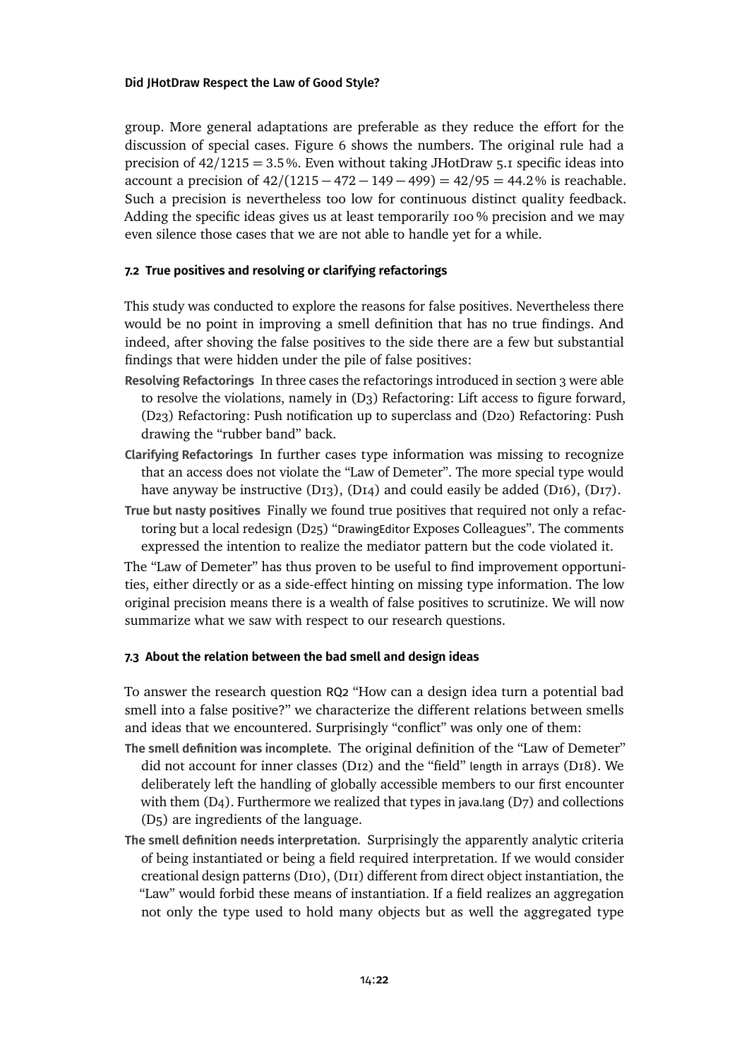group. More general adaptations are preferable as they reduce the effort for the discussion of special cases. Figure 6 shows the numbers. The original rule had a precision of $42/1215 = 3.5\,\%$. Even without taking JHotDraw 5.1 specific ideas into account a precision of $42/(1215 - 472 - 149 - 499) = 42/95 = 44.2\%$ is reachable. Such a precision is nevertheless too low for continuous distinct quality feedback. Adding the specific ideas gives us at least temporarily 100 % precision and we may even silence those cases that we are not able to handle yet for a while.

### 7.2 True positives and resolving or clarifying refactorings

This study was conducted to explore the reasons for false positives. Nevertheless there would be no point in improving a smell definition that has no true findings. And indeed, after shoving the false positives to the side there are a few but substantial findings that were hidden under the pile of false positives:

**Resolving Refactorings** In three cases the refactorings introduced in section 3 were able to resolve the violations, namely in (D3) Refactoring: Lift access to figure forward, (D23) Refactoring: Push notification up to superclass and (D20) Refactoring: Push drawing the "rubber band" back.

**Clarifying Refactorings** In further cases type information was missing to recognize that an access does not violate the "Law of Demeter". The more special type would have anyway be instructive (D13), (D14) and could easily be added (D16), (D17).

**True but nasty positives** Finally we found true positives that required not only a refactoring but a local redesign (D25) "DrawingEditor Exposes Colleagues". The comments expressed the intention to realize the mediator pattern but the code violated it.

The "Law of Demeter" has thus proven to be useful to find improvement opportunities, either directly or as a side-effect hinting on missing type information. The low original precision means there is a wealth of false positives to scrutinize. We will now summarize what we saw with respect to our research questions.

### 7.3 About the relation between the bad smell and design ideas

To answer the research question RQ2 "How can a design idea turn a potential bad smell into a false positive?" we characterize the different relations between smells and ideas that we encountered. Surprisingly "conflict" was only one of them:

**The smell definition was incomplete.** The original definition of the "Law of Demeter" did not account for inner classes (D12) and the "field" length in arrays (D18). We deliberately left the handling of globally accessible members to our first encounter with them (D4). Furthermore we realized that types in java.lang (D7) and collections (D5) are ingredients of the language.

**The smell definition needs interpretation.** Surprisingly the apparently analytic criteria of being instantiated or being a field required interpretation. If we would consider creational design patterns (D10), (D11) different from direct object instantiation, the "Law" would forbid these means of instantiation. If a field realizes an aggregation not only the type used to hold many objects but as well the aggregated type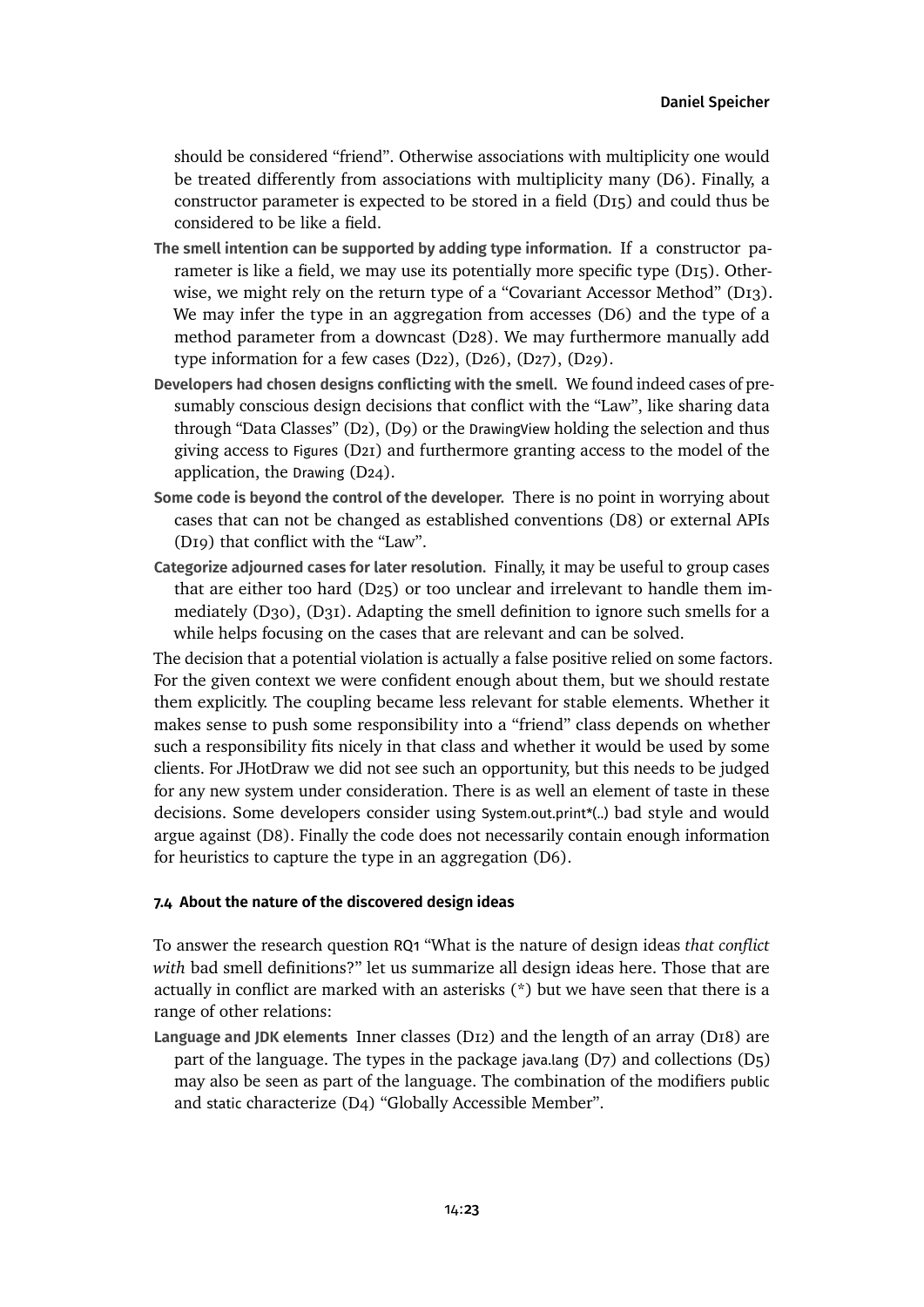should be considered "friend". Otherwise associations with multiplicity one would be treated differently from associations with multiplicity many (D6). Finally, a constructor parameter is expected to be stored in a field (D15) and could thus be considered to be like a field.

**The smell intention can be supported by adding type information.** If a constructor parameter is like a field, we may use its potentially more specific type (D15). Otherwise, we might rely on the return type of a "Covariant Accessor Method" (D13). We may infer the type in an aggregation from accesses (D6) and the type of a method parameter from a downcast (D28). We may furthermore manually add type information for a few cases (D22), (D26), (D27), (D29).

**Developers had chosen designs conflicting with the smell.** We found indeed cases of presumably conscious design decisions that conflict with the "Law", like sharing data through "Data Classes" (D2), (D9) or the DrawingView holding the selection and thus giving access to Figures (D21) and furthermore granting access to the model of the application, the Drawing (D24).

**Some code is beyond the control of the developer.** There is no point in worrying about cases that can not be changed as established conventions (D8) or external APIs (D19) that conflict with the "Law".

**Categorize adjourned cases for later resolution.** Finally, it may be useful to group cases that are either too hard (D25) or too unclear and irrelevant to handle them immediately (D30), (D31). Adapting the smell definition to ignore such smells for a while helps focusing on the cases that are relevant and can be solved.

The decision that a potential violation is actually a false positive relied on some factors. For the given context we were confident enough about them, but we should restate them explicitly. The coupling became less relevant for stable elements. Whether it makes sense to push some responsibility into a "friend" class depends on whether such a responsibility fits nicely in that class and whether it would be used by some clients. For JHotDraw we did not see such an opportunity, but this needs to be judged for any new system under consideration. There is as well an element of taste in these decisions. Some developers consider using System.out.print*(..) bad style and would argue against (D8). Finally the code does not necessarily contain enough information for heuristics to capture the type in an aggregation (D6).

#### 7.4 About the nature of the discovered design ideas

To answer the research question RQ1 "What is the nature of design ideas *that conflict with* bad smell definitions?" let us summarize all design ideas here. Those that are actually in conflict are marked with an asterisks (*) but we have seen that there is a range of other relations:

**Language and JDK elements** Inner classes (D12) and the length of an array (D18) are part of the language. The types in the package java.lang (D7) and collections (D5) may also be seen as part of the language. The combination of the modifiers public and static characterize (D4) "Globally Accessible Member".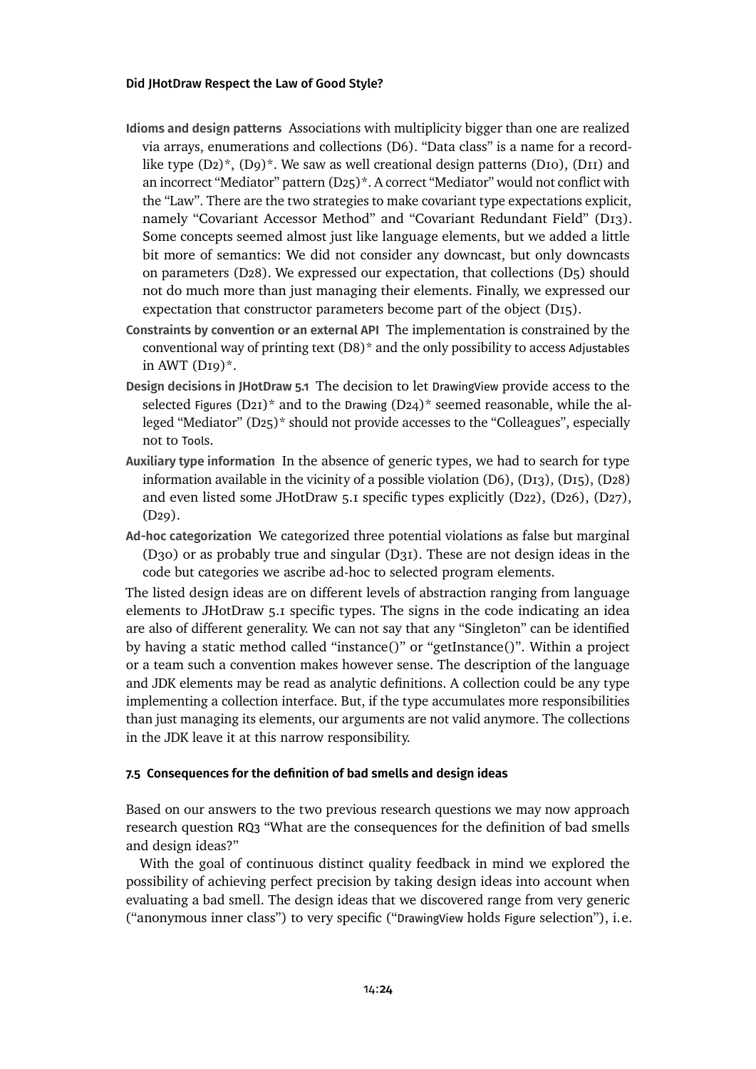**Idioms and design patterns** Associations with multiplicity bigger than one are realized via arrays, enumerations and collections (D6). "Data class" is a name for a record-like type (D2)*, (D9)*. We saw as well creational design patterns (D10), (D11) and an incorrect "Mediator" pattern (D25)*. A correct "Mediator" would not conflict with the "Law". There are the two strategies to make covariant type expectations explicit, namely "Covariant Accessor Method" and "Covariant Redundant Field" (D13). Some concepts seemed almost just like language elements, but we added a little bit more of semantics: We did not consider any downcast, but only downcasts on parameters (D28). We expressed our expectation, that collections (D5) should not do much more than just managing their elements. Finally, we expressed our expectation that constructor parameters become part of the object (D15).

**Constraints by convention or an external API** The implementation is constrained by the conventional way of printing text (D8)* and the only possibility to access Adjustables in AWT (D19)*.

**Design decisions in JHotDraw 5.1** The decision to let DrawingView provide access to the selected Figures (D21)* and to the Drawing (D24)* seemed reasonable, while the alleged "Mediator" (D25)* should not provide accesses to the "Colleagues", especially not to Tools.

**Auxiliary type information** In the absence of generic types, we had to search for type information available in the vicinity of a possible violation (D6), (D13), (D15), (D28) and even listed some JHotDraw 5.1 specific types explicitly (D22), (D26), (D27), (D29).

**Ad-hoc categorization** We categorized three potential violations as false but marginal (D30) or as probably true and singular (D31). These are not design ideas in the code but categories we ascribe ad-hoc to selected program elements.

The listed design ideas are on different levels of abstraction ranging from language elements to JHotDraw 5.1 specific types. The signs in the code indicating an idea are also of different generality. We can not say that any "Singleton" can be identified by having a static method called "instance()" or "getInstance()". Within a project or a team such a convention makes however sense. The description of the language and JDK elements may be read as analytic definitions. A collection could be any type implementing a collection interface. But, if the type accumulates more responsibilities than just managing its elements, our arguments are not valid anymore. The collections in the JDK leave it at this narrow responsibility.

### 7.5 Consequences for the definition of bad smells and design ideas

Based on our answers to the two previous research questions we may now approach research question RQ3 "What are the consequences for the definition of bad smells and design ideas?"

With the goal of continuous distinct quality feedback in mind we explored the possibility of achieving perfect precision by taking design ideas into account when evaluating a bad smell. The design ideas that we discovered range from very generic ("anonymous inner class") to very specific ("DrawingView holds Figure selection"), i.e.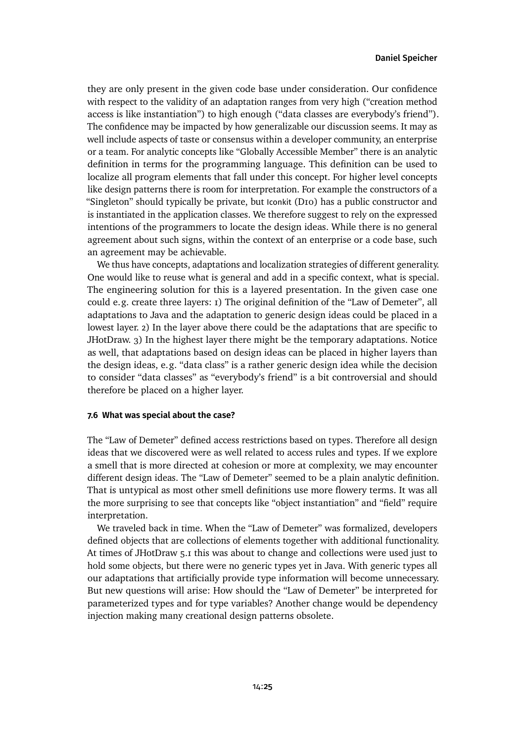they are only present in the given code base under consideration. Our confidence with respect to the validity of an adaptation ranges from very high ("creation method access is like instantiation") to high enough ("data classes are everybody's friend"). The confidence may be impacted by how generalizable our discussion seems. It may as well include aspects of taste or consensus within a developer community, an enterprise or a team. For analytic concepts like "Globally Accessible Member" there is an analytic definition in terms for the programming language. This definition can be used to localize all program elements that fall under this concept. For higher level concepts like design patterns there is room for interpretation. For example the constructors of a "Singleton" should typically be private, but Iconkit (D10) has a public constructor and is instantiated in the application classes. We therefore suggest to rely on the expressed intentions of the programmers to locate the design ideas. While there is no general agreement about such signs, within the context of an enterprise or a code base, such an agreement may be achievable.

We thus have concepts, adaptations and localization strategies of different generality. One would like to reuse what is general and add in a specific context, what is special. The engineering solution for this is a layered presentation. In the given case one could e.g. create three layers: 1) The original definition of the "Law of Demeter", all adaptations to Java and the adaptation to generic design ideas could be placed in a lowest layer. 2) In the layer above there could be the adaptations that are specific to JHotDraw. 3) In the highest layer there might be the temporary adaptations. Notice as well, that adaptations based on design ideas can be placed in higher layers than the design ideas, e.g. "data class" is a rather generic design idea while the decision to consider "data classes" as "everybody's friend" is a bit controversial and should therefore be placed on a higher layer.

#### 7.6 What was special about the case?

The "Law of Demeter" defined access restrictions based on types. Therefore all design ideas that we discovered were as well related to access rules and types. If we explore a smell that is more directed at cohesion or more at complexity, we may encounter different design ideas. The "Law of Demeter" seemed to be a plain analytic definition. That is untypical as most other smell definitions use more flowery terms. It was all the more surprising to see that concepts like "object instantiation" and "field" require interpretation.

We traveled back in time. When the "Law of Demeter" was formalized, developers defined objects that are collections of elements together with additional functionality. At times of JHotDraw 5.1 this was about to change and collections were used just to hold some objects, but there were no generic types yet in Java. With generic types all our adaptations that artificially provide type information will become unnecessary. But new questions will arise: How should the "Law of Demeter" be interpreted for parameterized types and for type variables? Another change would be dependency injection making many creational design patterns obsolete.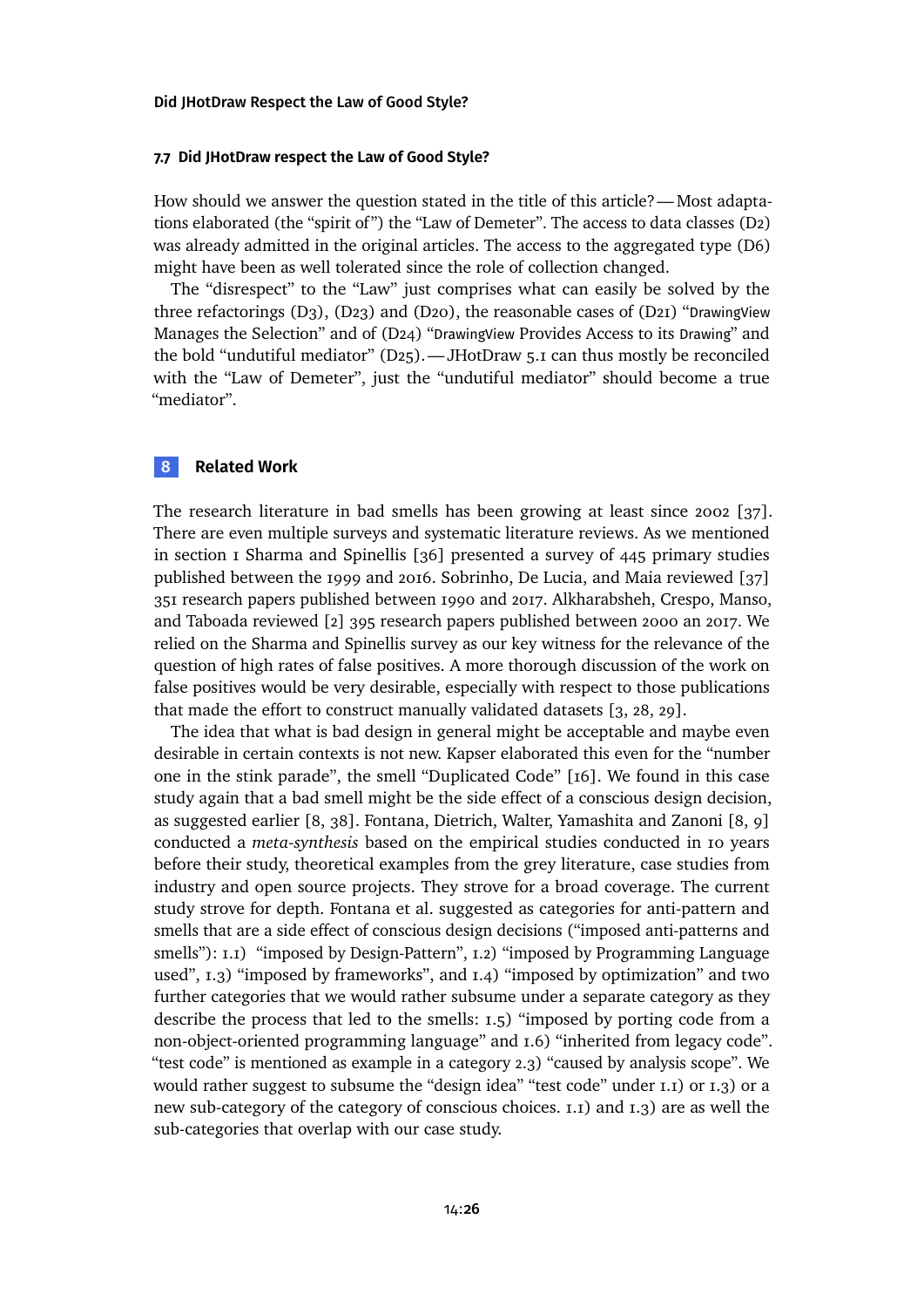### 7.7 Did JHotDraw respect the Law of Good Style?

How should we answer the question stated in the title of this article? — Most adaptations elaborated (the "spirit of") the "Law of Demeter". The access to data classes (D2) was already admitted in the original articles. The access to the aggregated type (D6) might have been as well tolerated since the role of collection changed.

The "disrespect" to the "Law" just comprises what can easily be solved by the three refactorings (D3), (D23) and (D20), the reasonable cases of (D21) "DrawingView Manages the Selection" and of (D24) "DrawingView Provides Access to its Drawing" and the bold "undutiful mediator" (D25). — JHotDraw 5.1 can thus mostly be reconciled with the "Law of Demeter", just the "undutiful mediator" should become a true "mediator".

## 8 Related Work

The research literature in bad smells has been growing at least since 2002 [37]. There are even multiple surveys and systematic literature reviews. As we mentioned in section 1 Sharma and Spinellis [36] presented a survey of 445 primary studies published between the 1999 and 2016. Sobrinho, De Lucia, and Maia reviewed [37] 351 research papers published between 1990 and 2017. Alkharabsheh, Crespo, Manso, and Taboada reviewed [2] 395 research papers published between 2000 an 2017. We relied on the Sharma and Spinellis survey as our key witness for the relevance of the question of high rates of false positives. A more thorough discussion of the work on false positives would be very desirable, especially with respect to those publications that made the effort to construct manually validated datasets [3, 28, 29].

The idea that what is bad design in general might be acceptable and maybe even desirable in certain contexts is not new. Kapser elaborated this even for the "number one in the stink parade", the smell "Duplicated Code" [16]. We found in this case study again that a bad smell might be the side effect of a conscious design decision, as suggested earlier [8, 38]. Fontana, Dietrich, Walter, Yamashita and Zanoni [8, 9] conducted a *meta-synthesis* based on the empirical studies conducted in 10 years before their study, theoretical examples from the grey literature, case studies from industry and open source projects. They strove for a broad coverage. The current study strove for depth. Fontana et al. suggested as categories for anti-pattern and smells that are a side effect of conscious design decisions ("imposed anti-patterns and smells"): 1.1) "imposed by Design-Pattern", 1.2) "imposed by Programming Language used", 1.3) "imposed by frameworks", and 1.4) "imposed by optimization" and two further categories that we would rather subsume under a separate category as they describe the process that led to the smells: 1.5) "imposed by porting code from a non-object-oriented programming language" and 1.6) "inherited from legacy code". "test code" is mentioned as example in a category 2.3) "caused by analysis scope". We would rather suggest to subsume the "design idea" "test code" under 1.1) or 1.3) or a new sub-category of the category of conscious choices. 1.1) and 1.3) are as well the sub-categories that overlap with our case study.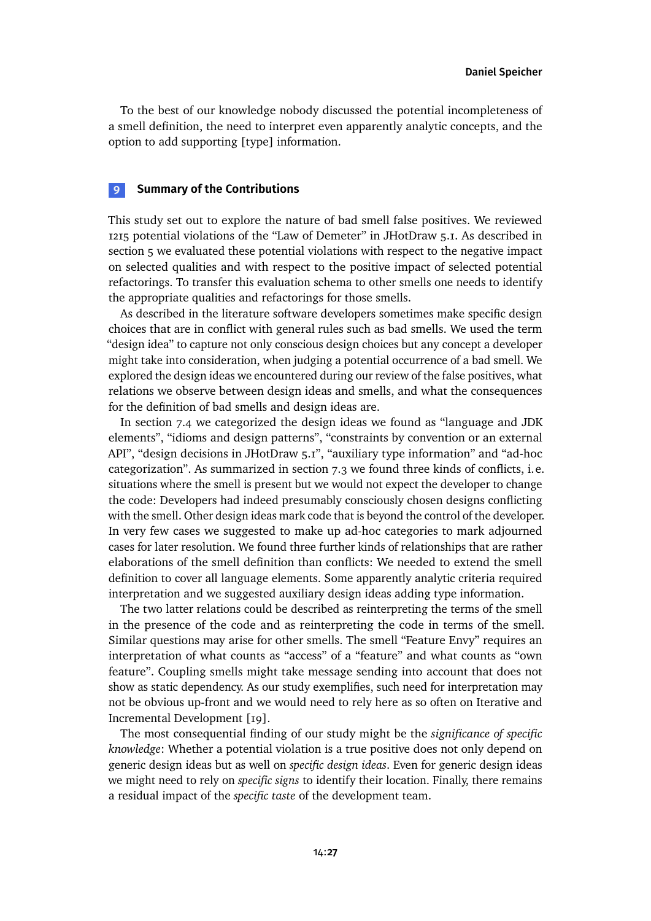To the best of our knowledge nobody discussed the potential incompleteness of a smell definition, the need to interpret even apparently analytic concepts, and the option to add supporting [type] information.

## 9 Summary of the Contributions

This study set out to explore the nature of bad smell false positives. We reviewed 1215 potential violations of the "Law of Demeter" in JHotDraw 5.1. As described in section 5 we evaluated these potential violations with respect to the negative impact on selected qualities and with respect to the positive impact of selected potential refactorings. To transfer this evaluation schema to other smells one needs to identify the appropriate qualities and refactorings for those smells.

As described in the literature software developers sometimes make specific design choices that are in conflict with general rules such as bad smells. We used the term "design idea" to capture not only conscious design choices but any concept a developer might take into consideration, when judging a potential occurrence of a bad smell. We explored the design ideas we encountered during our review of the false positives, what relations we observe between design ideas and smells, and what the consequences for the definition of bad smells and design ideas are.

In section 7.4 we categorized the design ideas we found as "language and JDK elements", "idioms and design patterns", "constraints by convention or an external API", "design decisions in JHotDraw 5.1", "auxiliary type information" and "ad-hoc categorization". As summarized in section 7.3 we found three kinds of conflicts, i.e. situations where the smell is present but we would not expect the developer to change the code: Developers had indeed presumably consciously chosen designs conflicting with the smell. Other design ideas mark code that is beyond the control of the developer. In very few cases we suggested to make up ad-hoc categories to mark adjourned cases for later resolution. We found three further kinds of relationships that are rather elaborations of the smell definition than conflicts: We needed to extend the smell definition to cover all language elements. Some apparently analytic criteria required interpretation and we suggested auxiliary design ideas adding type information.

The two latter relations could be described as reinterpreting the terms of the smell in the presence of the code and as reinterpreting the code in terms of the smell. Similar questions may arise for other smells. The smell "Feature Envy" requires an interpretation of what counts as "access" of a "feature" and what counts as "own feature". Coupling smells might take message sending into account that does not show as static dependency. As our study exemplifies, such need for interpretation may not be obvious up-front and we would need to rely here as so often on Iterative and Incremental Development [19].

The most consequential finding of our study might be the *significance of specific knowledge*: Whether a potential violation is a true positive does not only depend on generic design ideas but as well on *specific design ideas*. Even for generic design ideas we might need to rely on *specific signs* to identify their location. Finally, there remains a residual impact of the *specific taste* of the development team.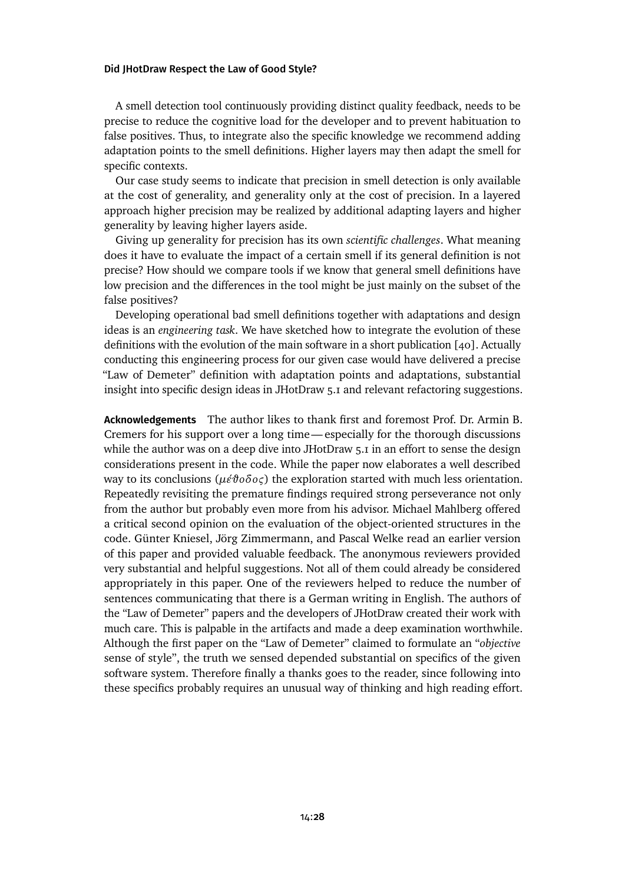A smell detection tool continuously providing distinct quality feedback, needs to be precise to reduce the cognitive load for the developer and to prevent habituation to false positives. Thus, to integrate also the specific knowledge we recommend adding adaptation points to the smell definitions. Higher layers may then adapt the smell for specific contexts.

Our case study seems to indicate that precision in smell detection is only available at the cost of generality, and generality only at the cost of precision. In a layered approach higher precision may be realized by additional adapting layers and higher generality by leaving higher layers aside.

Giving up generality for precision has its own *scientific challenges*. What meaning does it have to evaluate the impact of a certain smell if its general definition is not precise? How should we compare tools if we know that general smell definitions have low precision and the differences in the tool might be just mainly on the subset of the false positives?

Developing operational bad smell definitions together with adaptations and design ideas is an *engineering task*. We have sketched how to integrate the evolution of these definitions with the evolution of the main software in a short publication [40]. Actually conducting this engineering process for our given case would have delivered a precise "Law of Demeter" definition with adaptation points and adaptations, substantial insight into specific design ideas in JHotDraw 5.1 and relevant refactoring suggestions.

**Acknowledgements** The author likes to thank first and foremost Prof. Dr. Armin B. Cremers for his support over a long time — especially for the thorough discussions while the author was on a deep dive into JHotDraw 5.1 in an effort to sense the design considerations present in the code. While the paper now elaborates a well described way to its conclusions (*μέθοδος*) the exploration started with much less orientation. Repeatedly revisiting the premature findings required strong perseverance not only from the author but probably even more from his advisor. Michael Mahlberg offered a critical second opinion on the evaluation of the object-oriented structures in the code. Günter Kniesel, Jörg Zimmermann, and Pascal Welke read an earlier version of this paper and provided valuable feedback. The anonymous reviewers provided very substantial and helpful suggestions. Not all of them could already be considered appropriately in this paper. One of the reviewers helped to reduce the number of sentences communicating that there is a German writing in English. The authors of the "Law of Demeter" papers and the developers of JHotDraw created their work with much care. This is palpable in the artifacts and made a deep examination worthwhile. Although the first paper on the "Law of Demeter" claimed to formulate an "*objective* sense of style", the truth we sensed depended substantial on specifics of the given software system. Therefore finally a thanks goes to the reader, since following into these specifics probably requires an unusual way of thinking and high reading effort.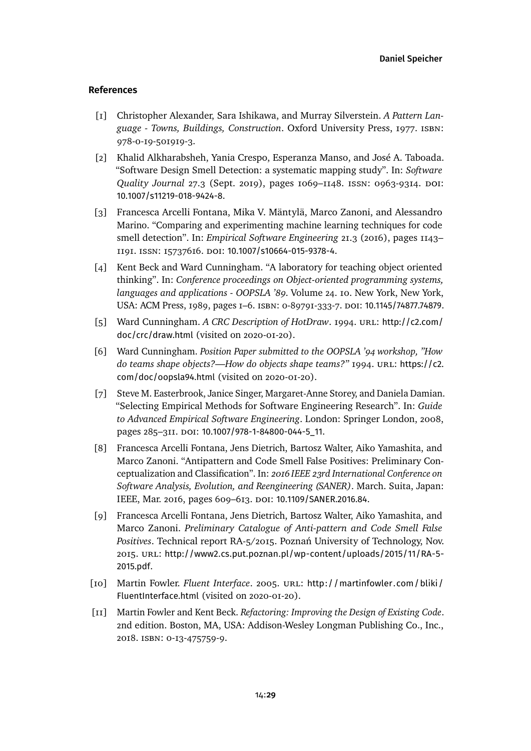## References

[1] Christopher Alexander, Sara Ishikawa, and Murray Silverstein. *A Pattern Language - Towns, Buildings, Construction*. Oxford University Press, 1977. ISBN: 978-0-19-501919-3.

[2] Khalid Alkharabsheh, Yania Crespo, Esperanza Manso, and José A. Taboada. "Software Design Smell Detection: a systematic mapping study". In: *Software Quality Journal* 27.3 (Sept. 2019), pages 1069–1148. ISSN: 0963-9314. DOI: 10.1007/s11219-018-9424-8.

[3] Francesca Arcelli Fontana, Mika V. Mäntylä, Marco Zanoni, and Alessandro Marino. "Comparing and experimenting machine learning techniques for code smell detection". In: *Empirical Software Engineering* 21.3 (2016), pages 1143–1191. ISSN: 15737616. DOI: 10.1007/s10664-015-9378-4.

[4] Kent Beck and Ward Cunningham. "A laboratory for teaching object oriented thinking". In: *Conference proceedings on Object-oriented programming systems, languages and applications - OOPSLA '89*. Volume 24. 10. New York, New York, USA: ACM Press, 1989, pages 1–6. ISBN: 0-89791-333-7. DOI: 10.1145/74877.74879.

[5] Ward Cunningham. *A CRC Description of HotDraw*. 1994. URL: http://c2.com/doc/crc/draw.html (visited on 2020-01-20).

[6] Ward Cunningham. *Position Paper submitted to the OOPSLA '94 workshop, "How do teams shape objects?—How do objects shape teams?"* 1994. URL: https://c2.com/doc/oopsla94.html (visited on 2020-01-20).

[7] Steve M. Easterbrook, Janice Singer, Margaret-Anne Storey, and Daniela Damian. "Selecting Empirical Methods for Software Engineering Research". In: *Guide to Advanced Empirical Software Engineering*. London: Springer London, 2008, pages 285–311. DOI: 10.1007/978-1-84800-044-5_11.

[8] Francesca Arcelli Fontana, Jens Dietrich, Bartosz Walter, Aiko Yamashita, and Marco Zanoni. "Antipattern and Code Smell False Positives: Preliminary Conceptualization and Classification". In: *2016 IEEE 23rd International Conference on Software Analysis, Evolution, and Reengineering (SANER)*. March. Suita, Japan: IEEE, Mar. 2016, pages 609–613. DOI: 10.1109/SANER.2016.84.

[9] Francesca Arcelli Fontana, Jens Dietrich, Bartosz Walter, Aiko Yamashita, and Marco Zanoni. *Preliminary Catalogue of Anti-pattern and Code Smell False Positives*. Technical report RA-5/2015. Poznań University of Technology, Nov. 2015. URL: http://www2.cs.put.poznan.pl/wp-content/uploads/2015/11/RA-5-2015.pdf.

[10] Martin Fowler. *Fluent Interface*. 2005. URL: http://martinfowler.com/bliki/FluentInterface.html (visited on 2020-01-20).

[11] Martin Fowler and Kent Beck. *Refactoring: Improving the Design of Existing Code*. 2nd edition. Boston, MA, USA: Addison-Wesley Longman Publishing Co., Inc., 2018. ISBN: 0-13-475759-9.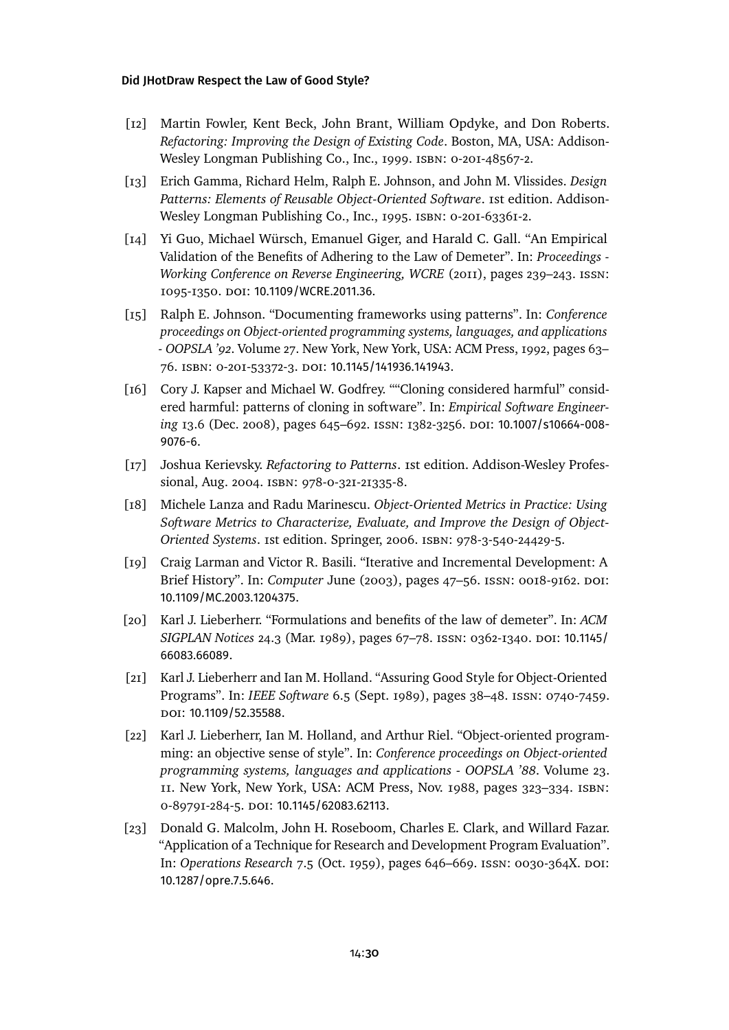[12] Martin Fowler, Kent Beck, John Brant, William Opdyke, and Don Roberts. *Refactoring: Improving the Design of Existing Code*. Boston, MA, USA: Addison-Wesley Longman Publishing Co., Inc., 1999. ISBN: 0-201-48567-2.

[13] Erich Gamma, Richard Helm, Ralph E. Johnson, and John M. Vlissides. *Design Patterns: Elements of Reusable Object-Oriented Software*. 1st edition. Addison-Wesley Longman Publishing Co., Inc., 1995. ISBN: 0-201-63361-2.

[14] Yi Guo, Michael Würsch, Emanuel Giger, and Harald C. Gall. "An Empirical Validation of the Benefits of Adhering to the Law of Demeter". In: *Proceedings - Working Conference on Reverse Engineering, WCRE* (2011), pages 239–243. ISSN: 1095-1350. DOI: 10.1109/WCRE.2011.36.

[15] Ralph E. Johnson. "Documenting frameworks using patterns". In: *Conference proceedings on Object-oriented programming systems, languages, and applications - OOPSLA '92*. Volume 27. New York, New York, USA: ACM Press, 1992, pages 63–76. ISBN: 0-201-53372-3. DOI: 10.1145/141936.141943.

[16] Cory J. Kapser and Michael W. Godfrey. ""Cloning considered harmful" considered harmful: patterns of cloning in software". In: *Empirical Software Engineering* 13.6 (Dec. 2008), pages 645–692. ISSN: 1382-3256. DOI: 10.1007/s10664-008-9076-6.

[17] Joshua Kerievsky. *Refactoring to Patterns*. 1st edition. Addison-Wesley Professional, Aug. 2004. ISBN: 978-0-321-21335-8.

[18] Michele Lanza and Radu Marinescu. *Object-Oriented Metrics in Practice: Using Software Metrics to Characterize, Evaluate, and Improve the Design of Object-Oriented Systems*. 1st edition. Springer, 2006. ISBN: 978-3-540-24429-5.

[19] Craig Larman and Victor R. Basili. "Iterative and Incremental Development: A Brief History". In: *Computer* June (2003), pages 47–56. ISSN: 0018-9162. DOI: 10.1109/MC.2003.1204375.

[20] Karl J. Lieberherr. "Formulations and benefits of the law of demeter". In: *ACM SIGPLAN Notices* 24.3 (Mar. 1989), pages 67–78. ISSN: 0362-1340. DOI: 10.1145/66083.66089.

[21] Karl J. Lieberherr and Ian M. Holland. "Assuring Good Style for Object-Oriented Programs". In: *IEEE Software* 6.5 (Sept. 1989), pages 38–48. ISSN: 0740-7459. DOI: 10.1109/52.35588.

[22] Karl J. Lieberherr, Ian M. Holland, and Arthur Riel. "Object-oriented programming: an objective sense of style". In: *Conference proceedings on Object-oriented programming systems, languages and applications - OOPSLA '88*. Volume 23. 11. New York, New York, USA: ACM Press, Nov. 1988, pages 323–334. ISBN: 0-89791-284-5. DOI: 10.1145/62083.62113.

[23] Donald G. Malcolm, John H. Roseboom, Charles E. Clark, and Willard Fazar. "Application of a Technique for Research and Development Program Evaluation". In: *Operations Research* 7.5 (Oct. 1959), pages 646–669. ISSN: 0030-364X. DOI: 10.1287/opre.7.5.646.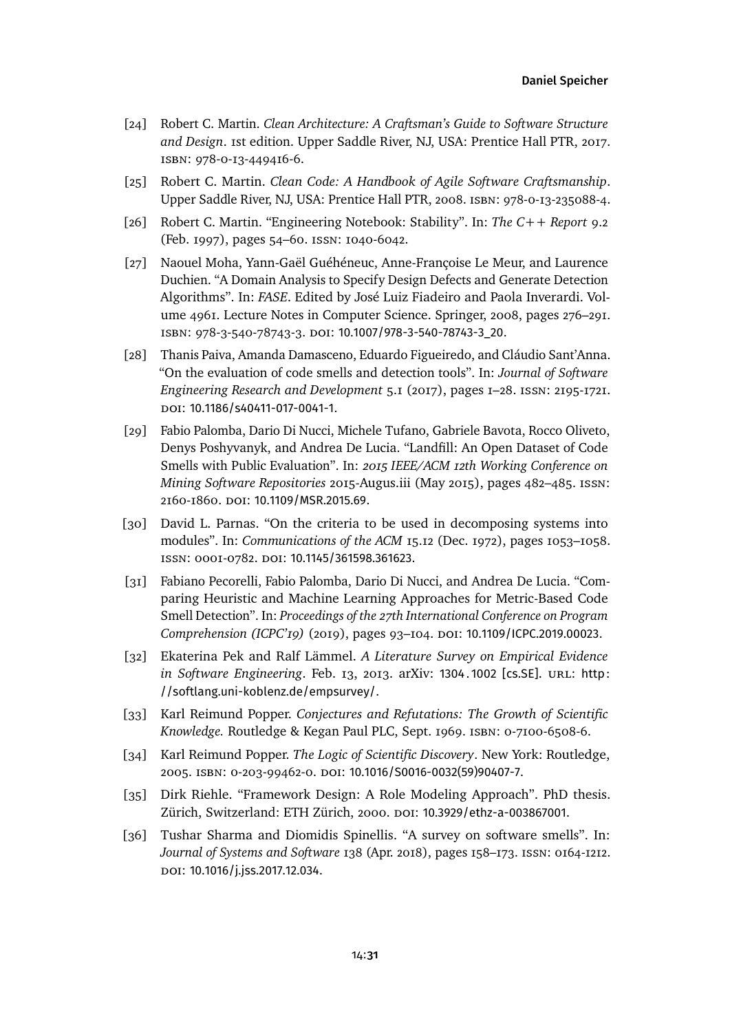[24] Robert C. Martin. *Clean Architecture: A Craftsman's Guide to Software Structure and Design*. 1st edition. Upper Saddle River, NJ, USA: Prentice Hall PTR, 2017. ISBN: 978-0-13-449416-6.

[25] Robert C. Martin. *Clean Code: A Handbook of Agile Software Craftsmanship*. Upper Saddle River, NJ, USA: Prentice Hall PTR, 2008. ISBN: 978-0-13-235088-4.

[26] Robert C. Martin. "Engineering Notebook: Stability". In: *The C++ Report* 9.2 (Feb. 1997), pages 54–60. ISSN: 1040-6042.

[27] Naouel Moha, Yann-Gaël Guéhéneuc, Anne-Françoise Le Meur, and Laurence Duchien. "A Domain Analysis to Specify Design Defects and Generate Detection Algorithms". In: *FASE*. Edited by José Luiz Fiadeiro and Paola Inverardi. Volume 4961. Lecture Notes in Computer Science. Springer, 2008, pages 276–291. ISBN: 978-3-540-78743-3. DOI: 10.1007/978-3-540-78743-3_20.

[28] Thanis Paiva, Amanda Damasceno, Eduardo Figueiredo, and Cláudio Sant'Anna. "On the evaluation of code smells and detection tools". In: *Journal of Software Engineering Research and Development* 5.1 (2017), pages 1–28. ISSN: 2195-1721. DOI: 10.1186/s40411-017-0041-1.

[29] Fabio Palomba, Dario Di Nucci, Michele Tufano, Gabriele Bavota, Rocco Oliveto, Denys Poshyvanyk, and Andrea De Lucia. "Landfill: An Open Dataset of Code Smells with Public Evaluation". In: *2015 IEEE/ACM 12th Working Conference on Mining Software Repositories* 2015-Augus.iii (May 2015), pages 482–485. ISSN: 2160-1860. DOI: 10.1109/MSR.2015.69.

[30] David L. Parnas. "On the criteria to be used in decomposing systems into modules". In: *Communications of the ACM* 15.12 (Dec. 1972), pages 1053–1058. ISSN: 0001-0782. DOI: 10.1145/361598.361623.

[31] Fabiano Pecorelli, Fabio Palomba, Dario Di Nucci, and Andrea De Lucia. "Comparing Heuristic and Machine Learning Approaches for Metric-Based Code Smell Detection". In: *Proceedings of the 27th International Conference on Program Comprehension (ICPC'19)* (2019), pages 93–104. DOI: 10.1109/ICPC.2019.00023.

[32] Ekaterina Pek and Ralf Lämmel. *A Literature Survey on Empirical Evidence in Software Engineering*. Feb. 13, 2013. arXiv: 1304.1002 [cs.SE]. URL: http://softlang.uni-koblenz.de/empsurvey/.

[33] Karl Reimund Popper. *Conjectures and Refutations: The Growth of Scientific Knowledge.* Routledge & Kegan Paul PLC, Sept. 1969. ISBN: 0-7100-6508-6.

[34] Karl Reimund Popper. *The Logic of Scientific Discovery*. New York: Routledge, 2005. ISBN: 0-203-99462-0. DOI: 10.1016/S0016-0032(59)90407-7.

[35] Dirk Riehle. "Framework Design: A Role Modeling Approach". PhD thesis. Zürich, Switzerland: ETH Zürich, 2000. DOI: 10.3929/ethz-a-003867001.

[36] Tushar Sharma and Diomidis Spinellis. "A survey on software smells". In: *Journal of Systems and Software* 138 (Apr. 2018), pages 158–173. ISSN: 0164-1212. DOI: 10.1016/j.jss.2017.12.034.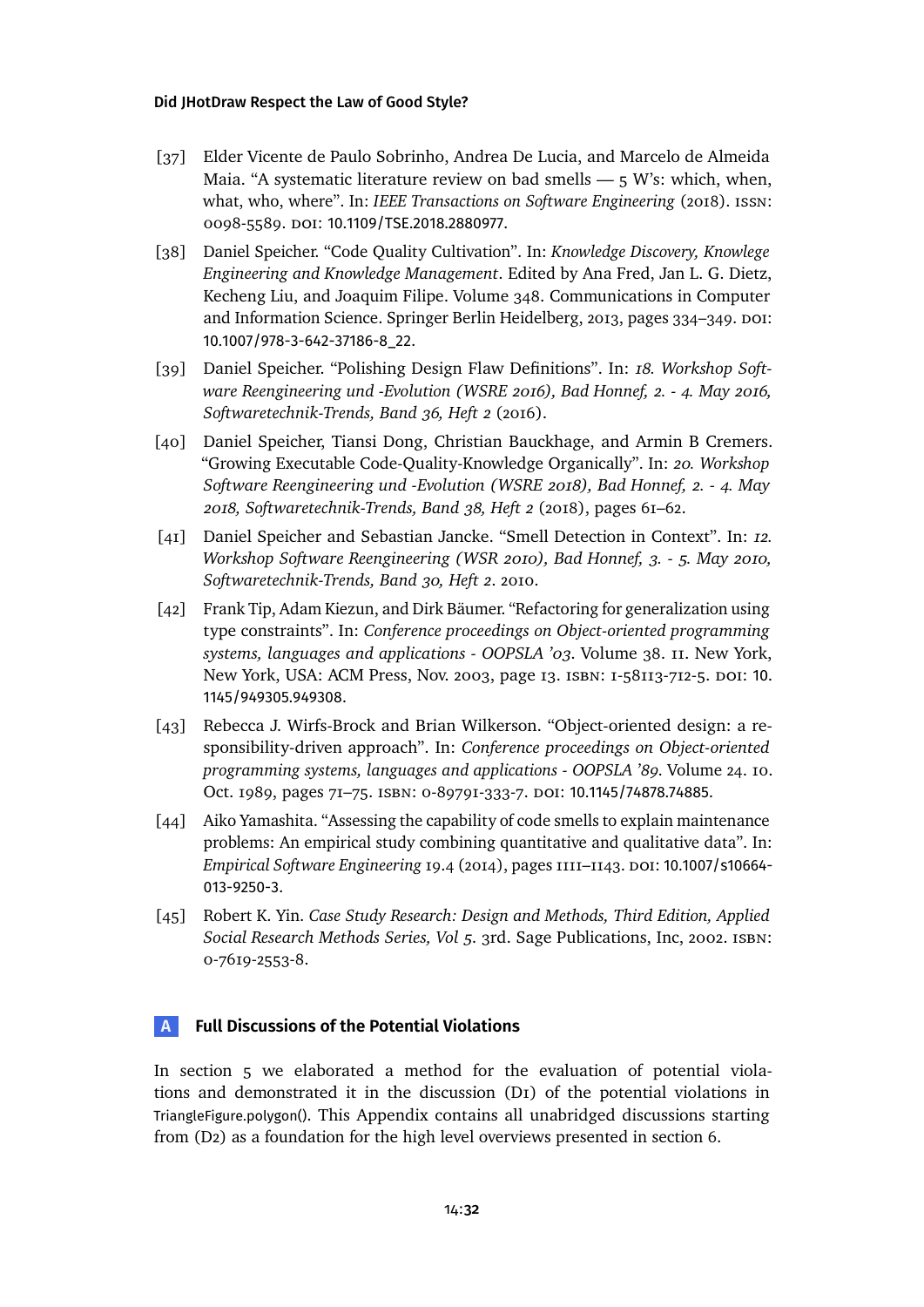[37] Elder Vicente de Paulo Sobrinho, Andrea De Lucia, and Marcelo de Almeida Maia. "A systematic literature review on bad smells — 5 W's: which, when, what, who, where". In: *IEEE Transactions on Software Engineering* (2018). ISSN: 0098-5589. DOI: 10.1109/TSE.2018.2880977.

[38] Daniel Speicher. "Code Quality Cultivation". In: *Knowledge Discovery, Knowlege Engineering and Knowledge Management*. Edited by Ana Fred, Jan L. G. Dietz, Kecheng Liu, and Joaquim Filipe. Volume 348. Communications in Computer and Information Science. Springer Berlin Heidelberg, 2013, pages 334–349. DOI: 10.1007/978-3-642-37186-8_22.

[39] Daniel Speicher. "Polishing Design Flaw Definitions". In: *18. Workshop Software Reengineering und -Evolution (WSRE 2016), Bad Honnef, 2. - 4. May 2016, Softwaretechnik-Trends, Band 36, Heft 2* (2016).

[40] Daniel Speicher, Tiansi Dong, Christian Bauckhage, and Armin B Cremers. "Growing Executable Code-Quality-Knowledge Organically". In: *20. Workshop Software Reengineering und -Evolution (WSRE 2018), Bad Honnef, 2. - 4. May 2018, Softwaretechnik-Trends, Band 38, Heft 2* (2018), pages 61–62.

[41] Daniel Speicher and Sebastian Jancke. "Smell Detection in Context". In: *12. Workshop Software Reengineering (WSR 2010), Bad Honnef, 3. - 5. May 2010, Softwaretechnik-Trends, Band 30, Heft 2*. 2010.

[42] Frank Tip, Adam Kiezun, and Dirk Bäumer. "Refactoring for generalization using type constraints". In: *Conference proceedings on Object-oriented programming systems, languages and applications - OOPSLA '03*. Volume 38. 11. New York, New York, USA: ACM Press, Nov. 2003, page 13. ISBN: 1-58113-712-5. DOI: 10.1145/949305.949308.

[43] Rebecca J. Wirfs-Brock and Brian Wilkerson. "Object-oriented design: a responsibility-driven approach". In: *Conference proceedings on Object-oriented programming systems, languages and applications - OOPSLA '89*. Volume 24. 10. Oct. 1989, pages 71–75. ISBN: 0-89791-333-7. DOI: 10.1145/74878.74885.

[44] Aiko Yamashita. "Assessing the capability of code smells to explain maintenance problems: An empirical study combining quantitative and qualitative data". In: *Empirical Software Engineering* 19.4 (2014), pages 1111–1143. DOI: 10.1007/s10664-013-9250-3.

[45] Robert K. Yin. *Case Study Research: Design and Methods, Third Edition, Applied Social Research Methods Series, Vol 5*. 3rd. Sage Publications, Inc, 2002. ISBN: 0-7619-2553-8.

## A Full Discussions of the Potential Violations

In section 5 we elaborated a method for the evaluation of potential violations and demonstrated it in the discussion (D1) of the potential violations in TriangleFigure.polygon(). This Appendix contains all unabridged discussions starting from (D2) as a foundation for the high level overviews presented in section 6.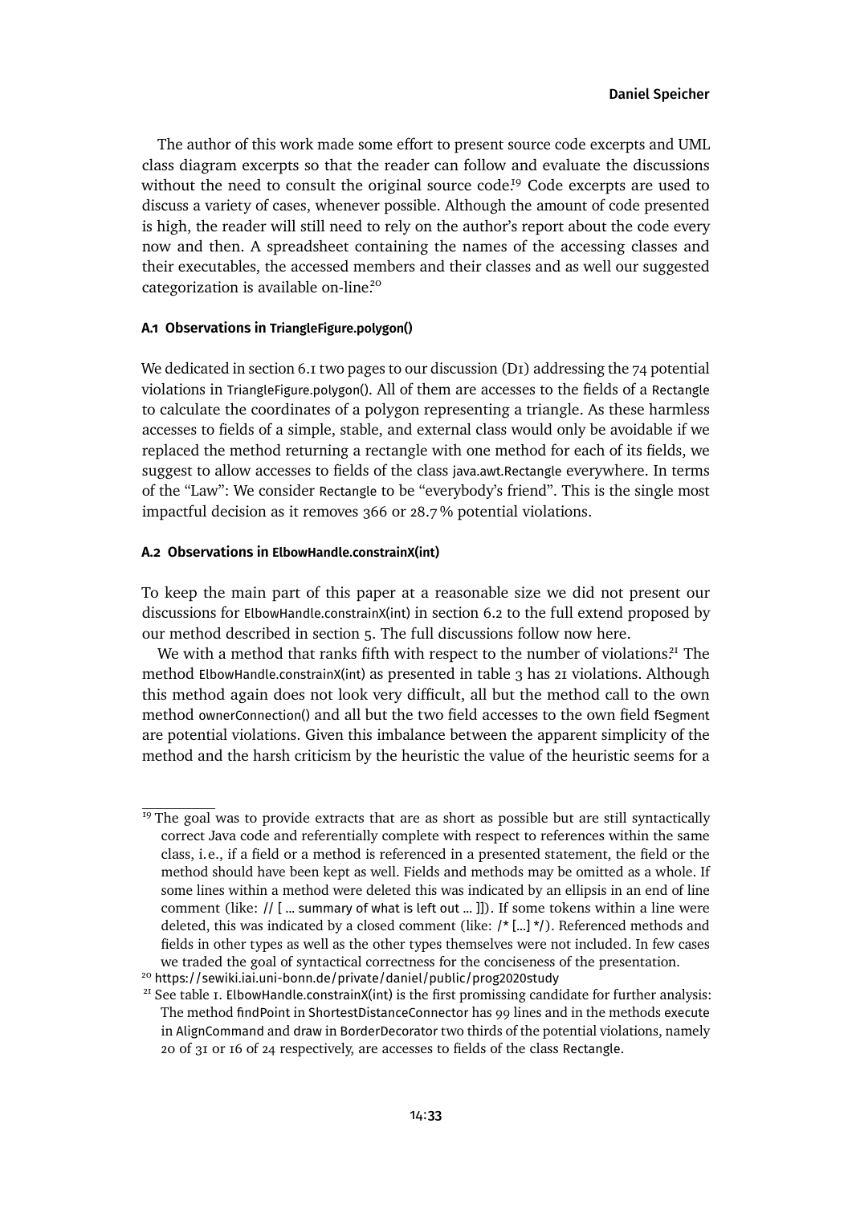The author of this work made some effort to present source code excerpts and UML class diagram excerpts so that the reader can follow and evaluate the discussions without the need to consult the original source code.[19] Code excerpts are used to discuss a variety of cases, whenever possible. Although the amount of code presented is high, the reader will still need to rely on the author's report about the code every now and then. A spreadsheet containing the names of the accessing classes and their executables, the accessed members and their classes and as well our suggested categorization is available on-line.[20]

#### A.1 Observations in TriangleFigure.polygon()

We dedicated in section 6.1 two pages to our discussion (D1) addressing the 74 potential violations in TriangleFigure.polygon(). All of them are accesses to the fields of a Rectangle to calculate the coordinates of a polygon representing a triangle. As these harmless accesses to fields of a simple, stable, and external class would only be avoidable if we replaced the method returning a rectangle with one method for each of its fields, we suggest to allow accesses to fields of the class java.awt.Rectangle everywhere. In terms of the "Law": We consider Rectangle to be "everybody's friend". This is the single most impactful decision as it removes 366 or 28.7 % potential violations.

#### A.2 Observations in ElbowHandle.constrainX(int)

To keep the main part of this paper at a reasonable size we did not present our discussions for ElbowHandle.constrainX(int) in section 6.2 to the full extend proposed by our method described in section 5. The full discussions follow now here.

We with a method that ranks fifth with respect to the number of violations.[21] The method ElbowHandle.constrainX(int) as presented in table 3 has 21 violations. Although this method again does not look very difficult, all but the method call to the own method ownerConnection() and all but the two field accesses to the own field fSegment are potential violations. Given this imbalance between the apparent simplicity of the method and the harsh criticism by the heuristic the value of the heuristic seems for a

---

[19] The goal was to provide extracts that are as short as possible but are still syntactically correct Java code and referentially complete with respect to references within the same class, i.e., if a field or a method is referenced in a presented statement, the field or the method should have been kept as well. Fields and methods may be omitted as a whole. If some lines within a method were deleted this was indicated by an ellipsis in an end of line comment (like: // [ ... summary of what is left out ... ]]). If some tokens within a line were deleted, this was indicated by a closed comment (like: /* [...] */). Referenced methods and fields in other types as well as the other types themselves were not included. In few cases we traded the goal of syntactical correctness for the conciseness of the presentation.

[20] https://sewiki.iai.uni-bonn.de/private/daniel/public/prog2020study

[21] See table 1. ElbowHandle.constrainX(int) is the first promissing candidate for further analysis: The method findPoint in ShortestDistanceConnector has 99 lines and in the methods execute in AlignCommand and draw in BorderDecorator two thirds of the potential violations, namely 20 of 31 or 16 of 24 respectively, are accesses to fields of the class Rectangle.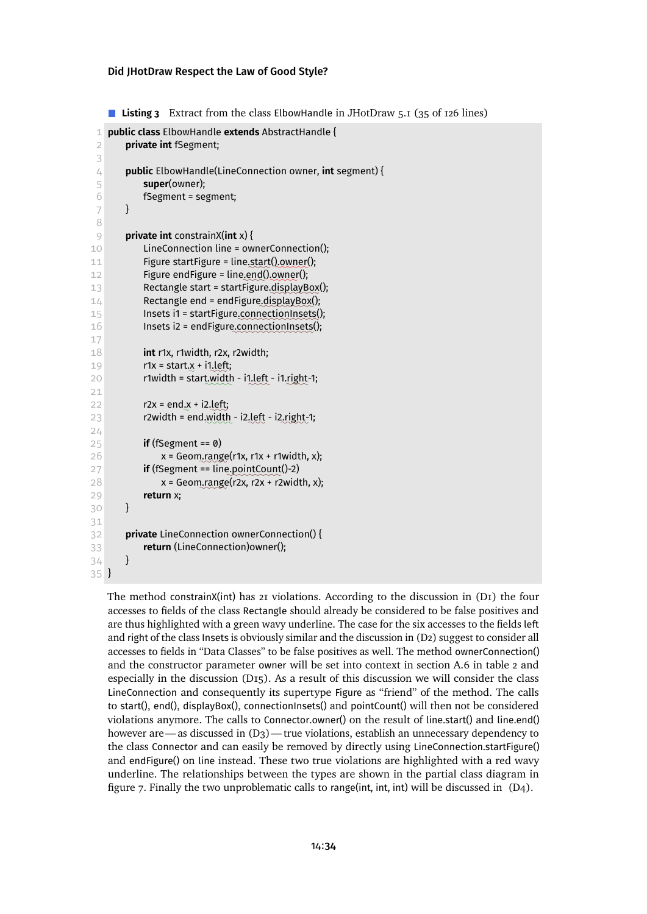**Listing 3** Extract from the class ElbowHandle in JHotDraw 5.1 (35 of 126 lines)

```
public class ElbowHandle extends AbstractHandle {
    private int fSegment;

    public ElbowHandle(LineConnection owner, int segment) {
        super(owner);
        fSegment = segment;
    }

    private int constrainX(int x) {
        LineConnection line = ownerConnection();
        Figure startFigure = line.start().owner();
        Figure endFigure = line.end().owner();
        Rectangle start = startFigure.displayBox();
        Rectangle end = endFigure.displayBox();
        Insets i1 = startFigure.connectionInsets();
        Insets i2 = endFigure.connectionInsets();

        int r1x, r1width, r2x, r2width;
        r1x = start.x + i1.left;
        r1width = start.width - i1.left - i1.right-1;

        r2x = end.x + i2.left;
        r2width = end.width - i2.left - i2.right-1;

        if (fSegment == 0)
            x = Geom.range(r1x, r1x + r1width, x);
        if (fSegment == line.pointCount()-2)
            x = Geom.range(r2x, r2x + r2width, x);
        return x;
    }

    private LineConnection ownerConnection() {
        return (LineConnection)owner();
    }
}
```

The method constrainX(int) has 21 violations. According to the discussion in (D1) the four accesses to fields of the class Rectangle should already be considered to be false positives and are thus highlighted with a green wavy underline. The case for the six accesses to the fields left and right of the class Insets is obviously similar and the discussion in (D2) suggest to consider all accesses to fields in "Data Classes" to be false positives as well. The method ownerConnection() and the constructor parameter owner will be set into context in section A.6 in table 2 and especially in the discussion (D15). As a result of this discussion we will consider the class LineConnection and consequently its supertype Figure as "friend" of the method. The calls to start(), end(), displayBox(), connectionInsets() and pointCount() will then not be considered violations anymore. The calls to Connector.owner() on the result of line.start() and line.end() however are — as discussed in (D3) — true violations, establish an unnecessary dependency to the class Connector and can easily be removed by directly using LineConnection.startFigure() and endFigure() on line instead. These two true violations are highlighted with a red wavy underline. The relationships between the types are shown in the partial class diagram in figure 7. Finally the two unproblematic calls to range(int, int, int) will be discussed in (D4).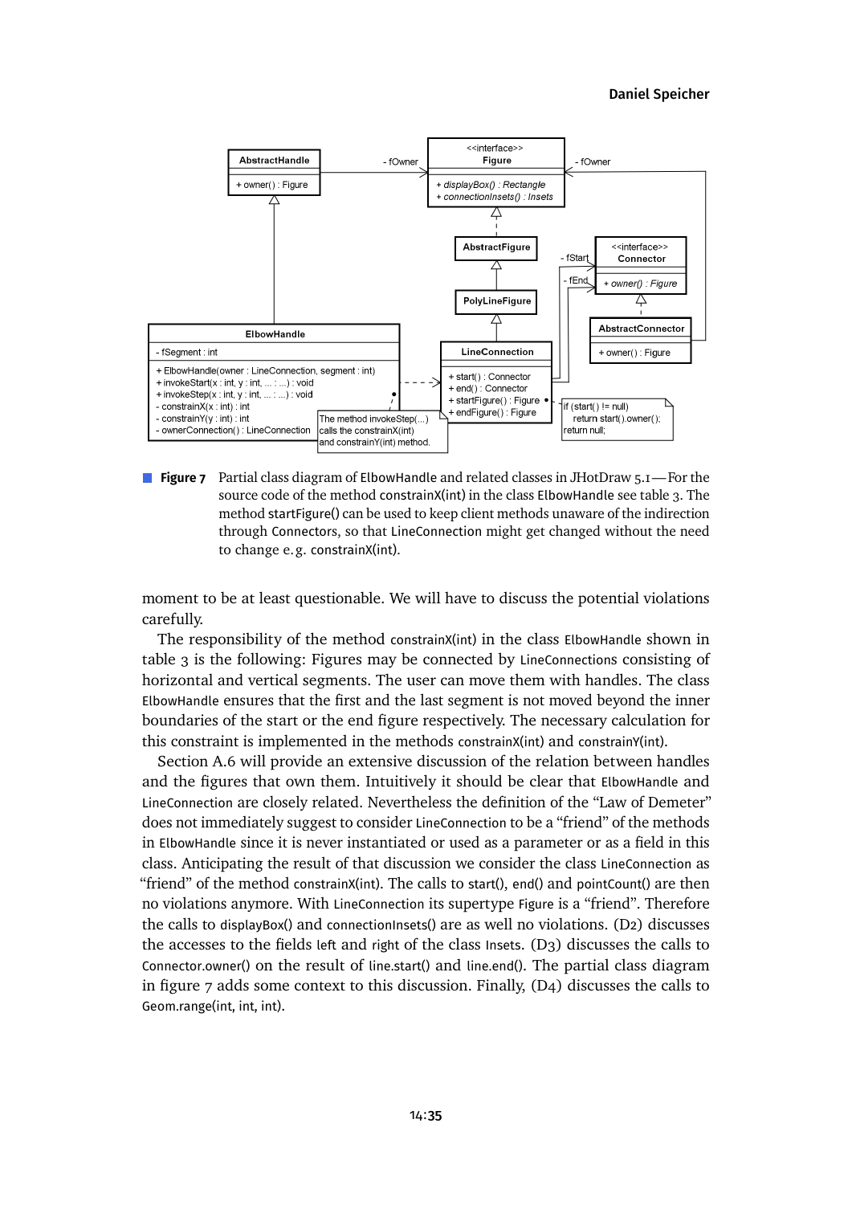**Figure 7** Partial class diagram of ElbowHandle and related classes in JHotDraw 5.1—For the source code of the method constrainX(int) in the class ElbowHandle see table 3. The method startFigure() can be used to keep client methods unaware of the indirection through Connectors, so that LineConnection might get changed without the need to change e. g. constrainX(int).

moment to be at least questionable. We will have to discuss the potential violations carefully.

The responsibility of the method constrainX(int) in the class ElbowHandle shown in table 3 is the following: Figures may be connected by LineConnections consisting of horizontal and vertical segments. The user can move them with handles. The class ElbowHandle ensures that the first and the last segment is not moved beyond the inner boundaries of the start or the end figure respectively. The necessary calculation for this constraint is implemented in the methods constrainX(int) and constrainY(int).

Section A.6 will provide an extensive discussion of the relation between handles and the figures that own them. Intuitively it should be clear that ElbowHandle and LineConnection are closely related. Nevertheless the definition of the "Law of Demeter" does not immediately suggest to consider LineConnection to be a "friend" of the methods in ElbowHandle since it is never instantiated or used as a parameter or as a field in this class. Anticipating the result of that discussion we consider the class LineConnection as "friend" of the method constrainX(int). The calls to start(), end() and pointCount() are then no violations anymore. With LineConnection its supertype Figure is a "friend". Therefore the calls to displayBox() and connectionInsets() are as well no violations. (D2) discusses the accesses to the fields left and right of the class Insets. (D3) discusses the calls to Connector.owner() on the result of line.start() and line.end(). The partial class diagram in figure 7 adds some context to this discussion. Finally, (D4) discusses the calls to Geom.range(int, int, int).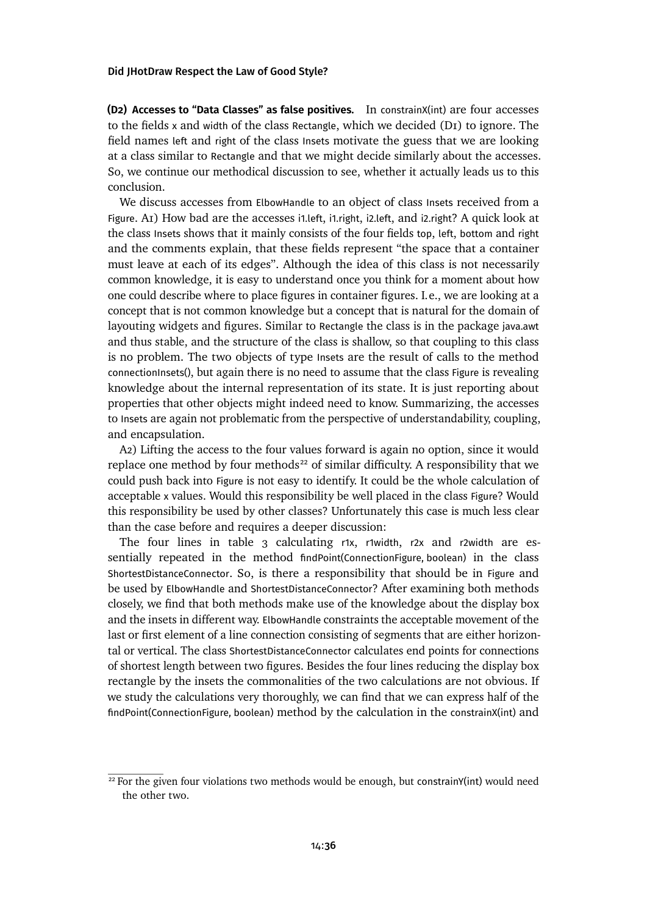**(D2) Accesses to "Data Classes" as false positives.** In constrainX(int) are four accesses to the fields x and width of the class Rectangle, which we decided (D1) to ignore. The field names left and right of the class Insets motivate the guess that we are looking at a class similar to Rectangle and that we might decide similarly about the accesses. So, we continue our methodical discussion to see, whether it actually leads us to this conclusion.

We discuss accesses from ElbowHandle to an object of class Insets received from a Figure. A1) How bad are the accesses i1.left, i1.right, i2.left, and i2.right? A quick look at the class Insets shows that it mainly consists of the four fields top, left, bottom and right and the comments explain, that these fields represent "the space that a container must leave at each of its edges". Although the idea of this class is not necessarily common knowledge, it is easy to understand once you think for a moment about how one could describe where to place figures in container figures. I. e., we are looking at a concept that is not common knowledge but a concept that is natural for the domain of layouting widgets and figures. Similar to Rectangle the class is in the package java.awt and thus stable, and the structure of the class is shallow, so that coupling to this class is no problem. The two objects of type Insets are the result of calls to the method connectionInsets(), but again there is no need to assume that the class Figure is revealing knowledge about the internal representation of its state. It is just reporting about properties that other objects might indeed need to know. Summarizing, the accesses to Insets are again not problematic from the perspective of understandability, coupling, and encapsulation.

A2) Lifting the access to the four values forward is again no option, since it would replace one method by four methods[22] of similar difficulty. A responsibility that we could push back into Figure is not easy to identify. It could be the whole calculation of acceptable x values. Would this responsibility be well placed in the class Figure? Would this responsibility be used by other classes? Unfortunately this case is much less clear than the case before and requires a deeper discussion:

The four lines in table 3 calculating r1x, r1width, r2x and r2width are essentially repeated in the method findPoint(ConnectionFigure, boolean) in the class ShortestDistanceConnector. So, is there a responsibility that should be in Figure and be used by ElbowHandle and ShortestDistanceConnector? After examining both methods closely, we find that both methods make use of the knowledge about the display box and the insets in different way. ElbowHandle constraints the acceptable movement of the last or first element of a line connection consisting of segments that are either horizontal or vertical. The class ShortestDistanceConnector calculates end points for connections of shortest length between two figures. Besides the four lines reducing the display box rectangle by the insets the commonalities of the two calculations are not obvious. If we study the calculations very thoroughly, we can find that we can express half of the findPoint(ConnectionFigure, boolean) method by the calculation in the constrainX(int) and

[22] For the given four violations two methods would be enough, but constrainY(int) would need the other two.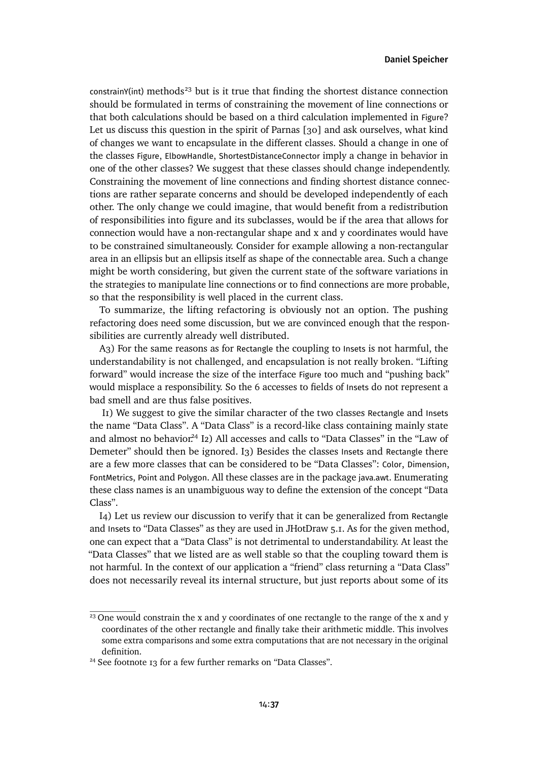constrainY(int) methods[23] but is it true that finding the shortest distance connection should be formulated in terms of constraining the movement of line connections or that both calculations should be based on a third calculation implemented in Figure? Let us discuss this question in the spirit of Parnas [30] and ask ourselves, what kind of changes we want to encapsulate in the different classes. Should a change in one of the classes Figure, ElbowHandle, ShortestDistanceConnector imply a change in behavior in one of the other classes? We suggest that these classes should change independently. Constraining the movement of line connections and finding shortest distance connections are rather separate concerns and should be developed independently of each other. The only change we could imagine, that would benefit from a redistribution of responsibilities into figure and its subclasses, would be if the area that allows for connection would have a non-rectangular shape and x and y coordinates would have to be constrained simultaneously. Consider for example allowing a non-rectangular area in an ellipsis but an ellipsis itself as shape of the connectable area. Such a change might be worth considering, but given the current state of the software variations in the strategies to manipulate line connections or to find connections are more probable, so that the responsibility is well placed in the current class.

To summarize, the lifting refactoring is obviously not an option. The pushing refactoring does need some discussion, but we are convinced enough that the responsibilities are currently already well distributed.

A3) For the same reasons as for Rectangle the coupling to Insets is not harmful, the understandability is not challenged, and encapsulation is not really broken. "Lifting forward" would increase the size of the interface Figure too much and "pushing back" would misplace a responsibility. So the 6 accesses to fields of Insets do not represent a bad smell and are thus false positives.

I1) We suggest to give the similar character of the two classes Rectangle and Insets the name "Data Class". A "Data Class" is a record-like class containing mainly state and almost no behavior.[24] I2) All accesses and calls to "Data Classes" in the "Law of Demeter" should then be ignored. I3) Besides the classes Insets and Rectangle there are a few more classes that can be considered to be "Data Classes": Color, Dimension, FontMetrics, Point and Polygon. All these classes are in the package java.awt. Enumerating these class names is an unambiguous way to define the extension of the concept "Data Class".

I4) Let us review our discussion to verify that it can be generalized from Rectangle and Insets to "Data Classes" as they are used in JHotDraw 5.1. As for the given method, one can expect that a "Data Class" is not detrimental to understandability. At least the "Data Classes" that we listed are as well stable so that the coupling toward them is not harmful. In the context of our application a "friend" class returning a "Data Class" does not necessarily reveal its internal structure, but just reports about some of its

---

[23] One would constrain the x and y coordinates of one rectangle to the range of the x and y coordinates of the other rectangle and finally take their arithmetic middle. This involves some extra comparisons and some extra computations that are not necessary in the original definition.

[24] See footnote 13 for a few further remarks on "Data Classes".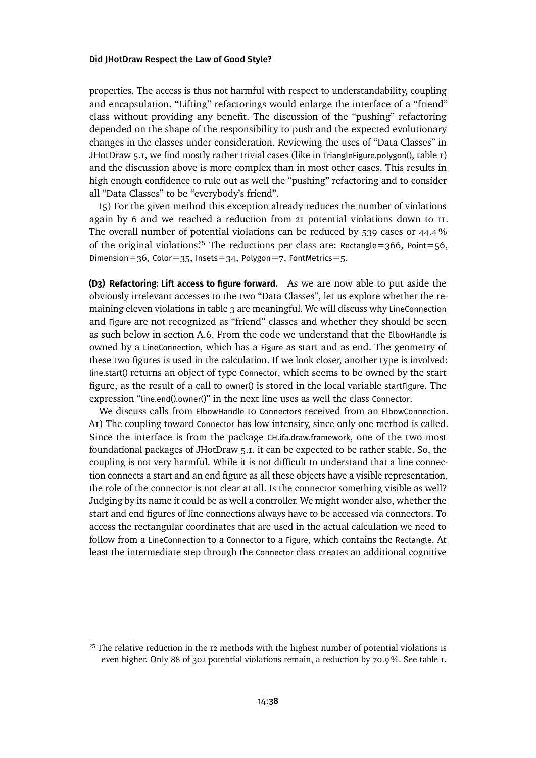properties. The access is thus not harmful with respect to understandability, coupling and encapsulation. “Lifting” refactorings would enlarge the interface of a “friend” class without providing any benefit. The discussion of the “pushing” refactoring depended on the shape of the responsibility to push and the expected evolutionary changes in the classes under consideration. Reviewing the uses of “Data Classes” in JHotDraw 5.1, we find mostly rather trivial cases (like in TriangleFigure.polygon(), table 1) and the discussion above is more complex than in most other cases. This results in high enough confidence to rule out as well the “pushing” refactoring and to consider all “Data Classes” to be “everybody’s friend”.

I5) For the given method this exception already reduces the number of violations again by 6 and we reached a reduction from 21 potential violations down to 11. The overall number of potential violations can be reduced by 539 cases or 44.4 % of the original violations.[25] The reductions per class are: Rectangle=366, Point=56, Dimension=36, Color=35, Insets=34, Polygon=7, FontMetrics=5.

**(D3) Refactoring: Lift access to figure forward.** As we are now able to put aside the obviously irrelevant accesses to the two “Data Classes”, let us explore whether the remaining eleven violations in table 3 are meaningful. We will discuss why LineConnection and Figure are not recognized as “friend” classes and whether they should be seen as such below in section A.6. From the code we understand that the ElbowHandle is owned by a LineConnection, which has a Figure as start and as end. The geometry of these two figures is used in the calculation. If we look closer, another type is involved: line.start() returns an object of type Connector, which seems to be owned by the start figure, as the result of a call to owner() is stored in the local variable startFigure. The expression “line.end().owner()” in the next line uses as well the class Connector.

We discuss calls from ElbowHandle to Connectors received from an ElbowConnection. A1) The coupling toward Connector has low intensity, since only one method is called. Since the interface is from the package CH.ifa.draw.framework, one of the two most foundational packages of JHotDraw 5.1. it can be expected to be rather stable. So, the coupling is not very harmful. While it is not difficult to understand that a line connection connects a start and an end figure as all these objects have a visible representation, the role of the connector is not clear at all. Is the connector something visible as well? Judging by its name it could be as well a controller. We might wonder also, whether the start and end figures of line connections always have to be accessed via connectors. To access the rectangular coordinates that are used in the actual calculation we need to follow from a LineConnection to a Connector to a Figure, which contains the Rectangle. At least the intermediate step through the Connector class creates an additional cognitive

[25] The relative reduction in the 12 methods with the highest number of potential violations is even higher. Only 88 of 302 potential violations remain, a reduction by 70.9 %. See table 1.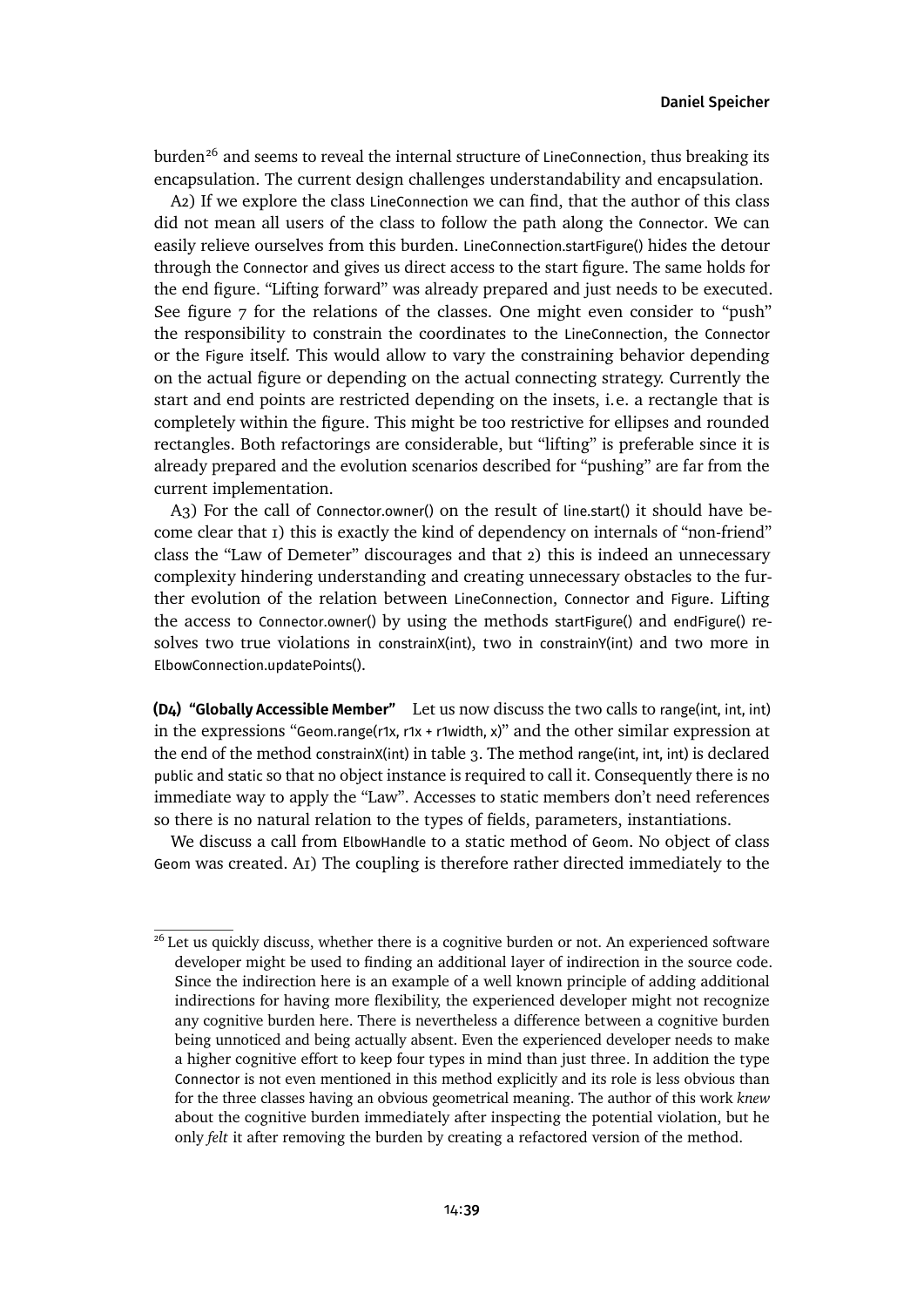burden[26] and seems to reveal the internal structure of LineConnection, thus breaking its encapsulation. The current design challenges understandability and encapsulation.

A2) If we explore the class LineConnection we can find, that the author of this class did not mean all users of the class to follow the path along the Connector. We can easily relieve ourselves from this burden. LineConnection.startFigure() hides the detour through the Connector and gives us direct access to the start figure. The same holds for the end figure. "Lifting forward" was already prepared and just needs to be executed. See figure 7 for the relations of the classes. One might even consider to "push" the responsibility to constrain the coordinates to the LineConnection, the Connector or the Figure itself. This would allow to vary the constraining behavior depending on the actual figure or depending on the actual connecting strategy. Currently the start and end points are restricted depending on the insets, i.e. a rectangle that is completely within the figure. This might be too restrictive for ellipses and rounded rectangles. Both refactorings are considerable, but "lifting" is preferable since it is already prepared and the evolution scenarios described for "pushing" are far from the current implementation.

A3) For the call of Connector.owner() on the result of line.start() it should have become clear that 1) this is exactly the kind of dependency on internals of "non-friend" class the "Law of Demeter" discourages and that 2) this is indeed an unnecessary complexity hindering understanding and creating unnecessary obstacles to the further evolution of the relation between LineConnection, Connector and Figure. Lifting the access to Connector.owner() by using the methods startFigure() and endFigure() resolves two true violations in constrainX(int), two in constrainY(int) and two more in ElbowConnection.updatePoints().

**(D4) "Globally Accessible Member"** Let us now discuss the two calls to range(int, int, int) in the expressions "Geom.range(r1x, r1x + r1width, x)" and the other similar expression at the end of the method constrainX(int) in table 3. The method range(int, int, int) is declared public and static so that no object instance is required to call it. Consequently there is no immediate way to apply the "Law". Accesses to static members don't need references so there is no natural relation to the types of fields, parameters, instantiations.

We discuss a call from ElbowHandle to a static method of Geom. No object of class Geom was created. A1) The coupling is therefore rather directed immediately to the

---

[26] Let us quickly discuss, whether there is a cognitive burden or not. An experienced software developer might be used to finding an additional layer of indirection in the source code. Since the indirection here is an example of a well known principle of adding additional indirections for having more flexibility, the experienced developer might not recognize any cognitive burden here. There is nevertheless a difference between a cognitive burden being unnoticed and being actually absent. Even the experienced developer needs to make a higher cognitive effort to keep four types in mind than just three. In addition the type Connector is not even mentioned in this method explicitly and its role is less obvious than for the three classes having an obvious geometrical meaning. The author of this work *knew* about the cognitive burden immediately after inspecting the potential violation, but he only *felt* it after removing the burden by creating a refactored version of the method.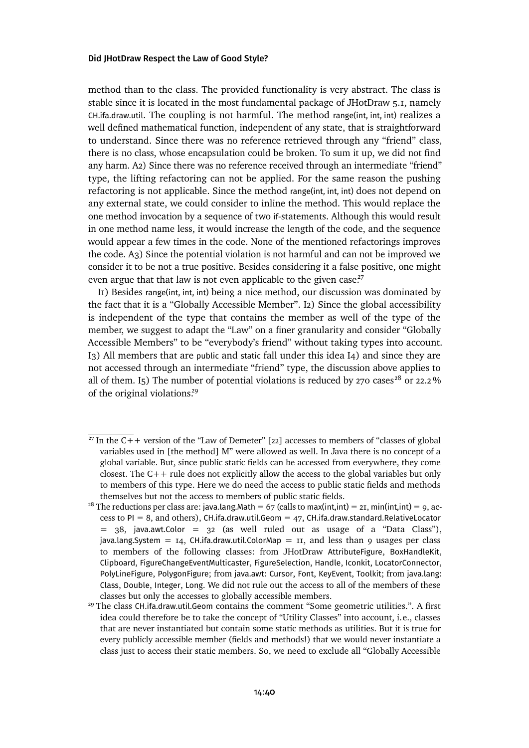method than to the class. The provided functionality is very abstract. The class is stable since it is located in the most fundamental package of JHotDraw 5.1, namely CH.ifa.draw.util. The coupling is not harmful. The method range(int, int, int) realizes a well defined mathematical function, independent of any state, that is straightforward to understand. Since there was no reference retrieved through any "friend" class, there is no class, whose encapsulation could be broken. To sum it up, we did not find any harm. A2) Since there was no reference received through an intermediate "friend" type, the lifting refactoring can not be applied. For the same reason the pushing refactoring is not applicable. Since the method range(int, int, int) does not depend on any external state, we could consider to inline the method. This would replace the one method invocation by a sequence of two if-statements. Although this would result in one method name less, it would increase the length of the code, and the sequence would appear a few times in the code. None of the mentioned refactorings improves the code. A3) Since the potential violation is not harmful and can not be improved we consider it to be not a true positive. Besides considering it a false positive, one might even argue that that law is not even applicable to the given case.[27]

I1) Besides range(int, int, int) being a nice method, our discussion was dominated by the fact that it is a "Globally Accessible Member". I2) Since the global accessibility is independent of the type that contains the member as well of the type of the member, we suggest to adapt the "Law" on a finer granularity and consider "Globally Accessible Members" to be "everybody's friend" without taking types into account. I3) All members that are public and static fall under this idea I4) and since they are not accessed through an intermediate "friend" type, the discussion above applies to all of them. I5) The number of potential violations is reduced by 270 cases[28] or 22.2 % of the original violations.[29]

---

[27] In the C++ version of the "Law of Demeter" [22] accesses to members of "classes of global variables used in [the method] M" were allowed as well. In Java there is no concept of a global variable. But, since public static fields can be accessed from everywhere, they come closest. The C++ rule does not explicitly allow the access to the global variables but only to members of this type. Here we do need the access to public static fields and methods themselves but not the access to members of public static fields.

[28] The reductions per class are: java.lang.Math = 67 (calls to max(int,int) = 21, min(int,int) = 9, access to PI = 8, and others), CH.ifa.draw.util.Geom = 47, CH.ifa.draw.standard.RelativeLocator = 38, java.awt.Color = 32 (as well ruled out as usage of a "Data Class"), java.lang.System = 14, CH.ifa.draw.util.ColorMap = 11, and less than 9 usages per class to members of the following classes: from JHotDraw AttributeFigure, BoxHandleKit, Clipboard, FigureChangeEventMulticaster, FigureSelection, Handle, Iconkit, LocatorConnector, PolyLineFigure, PolygonFigure; from java.awt: Cursor, Font, KeyEvent, Toolkit; from java.lang: Class, Double, Integer, Long. We did not rule out the access to all of the members of these classes but only the accesses to globally accessible members.

[29] The class CH.ifa.draw.util.Geom contains the comment "Some geometric utilities.". A first idea could therefore be to take the concept of "Utility Classes" into account, i. e., classes that are never instantiated but contain some static methods as utilities. But it is true for every publicly accessible member (fields and methods!) that we would never instantiate a class just to access their static members. So, we need to exclude all "Globally Accessible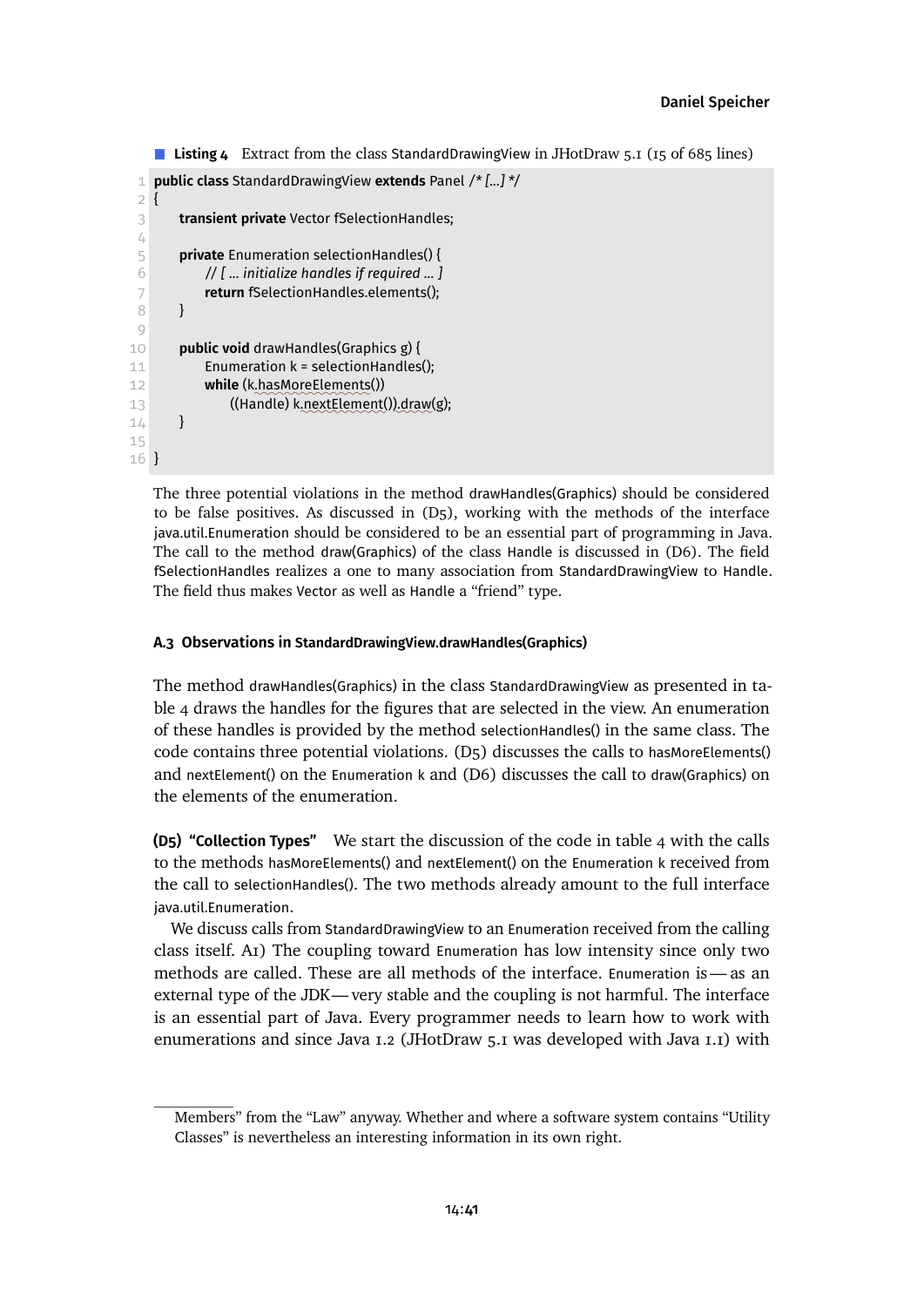**Listing 4** Extract from the class StandardDrawingView in JHotDraw 5.1 (15 of 685 lines)

```
public class StandardDrawingView extends Panel /* [...] */
{
    transient private Vector fSelectionHandles;

    private Enumeration selectionHandles() {
        // [ ... initialize handles if required ... ]
        return fSelectionHandles.elements();
    }

    public void drawHandles(Graphics g) {
        Enumeration k = selectionHandles();
        while (k.hasMoreElements())
            ((Handle) k.nextElement()).draw(g);
    }

}
```

The three potential violations in the method drawHandles(Graphics) should be considered to be false positives. As discussed in (D5), working with the methods of the interface java.util.Enumeration should be considered to be an essential part of programming in Java. The call to the method draw(Graphics) of the class Handle is discussed in (D6). The field fSelectionHandles realizes a one to many association from StandardDrawingView to Handle. The field thus makes Vector as well as Handle a "friend" type.

### A.3 Observations in StandardDrawingView.drawHandles(Graphics)

The method drawHandles(Graphics) in the class StandardDrawingView as presented in table 4 draws the handles for the figures that are selected in the view. An enumeration of these handles is provided by the method selectionHandles() in the same class. The code contains three potential violations. (D5) discusses the calls to hasMoreElements() and nextElement() on the Enumeration k and (D6) discusses the call to draw(Graphics) on the elements of the enumeration.

**(D5) "Collection Types"** We start the discussion of the code in table 4 with the calls to the methods hasMoreElements() and nextElement() on the Enumeration k received from the call to selectionHandles(). The two methods already amount to the full interface java.util.Enumeration.

We discuss calls from StandardDrawingView to an Enumeration received from the calling class itself. A1) The coupling toward Enumeration has low intensity since only two methods are called. These are all methods of the interface. Enumeration is — as an external type of the JDK — very stable and the coupling is not harmful. The interface is an essential part of Java. Every programmer needs to learn how to work with enumerations and since Java 1.2 (JHotDraw 5.1 was developed with Java 1.1) with

---

Members" from the "Law" anyway. Whether and where a software system contains "Utility Classes" is nevertheless an interesting information in its own right.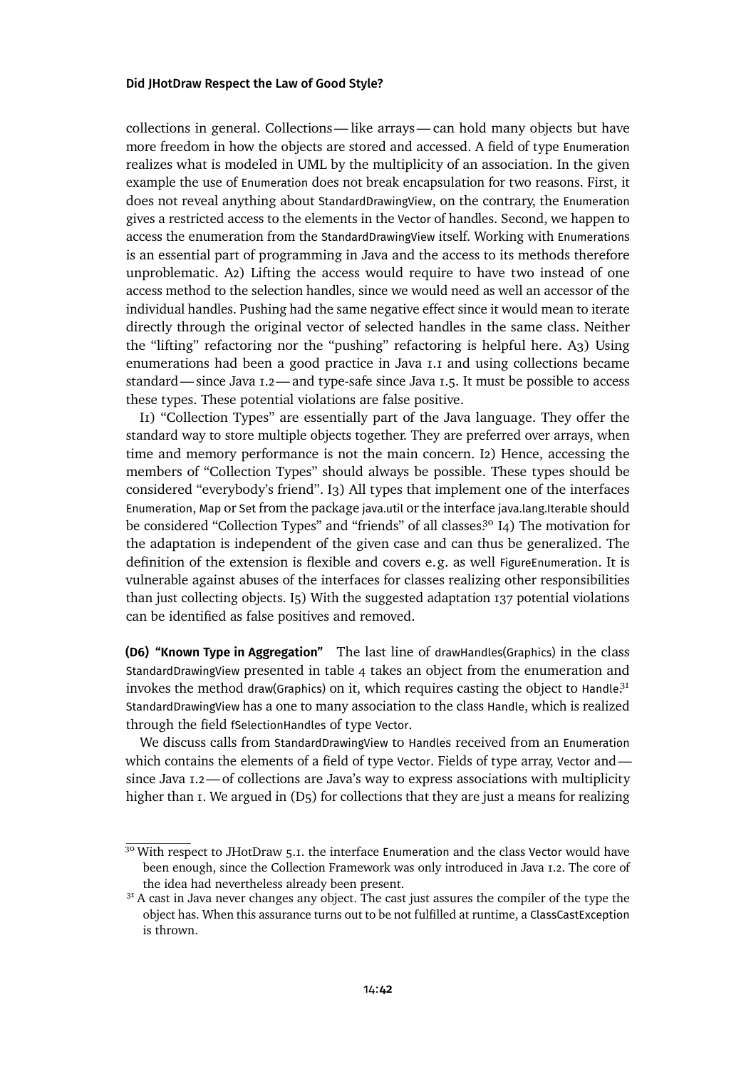collections in general. Collections — like arrays — can hold many objects but have more freedom in how the objects are stored and accessed. A field of type Enumeration realizes what is modeled in UML by the multiplicity of an association. In the given example the use of Enumeration does not break encapsulation for two reasons. First, it does not reveal anything about StandardDrawingView, on the contrary, the Enumeration gives a restricted access to the elements in the Vector of handles. Second, we happen to access the enumeration from the StandardDrawingView itself. Working with Enumerations is an essential part of programming in Java and the access to its methods therefore unproblematic. A2) Lifting the access would require to have two instead of one access method to the selection handles, since we would need as well an accessor of the individual handles. Pushing had the same negative effect since it would mean to iterate directly through the original vector of selected handles in the same class. Neither the "lifting" refactoring nor the "pushing" refactoring is helpful here. A3) Using enumerations had been a good practice in Java 1.1 and using collections became standard — since Java 1.2 — and type-safe since Java 1.5. It must be possible to access these types. These potential violations are false positive.

I1) "Collection Types" are essentially part of the Java language. They offer the standard way to store multiple objects together. They are preferred over arrays, when time and memory performance is not the main concern. I2) Hence, accessing the members of "Collection Types" should always be possible. These types should be considered "everybody's friend". I3) All types that implement one of the interfaces Enumeration, Map or Set from the package java.util or the interface java.lang.Iterable should be considered "Collection Types" and "friends" of all classes.[30] I4) The motivation for the adaptation is independent of the given case and can thus be generalized. The definition of the extension is flexible and covers e.g. as well FigureEnumeration. It is vulnerable against abuses of the interfaces for classes realizing other responsibilities than just collecting objects. I5) With the suggested adaptation 137 potential violations can be identified as false positives and removed.

**(D6) "Known Type in Aggregation"** The last line of drawHandles(Graphics) in the class StandardDrawingView presented in table 4 takes an object from the enumeration and invokes the method draw(Graphics) on it, which requires casting the object to Handle.[31] StandardDrawingView has a one to many association to the class Handle, which is realized through the field fSelectionHandles of type Vector.

We discuss calls from StandardDrawingView to Handles received from an Enumeration which contains the elements of a field of type Vector. Fields of type array, Vector and — since Java 1.2 — of collections are Java's way to express associations with multiplicity higher than 1. We argued in (D5) for collections that they are just a means for realizing

---

[30] With respect to JHotDraw 5.1. the interface Enumeration and the class Vector would have been enough, since the Collection Framework was only introduced in Java 1.2. The core of the idea had nevertheless already been present.

[31] A cast in Java never changes any object. The cast just assures the compiler of the type the object has. When this assurance turns out to be not fulfilled at runtime, a ClassCastException is thrown.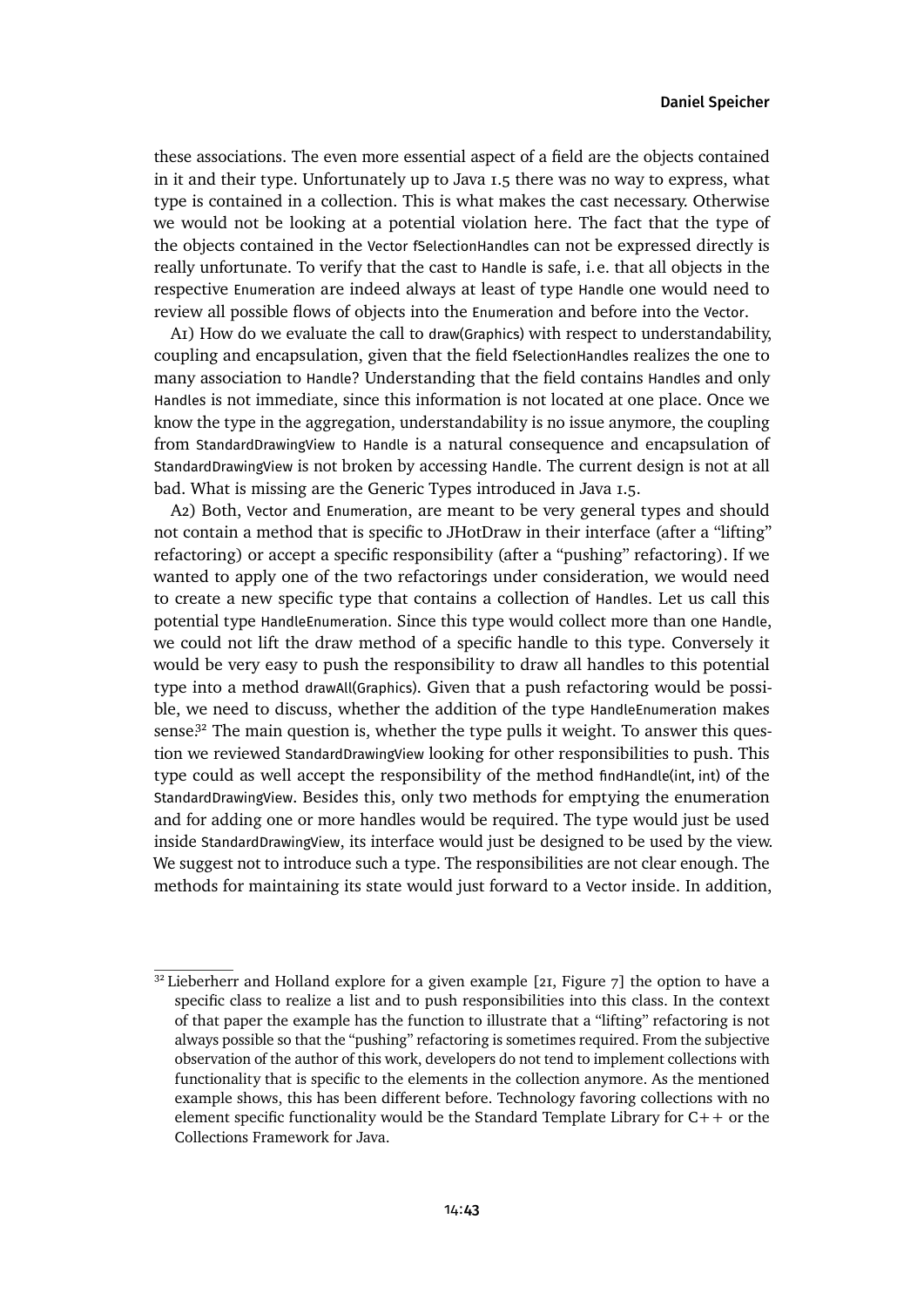these associations. The even more essential aspect of a field are the objects contained in it and their type. Unfortunately up to Java 1.5 there was no way to express, what type is contained in a collection. This is what makes the cast necessary. Otherwise we would not be looking at a potential violation here. The fact that the type of the objects contained in the Vector fSelectionHandles can not be expressed directly is really unfortunate. To verify that the cast to Handle is safe, i.e. that all objects in the respective Enumeration are indeed always at least of type Handle one would need to review all possible flows of objects into the Enumeration and before into the Vector.

A1) How do we evaluate the call to draw(Graphics) with respect to understandability, coupling and encapsulation, given that the field fSelectionHandles realizes the one to many association to Handle? Understanding that the field contains Handles and only Handles is not immediate, since this information is not located at one place. Once we know the type in the aggregation, understandability is no issue anymore, the coupling from StandardDrawingView to Handle is a natural consequence and encapsulation of StandardDrawingView is not broken by accessing Handle. The current design is not at all bad. What is missing are the Generic Types introduced in Java 1.5.

A2) Both, Vector and Enumeration, are meant to be very general types and should not contain a method that is specific to JHotDraw in their interface (after a "lifting" refactoring) or accept a specific responsibility (after a "pushing" refactoring). If we wanted to apply one of the two refactorings under consideration, we would need to create a new specific type that contains a collection of Handles. Let us call this potential type HandleEnumeration. Since this type would collect more than one Handle, we could not lift the draw method of a specific handle to this type. Conversely it would be very easy to push the responsibility to draw all handles to this potential type into a method drawAll(Graphics). Given that a push refactoring would be possible, we need to discuss, whether the addition of the type HandleEnumeration makes sense.[32] The main question is, whether the type pulls it weight. To answer this question we reviewed StandardDrawingView looking for other responsibilities to push. This type could as well accept the responsibility of the method findHandle(int, int) of the StandardDrawingView. Besides this, only two methods for emptying the enumeration and for adding one or more handles would be required. The type would just be used inside StandardDrawingView, its interface would just be designed to be used by the view. We suggest not to introduce such a type. The responsibilities are not clear enough. The methods for maintaining its state would just forward to a Vector inside. In addition,

---

[32] Lieberherr and Holland explore for a given example [21, Figure 7] the option to have a specific class to realize a list and to push responsibilities into this class. In the context of that paper the example has the function to illustrate that a "lifting" refactoring is not always possible so that the "pushing" refactoring is sometimes required. From the subjective observation of the author of this work, developers do not tend to implement collections with functionality that is specific to the elements in the collection anymore. As the mentioned example shows, this has been different before. Technology favoring collections with no element specific functionality would be the Standard Template Library for C++ or the Collections Framework for Java.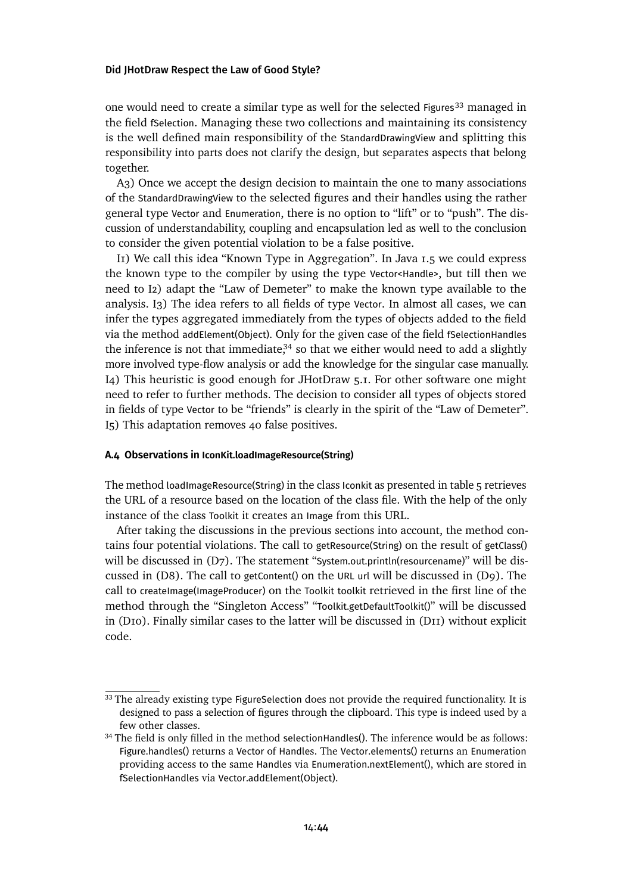one would need to create a similar type as well for the selected Figures[33] managed in the field fSelection. Managing these two collections and maintaining its consistency is the well defined main responsibility of the StandardDrawingView and splitting this responsibility into parts does not clarify the design, but separates aspects that belong together.

A3) Once we accept the design decision to maintain the one to many associations of the StandardDrawingView to the selected figures and their handles using the rather general type Vector and Enumeration, there is no option to “lift” or to “push”. The discussion of understandability, coupling and encapsulation led as well to the conclusion to consider the given potential violation to be a false positive.

I1) We call this idea “Known Type in Aggregation”. In Java 1.5 we could express the known type to the compiler by using the type Vector<Handle>, but till then we need to I2) adapt the “Law of Demeter” to make the known type available to the analysis. I3) The idea refers to all fields of type Vector. In almost all cases, we can infer the types aggregated immediately from the types of objects added to the field via the method addElement(Object). Only for the given case of the field fSelectionHandles the inference is not that immediate;[34] so that we either would need to add a slightly more involved type-flow analysis or add the knowledge for the singular case manually. I4) This heuristic is good enough for JHotDraw 5.1. For other software one might need to refer to further methods. The decision to consider all types of objects stored in fields of type Vector to be “friends” is clearly in the spirit of the “Law of Demeter”. I5) This adaptation removes 40 false positives.

#### A.4 Observations in IconKit.loadImageResource(String)

The method loadImageResource(String) in the class Iconkit as presented in table 5 retrieves the URL of a resource based on the location of the class file. With the help of the only instance of the class Toolkit it creates an Image from this URL.

After taking the discussions in the previous sections into account, the method contains four potential violations. The call to getResource(String) on the result of getClass() will be discussed in (D7). The statement “System.out.println(resourcename)” will be discussed in (D8). The call to getContent() on the URL url will be discussed in (D9). The call to createImage(ImageProducer) on the Toolkit toolkit retrieved in the first line of the method through the “Singleton Access” “Toolkit.getDefaultToolkit()” will be discussed in (D10). Finally similar cases to the latter will be discussed in (D11) without explicit code.

---

[33] The already existing type FigureSelection does not provide the required functionality. It is designed to pass a selection of figures through the clipboard. This type is indeed used by a few other classes.

[34] The field is only filled in the method selectionHandles(). The inference would be as follows: Figure.handles() returns a Vector of Handles. The Vector.elements() returns an Enumeration providing access to the same Handles via Enumeration.nextElement(), which are stored in fSelectionHandles via Vector.addElement(Object).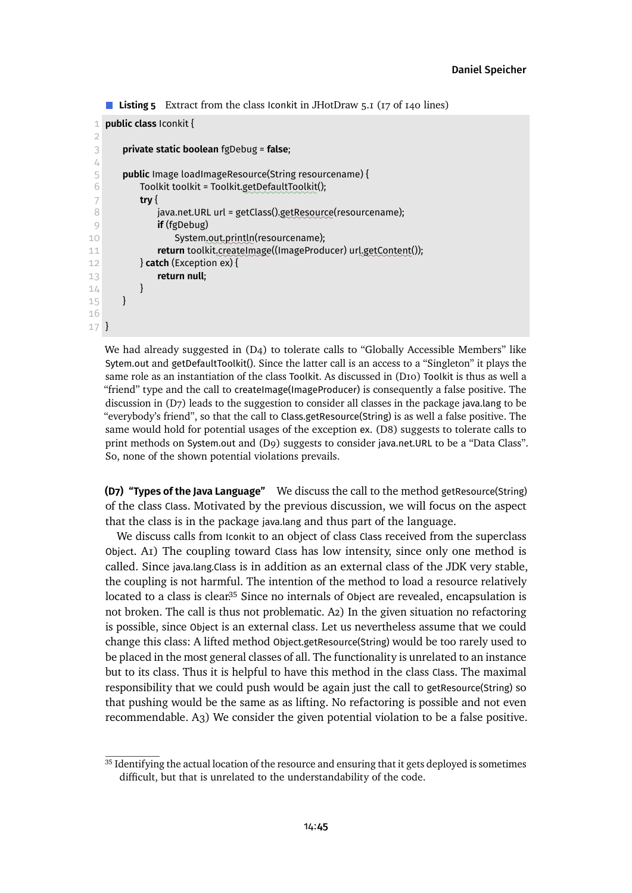**Listing 5** Extract from the class Iconkit in JHotDraw 5.1 (17 of 140 lines)

```
public class Iconkit {

    private static boolean fgDebug = false;

    public Image loadImageResource(String resourcename) {
        Toolkit toolkit = Toolkit.getDefaultToolkit();
        try {
            java.net.URL url = getClass().getResource(resourcename);
            if (fgDebug)
                System.out.println(resourcename);
            return toolkit.createImage((ImageProducer) url.getContent());
        } catch (Exception ex) {
            return null;
        }
    }

}
```

We had already suggested in (D4) to tolerate calls to "Globally Accessible Members" like Sytem.out and getDefaultToolkit(). Since the latter call is an access to a "Singleton" it plays the same role as an instantiation of the class Toolkit. As discussed in (D10) Toolkit is thus as well a "friend" type and the call to createImage(ImageProducer) is consequently a false positive. The discussion in (D7) leads to the suggestion to consider all classes in the package java.lang to be "everybody's friend", so that the call to Class.getResource(String) is as well a false positive. The same would hold for potential usages of the exception ex. (D8) suggests to tolerate calls to print methods on System.out and (D9) suggests to consider java.net.URL to be a "Data Class". So, none of the shown potential violations prevails.

**(D7) "Types of the Java Language"** We discuss the call to the method getResource(String) of the class Class. Motivated by the previous discussion, we will focus on the aspect that the class is in the package java.lang and thus part of the language.

We discuss calls from Iconkit to an object of class Class received from the superclass Object. A1) The coupling toward Class has low intensity, since only one method is called. Since java.lang.Class is in addition as an external class of the JDK very stable, the coupling is not harmful. The intention of the method to load a resource relatively located to a class is clear.[35] Since no internals of Object are revealed, encapsulation is not broken. The call is thus not problematic. A2) In the given situation no refactoring is possible, since Object is an external class. Let us nevertheless assume that we could change this class: A lifted method Object.getResource(String) would be too rarely used to be placed in the most general classes of all. The functionality is unrelated to an instance but to its class. Thus it is helpful to have this method in the class Class. The maximal responsibility that we could push would be again just the call to getResource(String) so that pushing would be the same as as lifting. No refactoring is possible and not even recommendable. A3) We consider the given potential violation to be a false positive.

[35] Identifying the actual location of the resource and ensuring that it gets deployed is sometimes difficult, but that is unrelated to the understandability of the code.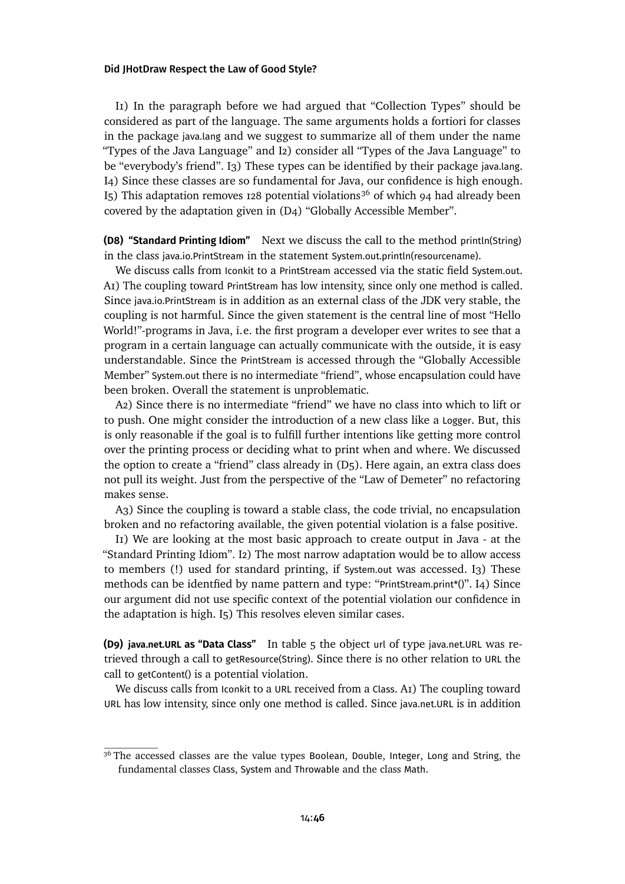I1) In the paragraph before we had argued that "Collection Types" should be considered as part of the language. The same arguments holds a fortiori for classes in the package java.lang and we suggest to summarize all of them under the name "Types of the Java Language" and I2) consider all "Types of the Java Language" to be "everybody's friend". I3) These types can be identified by their package java.lang. I4) Since these classes are so fundamental for Java, our confidence is high enough. I5) This adaptation removes 128 potential violations[36] of which 94 had already been covered by the adaptation given in (D4) "Globally Accessible Member".

**(D8) "Standard Printing Idiom"** Next we discuss the call to the method println(String) in the class java.io.PrintStream in the statement System.out.println(resourcename).

We discuss calls from Iconkit to a PrintStream accessed via the static field System.out. A1) The coupling toward PrintStream has low intensity, since only one method is called. Since java.io.PrintStream is in addition as an external class of the JDK very stable, the coupling is not harmful. Since the given statement is the central line of most "Hello World!"-programs in Java, i.e. the first program a developer ever writes to see that a program in a certain language can actually communicate with the outside, it is easy understandable. Since the PrintStream is accessed through the "Globally Accessible Member" System.out there is no intermediate "friend", whose encapsulation could have been broken. Overall the statement is unproblematic.

A2) Since there is no intermediate "friend" we have no class into which to lift or to push. One might consider the introduction of a new class like a Logger. But, this is only reasonable if the goal is to fulfill further intentions like getting more control over the printing process or deciding what to print when and where. We discussed the option to create a "friend" class already in (D5). Here again, an extra class does not pull its weight. Just from the perspective of the "Law of Demeter" no refactoring makes sense.

A3) Since the coupling is toward a stable class, the code trivial, no encapsulation broken and no refactoring available, the given potential violation is a false positive.

I1) We are looking at the most basic approach to create output in Java - at the "Standard Printing Idiom". I2) The most narrow adaptation would be to allow access to members (!) used for standard printing, if System.out was accessed. I3) These methods can be identfied by name pattern and type: "PrintStream.print*()". I4) Since our argument did not use specific context of the potential violation our confidence in the adaptation is high. I5) This resolves eleven similar cases.

**(D9) java.net.URL as "Data Class"** In table 5 the object url of type java.net.URL was retrieved through a call to getResource(String). Since there is no other relation to URL the call to getContent() is a potential violation.

We discuss calls from Iconkit to a URL received from a Class. A1) The coupling toward URL has low intensity, since only one method is called. Since java.net.URL is in addition

---

[36] The accessed classes are the value types Boolean, Double, Integer, Long and String, the fundamental classes Class, System and Throwable and the class Math.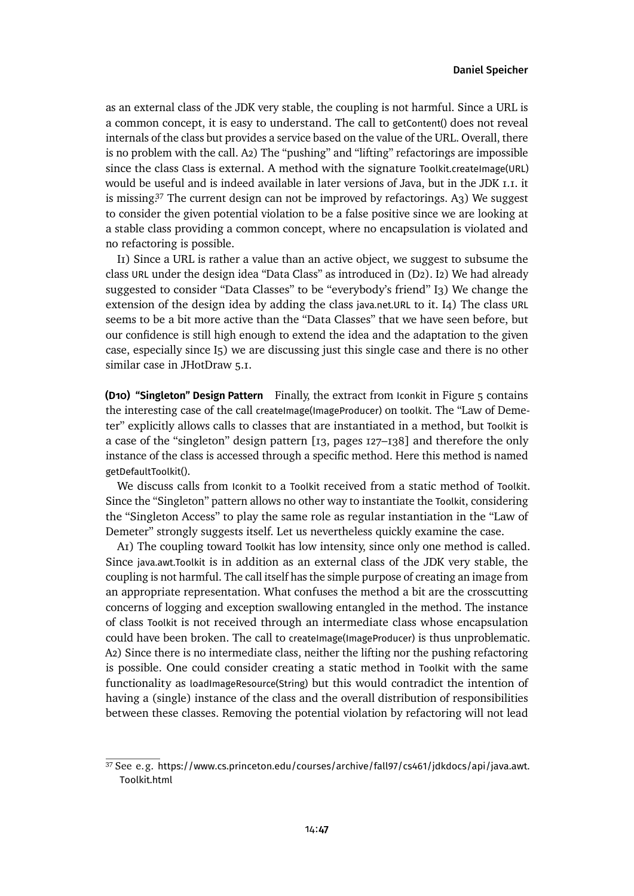as an external class of the JDK very stable, the coupling is not harmful. Since a URL is a common concept, it is easy to understand. The call to getContent() does not reveal internals of the class but provides a service based on the value of the URL. Overall, there is no problem with the call. A2) The "pushing" and "lifting" refactorings are impossible since the class Class is external. A method with the signature Toolkit.createImage(URL) would be useful and is indeed available in later versions of Java, but in the JDK 1.1. it is missing.[37] The current design can not be improved by refactorings. A3) We suggest to consider the given potential violation to be a false positive since we are looking at a stable class providing a common concept, where no encapsulation is violated and no refactoring is possible.

I1) Since a URL is rather a value than an active object, we suggest to subsume the class URL under the design idea "Data Class" as introduced in (D2). I2) We had already suggested to consider "Data Classes" to be "everybody's friend" I3) We change the extension of the design idea by adding the class java.net.URL to it. I4) The class URL seems to be a bit more active than the "Data Classes" that we have seen before, but our confidence is still high enough to extend the idea and the adaptation to the given case, especially since I5) we are discussing just this single case and there is no other similar case in JHotDraw 5.1.

**(D10) "Singleton" Design Pattern** Finally, the extract from Iconkit in Figure 5 contains the interesting case of the call createImage(ImageProducer) on toolkit. The "Law of Demeter" explicitly allows calls to classes that are instantiated in a method, but Toolkit is a case of the "singleton" design pattern [13, pages 127–138] and therefore the only instance of the class is accessed through a specific method. Here this method is named getDefaultToolkit().

We discuss calls from Iconkit to a Toolkit received from a static method of Toolkit. Since the "Singleton" pattern allows no other way to instantiate the Toolkit, considering the "Singleton Access" to play the same role as regular instantiation in the "Law of Demeter" strongly suggests itself. Let us nevertheless quickly examine the case.

A1) The coupling toward Toolkit has low intensity, since only one method is called. Since java.awt.Toolkit is in addition as an external class of the JDK very stable, the coupling is not harmful. The call itself has the simple purpose of creating an image from an appropriate representation. What confuses the method a bit are the crosscutting concerns of logging and exception swallowing entangled in the method. The instance of class Toolkit is not received through an intermediate class whose encapsulation could have been broken. The call to createImage(ImageProducer) is thus unproblematic. A2) Since there is no intermediate class, neither the lifting nor the pushing refactoring is possible. One could consider creating a static method in Toolkit with the same functionality as loadImageResource(String) but this would contradict the intention of having a (single) instance of the class and the overall distribution of responsibilities between these classes. Removing the potential violation by refactoring will not lead

[37] See e.g. https://www.cs.princeton.edu/courses/archive/fall97/cs461/jdkdocs/api/java.awt.Toolkit.html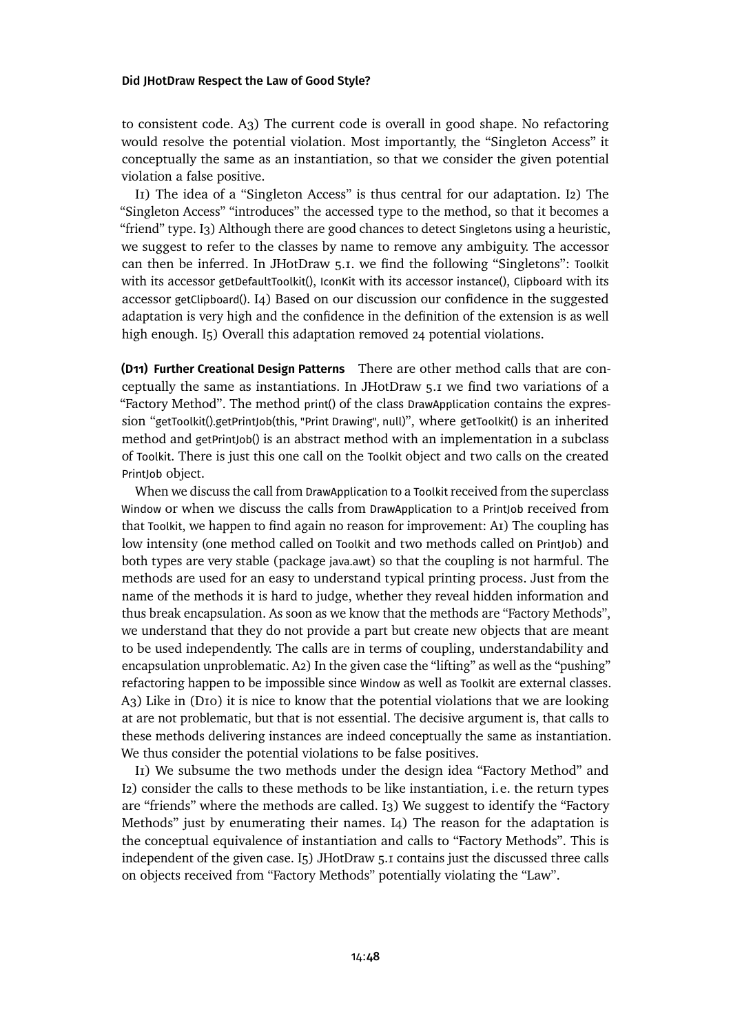to consistent code. A3) The current code is overall in good shape. No refactoring would resolve the potential violation. Most importantly, the "Singleton Access" it conceptually the same as an instantiation, so that we consider the given potential violation a false positive.

I1) The idea of a "Singleton Access" is thus central for our adaptation. I2) The "Singleton Access" "introduces" the accessed type to the method, so that it becomes a "friend" type. I3) Although there are good chances to detect Singletons using a heuristic, we suggest to refer to the classes by name to remove any ambiguity. The accessor can then be inferred. In JHotDraw 5.1. we find the following "Singletons": Toolkit with its accessor getDefaultToolkit(), IconKit with its accessor instance(), Clipboard with its accessor getClipboard(). I4) Based on our discussion our confidence in the suggested adaptation is very high and the confidence in the definition of the extension is as well high enough. I5) Overall this adaptation removed 24 potential violations.

**(D11) Further Creational Design Patterns** There are other method calls that are conceptually the same as instantiations. In JHotDraw 5.1 we find two variations of a "Factory Method". The method print() of the class DrawApplication contains the expression "getToolkit().getPrintJob(this, "Print Drawing", null)", where getToolkit() is an inherited method and getPrintJob() is an abstract method with an implementation in a subclass of Toolkit. There is just this one call on the Toolkit object and two calls on the created PrintJob object.

When we discuss the call from DrawApplication to a Toolkit received from the superclass Window or when we discuss the calls from DrawApplication to a PrintJob received from that Toolkit, we happen to find again no reason for improvement: A1) The coupling has low intensity (one method called on Toolkit and two methods called on PrintJob) and both types are very stable (package java.awt) so that the coupling is not harmful. The methods are used for an easy to understand typical printing process. Just from the name of the methods it is hard to judge, whether they reveal hidden information and thus break encapsulation. As soon as we know that the methods are "Factory Methods", we understand that they do not provide a part but create new objects that are meant to be used independently. The calls are in terms of coupling, understandability and encapsulation unproblematic. A2) In the given case the "lifting" as well as the "pushing" refactoring happen to be impossible since Window as well as Toolkit are external classes. A3) Like in (D10) it is nice to know that the potential violations that we are looking at are not problematic, but that is not essential. The decisive argument is, that calls to these methods delivering instances are indeed conceptually the same as instantiation. We thus consider the potential violations to be false positives.

I1) We subsume the two methods under the design idea "Factory Method" and I2) consider the calls to these methods to be like instantiation, i.e. the return types are "friends" where the methods are called. I3) We suggest to identify the "Factory Methods" just by enumerating their names. I4) The reason for the adaptation is the conceptual equivalence of instantiation and calls to "Factory Methods". This is independent of the given case. I5) JHotDraw 5.1 contains just the discussed three calls on objects received from "Factory Methods" potentially violating the "Law".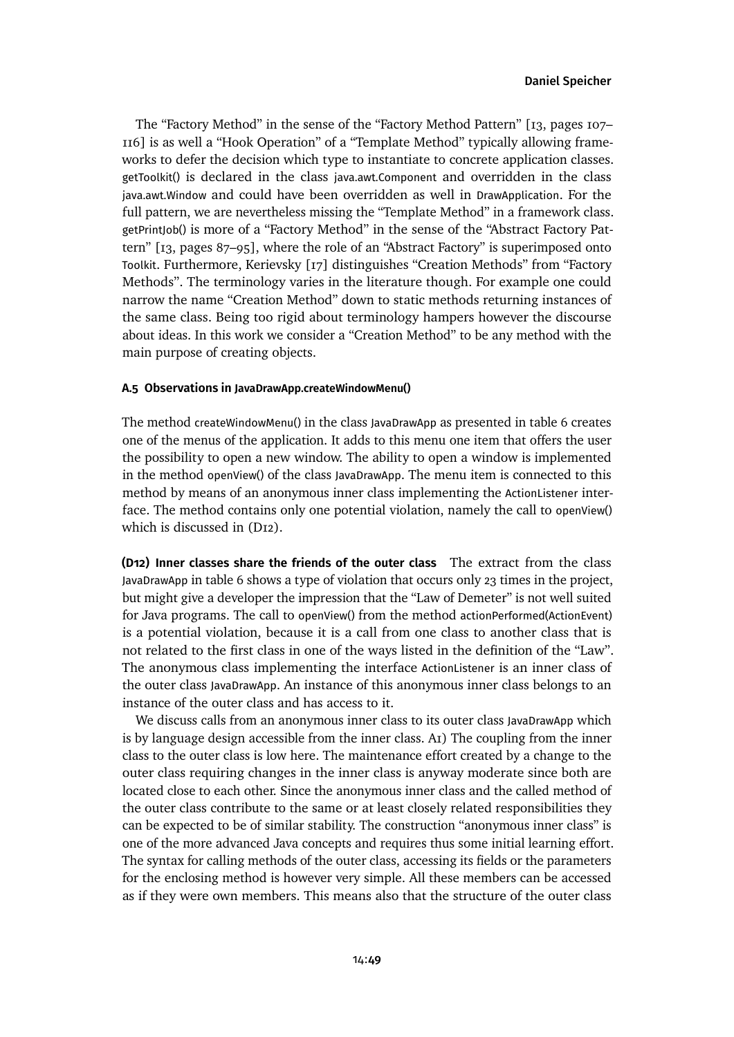The "Factory Method" in the sense of the "Factory Method Pattern" [13, pages 107–116] is as well a "Hook Operation" of a "Template Method" typically allowing frameworks to defer the decision which type to instantiate to concrete application classes. getToolkit() is declared in the class java.awt.Component and overridden in the class java.awt.Window and could have been overridden as well in DrawApplication. For the full pattern, we are nevertheless missing the "Template Method" in a framework class. getPrintJob() is more of a "Factory Method" in the sense of the "Abstract Factory Pattern" [13, pages 87–95], where the role of an "Abstract Factory" is superimposed onto Toolkit. Furthermore, Kerievsky [17] distinguishes "Creation Methods" from "Factory Methods". The terminology varies in the literature though. For example one could narrow the name "Creation Method" down to static methods returning instances of the same class. Being too rigid about terminology hampers however the discourse about ideas. In this work we consider a "Creation Method" to be any method with the main purpose of creating objects.

#### A.5 Observations in JavaDrawApp.createWindowMenu()

The method createWindowMenu() in the class JavaDrawApp as presented in table 6 creates one of the menus of the application. It adds to this menu one item that offers the user the possibility to open a new window. The ability to open a window is implemented in the method openView() of the class JavaDrawApp. The menu item is connected to this method by means of an anonymous inner class implementing the ActionListener interface. The method contains only one potential violation, namely the call to openView() which is discussed in (D12).

**(D12) Inner classes share the friends of the outer class** The extract from the class JavaDrawApp in table 6 shows a type of violation that occurs only 23 times in the project, but might give a developer the impression that the "Law of Demeter" is not well suited for Java programs. The call to openView() from the method actionPerformed(ActionEvent) is a potential violation, because it is a call from one class to another class that is not related to the first class in one of the ways listed in the definition of the "Law". The anonymous class implementing the interface ActionListener is an inner class of the outer class JavaDrawApp. An instance of this anonymous inner class belongs to an instance of the outer class and has access to it.

We discuss calls from an anonymous inner class to its outer class JavaDrawApp which is by language design accessible from the inner class. A1) The coupling from the inner class to the outer class is low here. The maintenance effort created by a change to the outer class requiring changes in the inner class is anyway moderate since both are located close to each other. Since the anonymous inner class and the called method of the outer class contribute to the same or at least closely related responsibilities they can be expected to be of similar stability. The construction "anonymous inner class" is one of the more advanced Java concepts and requires thus some initial learning effort. The syntax for calling methods of the outer class, accessing its fields or the parameters for the enclosing method is however very simple. All these members can be accessed as if they were own members. This means also that the structure of the outer class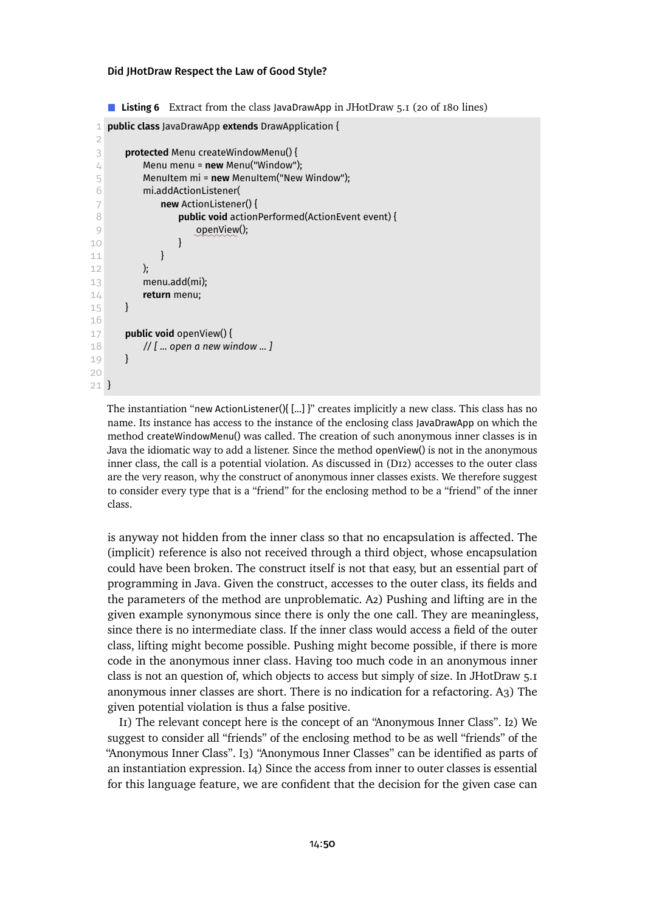**Listing 6** Extract from the class JavaDrawApp in JHotDraw 5.1 (20 of 180 lines)

```
public class JavaDrawApp extends DrawApplication {

    protected Menu createWindowMenu() {
        Menu menu = new Menu("Window");
        MenuItem mi = new MenuItem("New Window");
        mi.addActionListener(
            new ActionListener() {
                public void actionPerformed(ActionEvent event) {
                    openView();
                }
            }
        );
        menu.add(mi);
        return menu;
    }

    public void openView() {
        // [ ... open a new window ... ]
    }

}
```

The instantiation "new ActionListener(){ [...] }" creates implicitly a new class. This class has no name. Its instance has access to the instance of the enclosing class JavaDrawApp on which the method createWindowMenu() was called. The creation of such anonymous inner classes is in Java the idiomatic way to add a listener. Since the method openView() is not in the anonymous inner class, the call is a potential violation. As discussed in (D12) accesses to the outer class are the very reason, why the construct of anonymous inner classes exists. We therefore suggest to consider every type that is a "friend" for the enclosing method to be a "friend" of the inner class.

is anyway not hidden from the inner class so that no encapsulation is affected. The (implicit) reference is also not received through a third object, whose encapsulation could have been broken. The construct itself is not that easy, but an essential part of programming in Java. Given the construct, accesses to the outer class, its fields and the parameters of the method are unproblematic. A2) Pushing and lifting are in the given example synonymous since there is only the one call. They are meaningless, since there is no intermediate class. If the inner class would access a field of the outer class, lifting might become possible. Pushing might become possible, if there is more code in the anonymous inner class. Having too much code in an anonymous inner class is not an question of, which objects to access but simply of size. In JHotDraw 5.1 anonymous inner classes are short. There is no indication for a refactoring. A3) The given potential violation is thus a false positive.

I1) The relevant concept here is the concept of an "Anonymous Inner Class". I2) We suggest to consider all "friends" of the enclosing method to be as well "friends" of the "Anonymous Inner Class". I3) "Anonymous Inner Classes" can be identified as parts of an instantiation expression. I4) Since the access from inner to outer classes is essential for this language feature, we are confident that the decision for the given case can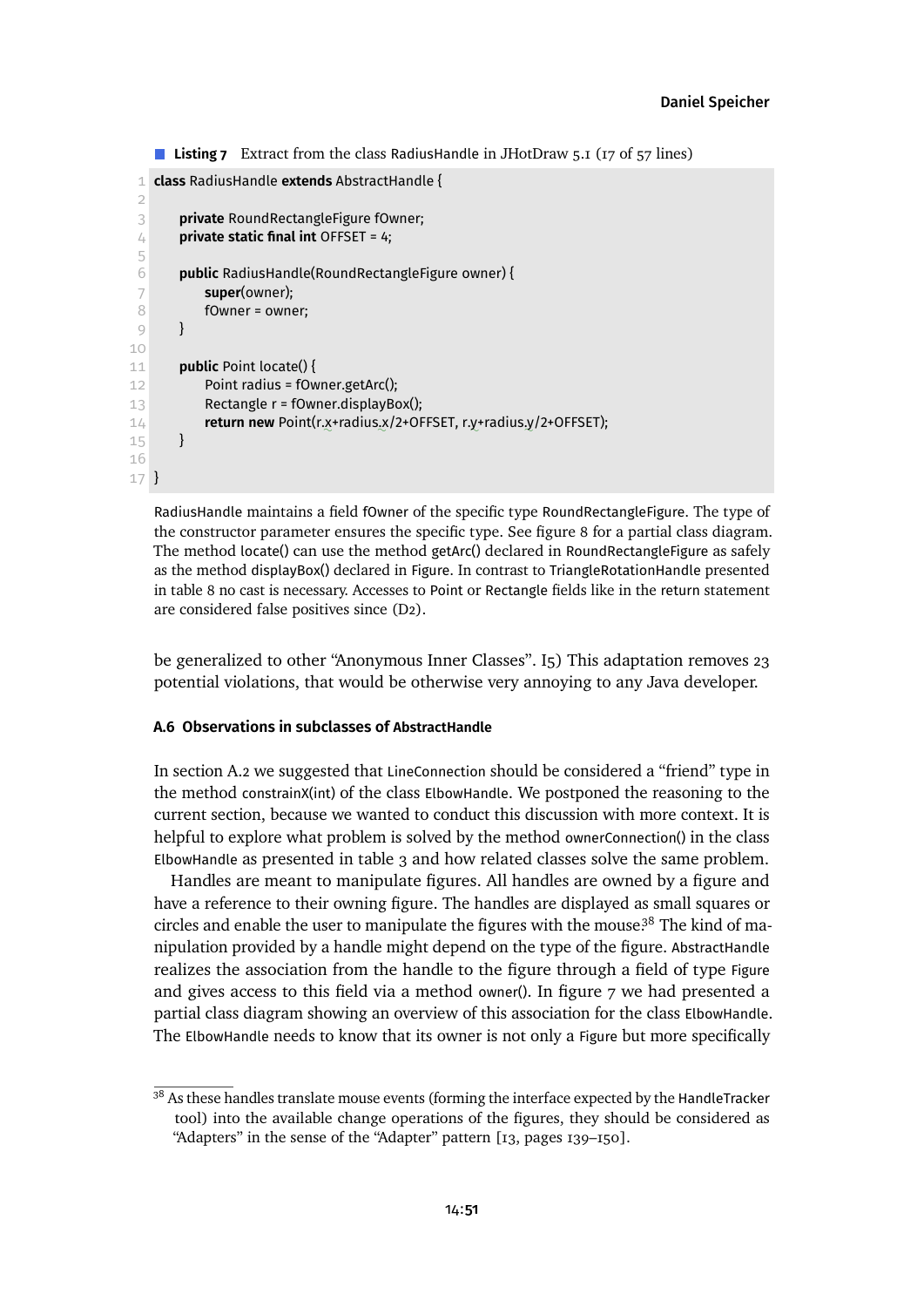**Listing 7** Extract from the class RadiusHandle in JHotDraw 5.1 (17 of 57 lines)

```
class RadiusHandle extends AbstractHandle {

    private RoundRectangleFigure fOwner;
    private static final int OFFSET = 4;

    public RadiusHandle(RoundRectangleFigure owner) {
        super(owner);
        fOwner = owner;
    }

    public Point locate() {
        Point radius = fOwner.getArc();
        Rectangle r = fOwner.displayBox();
        return new Point(r.x+radius.x/2+OFFSET, r.y+radius.y/2+OFFSET);
    }

}
```

RadiusHandle maintains a field fOwner of the specific type RoundRectangleFigure. The type of the constructor parameter ensures the specific type. See figure 8 for a partial class diagram. The method locate() can use the method getArc() declared in RoundRectangleFigure as safely as the method displayBox() declared in Figure. In contrast to TriangleRotationHandle presented in table 8 no cast is necessary. Accesses to Point or Rectangle fields like in the return statement are considered false positives since (D2).

be generalized to other "Anonymous Inner Classes". I5) This adaptation removes 23 potential violations, that would be otherwise very annoying to any Java developer.

#### A.6 Observations in subclasses of AbstractHandle

In section A.2 we suggested that LineConnection should be considered a "friend" type in the method constrainX(int) of the class ElbowHandle. We postponed the reasoning to the current section, because we wanted to conduct this discussion with more context. It is helpful to explore what problem is solved by the method ownerConnection() in the class ElbowHandle as presented in table 3 and how related classes solve the same problem.

Handles are meant to manipulate figures. All handles are owned by a figure and have a reference to their owning figure. The handles are displayed as small squares or circles and enable the user to manipulate the figures with the mouse.[38] The kind of manipulation provided by a handle might depend on the type of the figure. AbstractHandle realizes the association from the handle to the figure through a field of type Figure and gives access to this field via a method owner(). In figure 7 we had presented a partial class diagram showing an overview of this association for the class ElbowHandle. The ElbowHandle needs to know that its owner is not only a Figure but more specifically

[38] As these handles translate mouse events (forming the interface expected by the HandleTracker tool) into the available change operations of the figures, they should be considered as "Adapters" in the sense of the "Adapter" pattern [13, pages 139–150].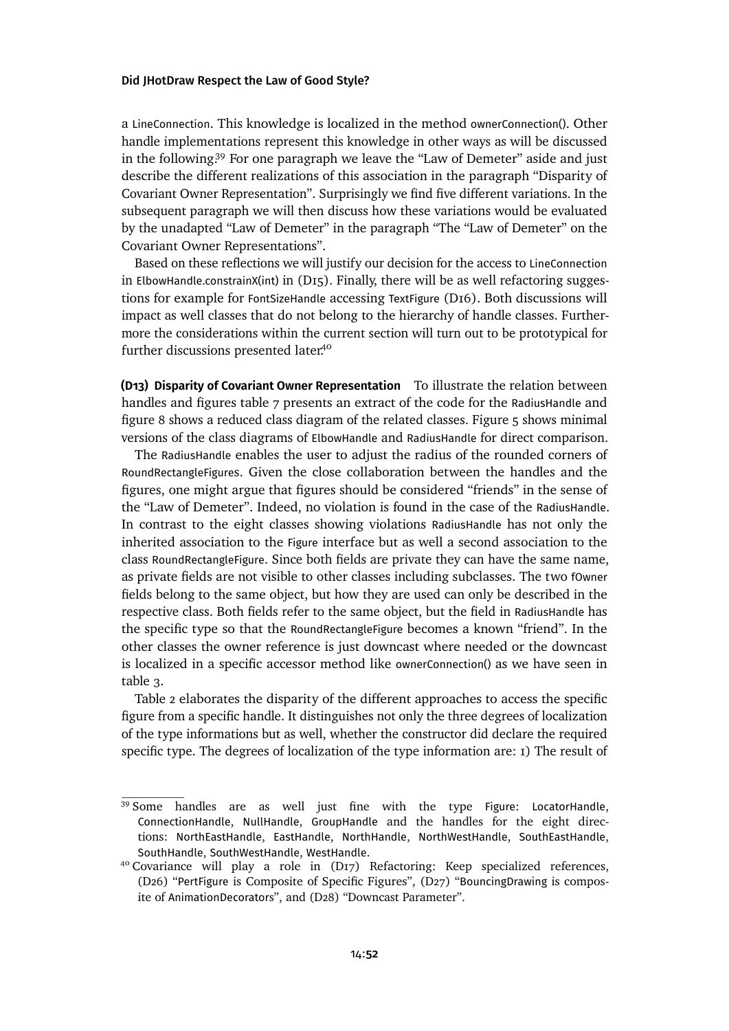a LineConnection. This knowledge is localized in the method ownerConnection(). Other handle implementations represent this knowledge in other ways as will be discussed in the following.[39] For one paragraph we leave the "Law of Demeter" aside and just describe the different realizations of this association in the paragraph "Disparity of Covariant Owner Representation". Surprisingly we find five different variations. In the subsequent paragraph we will then discuss how these variations would be evaluated by the unadapted "Law of Demeter" in the paragraph "The "Law of Demeter" on the Covariant Owner Representations".

Based on these reflections we will justify our decision for the access to LineConnection in ElbowHandle.constrainX(int) in (D15). Finally, there will be as well refactoring suggestions for example for FontSizeHandle accessing TextFigure (D16). Both discussions will impact as well classes that do not belong to the hierarchy of handle classes. Furthermore the considerations within the current section will turn out to be prototypical for further discussions presented later.[40]

**(D13) Disparity of Covariant Owner Representation** To illustrate the relation between handles and figures table 7 presents an extract of the code for the RadiusHandle and figure 8 shows a reduced class diagram of the related classes. Figure 5 shows minimal versions of the class diagrams of ElbowHandle and RadiusHandle for direct comparison.

The RadiusHandle enables the user to adjust the radius of the rounded corners of RoundRectangleFigures. Given the close collaboration between the handles and the figures, one might argue that figures should be considered "friends" in the sense of the "Law of Demeter". Indeed, no violation is found in the case of the RadiusHandle. In contrast to the eight classes showing violations RadiusHandle has not only the inherited association to the Figure interface but as well a second association to the class RoundRectangleFigure. Since both fields are private they can have the same name, as private fields are not visible to other classes including subclasses. The two fOwner fields belong to the same object, but how they are used can only be described in the respective class. Both fields refer to the same object, but the field in RadiusHandle has the specific type so that the RoundRectangleFigure becomes a known "friend". In the other classes the owner reference is just downcast where needed or the downcast is localized in a specific accessor method like ownerConnection() as we have seen in table 3.

Table 2 elaborates the disparity of the different approaches to access the specific figure from a specific handle. It distinguishes not only the three degrees of localization of the type informations but as well, whether the constructor did declare the required specific type. The degrees of localization of the type information are: 1) The result of

---

[39] Some handles are as well just fine with the type Figure: LocatorHandle, ConnectionHandle, NullHandle, GroupHandle and the handles for the eight directions: NorthEastHandle, EastHandle, NorthHandle, NorthWestHandle, SouthEastHandle, SouthHandle, SouthWestHandle, WestHandle.

[40] Covariance will play a role in (D17) Refactoring: Keep specialized references, (D26) "PertFigure is Composite of Specific Figures", (D27) "BouncingDrawing is composite of AnimationDecorators", and (D28) "Downcast Parameter".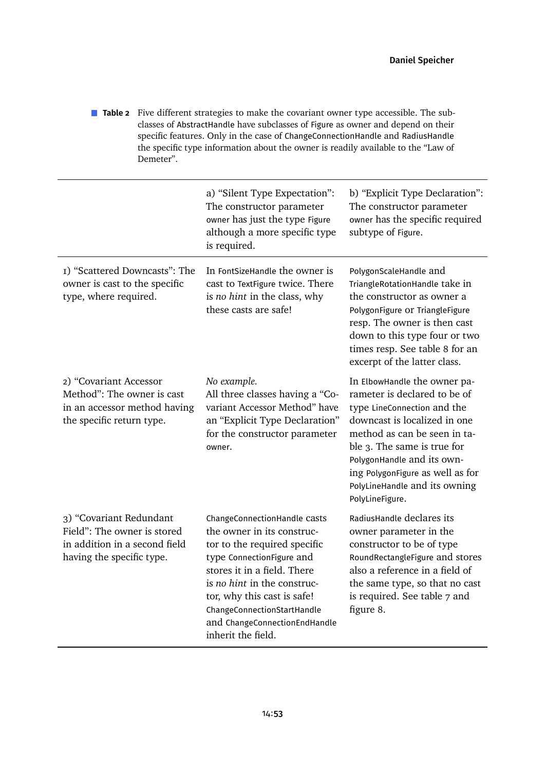**Table 2** Five different strategies to make the covariant owner type accessible. The subclasses of AbstractHandle have subclasses of Figure as owner and depend on their specific features. Only in the case of ChangeConnectionHandle and RadiusHandle the specific type information about the owner is readily available to the "Law of Demeter".

| | a) "Silent Type Expectation": The constructor parameter owner has just the type Figure although a more specific type is required. | b) "Explicit Type Declaration": The constructor parameter owner has the specific required subtype of Figure. |
|---|---|---|
| 1) "Scattered Downcasts": The owner is cast to the specific type, where required. | In FontSizeHandle the owner is cast to TextFigure twice. There is *no hint* in the class, why these casts are safe! | PolygonScaleHandle and TriangleRotationHandle take in the constructor as owner a PolygonFigure or TriangleFigure resp. The owner is then cast down to this type four or two times resp. See table 8 for an excerpt of the latter class. |
| 2) "Covariant Accessor Method": The owner is cast in an accessor method having the specific return type. | *No example.* All three classes having a "Covariant Accessor Method" have an "Explicit Type Declaration" for the constructor parameter owner. | In ElbowHandle the owner parameter is declared to be of type LineConnection and the downcast is localized in one method as can be seen in table 3. The same is true for PolygonHandle and its owning PolygonFigure as well as for PolyLineHandle and its owning PolyLineFigure. |
| 3) "Covariant Redundant Field": The owner is stored in addition in a second field having the specific type. | ChangeConnectionHandle casts the owner in its constructor to the required specific type ConnectionFigure and stores it in a field. There is *no hint* in the constructor, why this cast is safe! ChangeConnectionStartHandle and ChangeConnectionEndHandle inherit the field. | RadiusHandle declares its owner parameter in the constructor to be of type RoundRectangleFigure and stores also a reference in a field of the same type, so that no cast is required. See table 7 and figure 8. |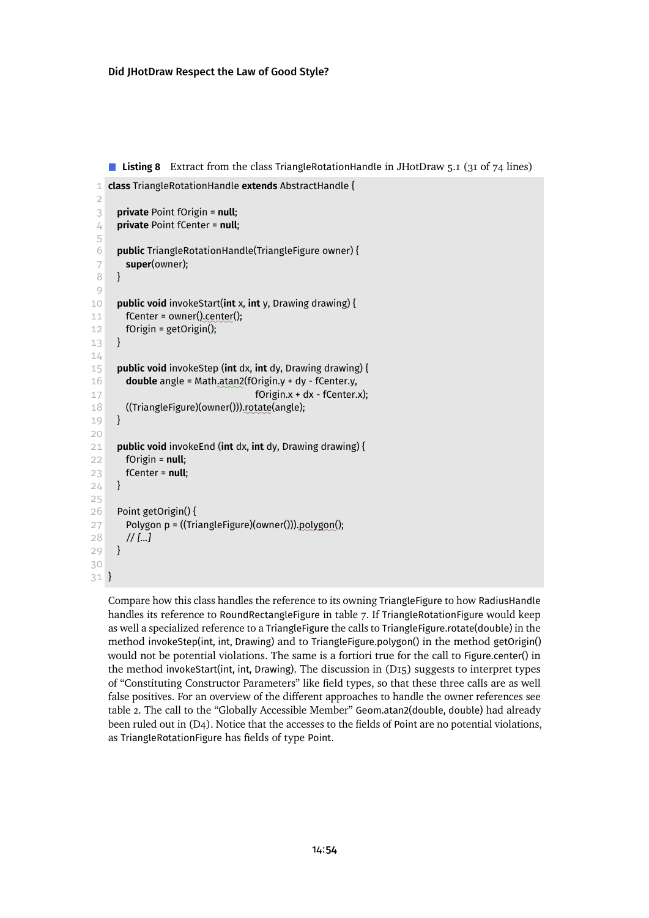**Listing 8** Extract from the class TriangleRotationHandle in JHotDraw 5.1 (31 of 74 lines)

```
class TriangleRotationHandle extends AbstractHandle {

  private Point fOrigin = null;
  private Point fCenter = null;

  public TriangleRotationHandle(TriangleFigure owner) {
    super(owner);
  }

  public void invokeStart(int x, int y, Drawing drawing) {
    fCenter = owner().center();
    fOrigin = getOrigin();
  }

  public void invokeStep (int dx, int dy, Drawing drawing) {
    double angle = Math.atan2(fOrigin.y + dy - fCenter.y,
                              fOrigin.x + dx - fCenter.x);
    ((TriangleFigure)(owner())).rotate(angle);
  }

  public void invokeEnd (int dx, int dy, Drawing drawing) {
    fOrigin = null;
    fCenter = null;
  }

  Point getOrigin() {
    Polygon p = ((TriangleFigure)(owner())).polygon();
    // [...]
  }

}
```

Compare how this class handles the reference to its owning TriangleFigure to how RadiusHandle handles its reference to RoundRectangleFigure in table 7. If TriangleRotationFigure would keep as well a specialized reference to a TriangleFigure the calls to TriangleFigure.rotate(double) in the method invokeStep(int, int, Drawing) and to TriangleFigure.polygon() in the method getOrigin() would not be potential violations. The same is a fortiori true for the call to Figure.center() in the method invokeStart(int, int, Drawing). The discussion in (D15) suggests to interpret types of "Constituting Constructor Parameters" like field types, so that these three calls are as well false positives. For an overview of the different approaches to handle the owner references see table 2. The call to the "Globally Accessible Member" Geom.atan2(double, double) had already been ruled out in (D4). Notice that the accesses to the fields of Point are no potential violations, as TriangleRotationFigure has fields of type Point.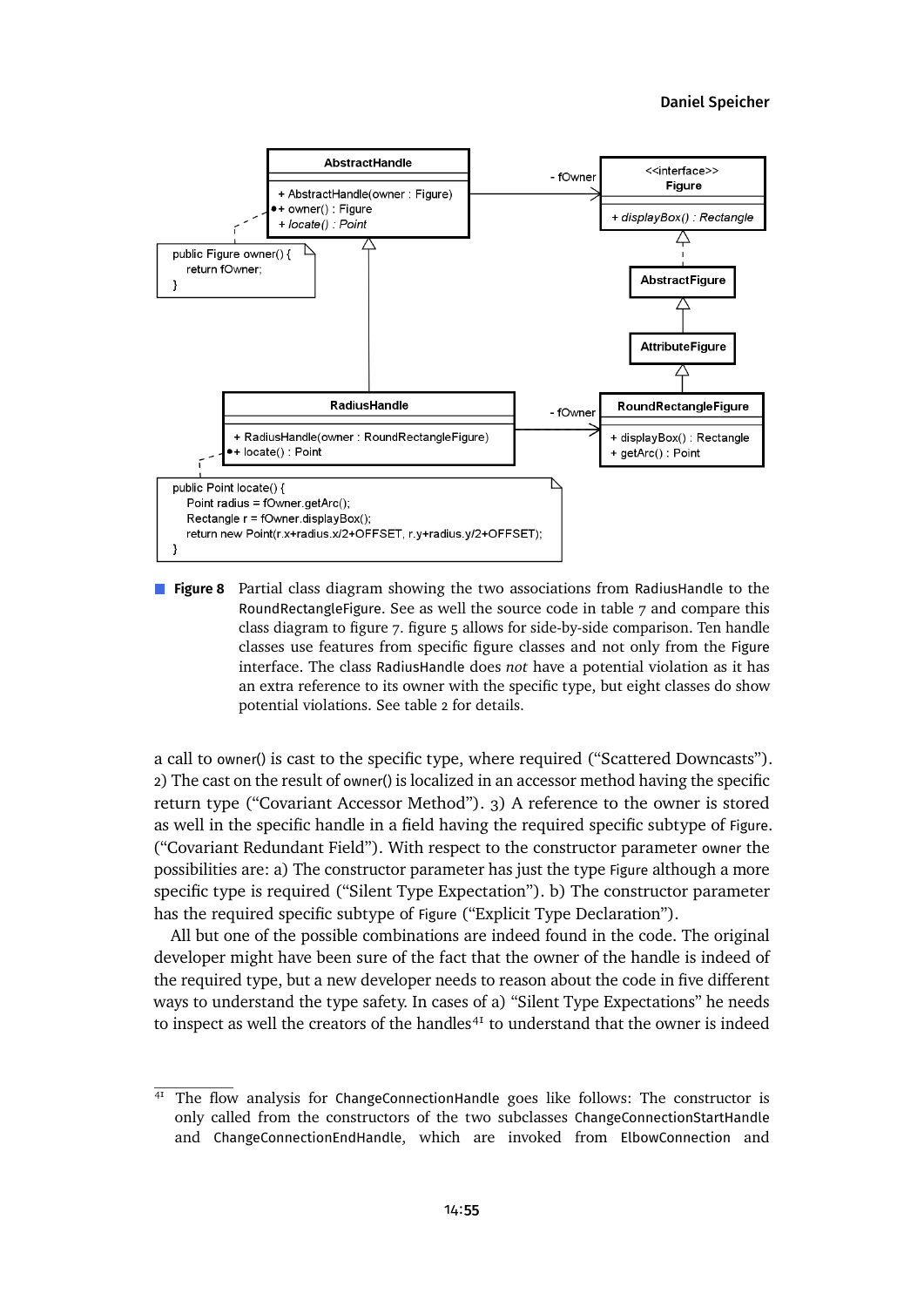**Figure 8** Partial class diagram showing the two associations from RadiusHandle to the RoundRectangleFigure. See as well the source code in table 7 and compare this class diagram to figure 7. figure 5 allows for side-by-side comparison. Ten handle classes use features from specific figure classes and not only from the Figure interface. The class RadiusHandle does *not* have a potential violation as it has an extra reference to its owner with the specific type, but eight classes do show potential violations. See table 2 for details.

a call to owner() is cast to the specific type, where required ("Scattered Downcasts"). 2) The cast on the result of owner() is localized in an accessor method having the specific return type ("Covariant Accessor Method"). 3) A reference to the owner is stored as well in the specific handle in a field having the required specific subtype of Figure. ("Covariant Redundant Field"). With respect to the constructor parameter owner the possibilities are: a) The constructor parameter has just the type Figure although a more specific type is required ("Silent Type Expectation"). b) The constructor parameter has the required specific subtype of Figure ("Explicit Type Declaration").

All but one of the possible combinations are indeed found in the code. The original developer might have been sure of the fact that the owner of the handle is indeed of the required type, but a new developer needs to reason about the code in five different ways to understand the type safety. In cases of a) "Silent Type Expectations" he needs to inspect as well the creators of the handles[41] to understand that the owner is indeed

[41] The flow analysis for ChangeConnectionHandle goes like follows: The constructor is only called from the constructors of the two subclasses ChangeConnectionStartHandle and ChangeConnectionEndHandle, which are invoked from ElbowConnection and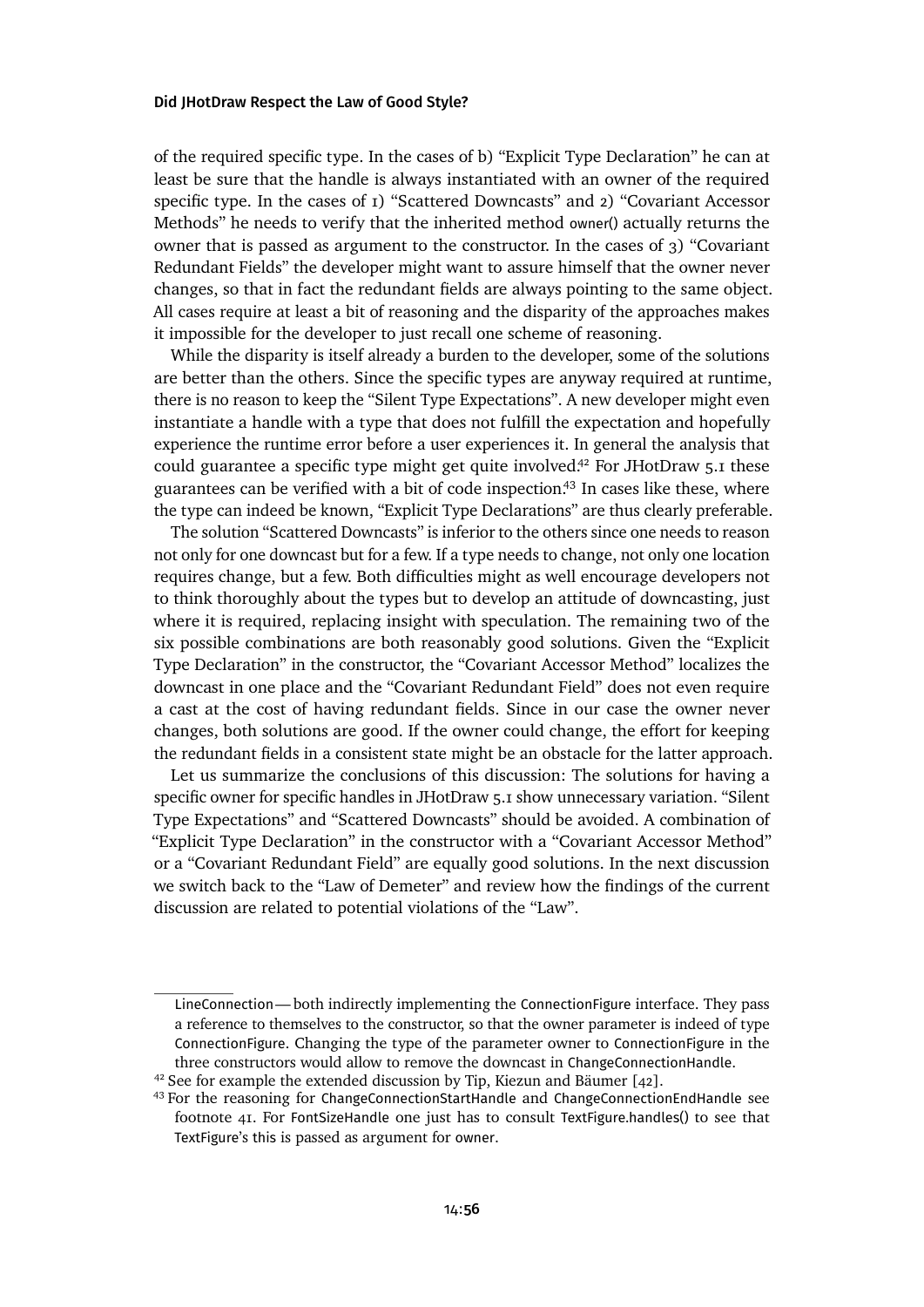of the required specific type. In the cases of b) “Explicit Type Declaration” he can at least be sure that the handle is always instantiated with an owner of the required specific type. In the cases of 1) “Scattered Downcasts” and 2) “Covariant Accessor Methods” he needs to verify that the inherited method owner() actually returns the owner that is passed as argument to the constructor. In the cases of 3) “Covariant Redundant Fields” the developer might want to assure himself that the owner never changes, so that in fact the redundant fields are always pointing to the same object. All cases require at least a bit of reasoning and the disparity of the approaches makes it impossible for the developer to just recall one scheme of reasoning.

While the disparity is itself already a burden to the developer, some of the solutions are better than the others. Since the specific types are anyway required at runtime, there is no reason to keep the “Silent Type Expectations”. A new developer might even instantiate a handle with a type that does not fulfill the expectation and hopefully experience the runtime error before a user experiences it. In general the analysis that could guarantee a specific type might get quite involved.[42] For JHotDraw 5.1 these guarantees can be verified with a bit of code inspection.[43] In cases like these, where the type can indeed be known, “Explicit Type Declarations” are thus clearly preferable.

The solution “Scattered Downcasts” is inferior to the others since one needs to reason not only for one downcast but for a few. If a type needs to change, not only one location requires change, but a few. Both difficulties might as well encourage developers not to think thoroughly about the types but to develop an attitude of downcasting, just where it is required, replacing insight with speculation. The remaining two of the six possible combinations are both reasonably good solutions. Given the “Explicit Type Declaration” in the constructor, the “Covariant Accessor Method” localizes the downcast in one place and the “Covariant Redundant Field” does not even require a cast at the cost of having redundant fields. Since in our case the owner never changes, both solutions are good. If the owner could change, the effort for keeping the redundant fields in a consistent state might be an obstacle for the latter approach.

Let us summarize the conclusions of this discussion: The solutions for having a specific owner for specific handles in JHotDraw 5.1 show unnecessary variation. “Silent Type Expectations” and “Scattered Downcasts” should be avoided. A combination of “Explicit Type Declaration” in the constructor with a “Covariant Accessor Method” or a “Covariant Redundant Field” are equally good solutions. In the next discussion we switch back to the “Law of Demeter” and review how the findings of the current discussion are related to potential violations of the “Law”.

---

LineConnection — both indirectly implementing the ConnectionFigure interface. They pass a reference to themselves to the constructor, so that the owner parameter is indeed of type ConnectionFigure. Changing the type of the parameter owner to ConnectionFigure in the three constructors would allow to remove the downcast in ChangeConnectionHandle.

[42] See for example the extended discussion by Tip, Kiezun and Bäumer [42].

[43] For the reasoning for ChangeConnectionStartHandle and ChangeConnectionEndHandle see footnote 41. For FontSizeHandle one just has to consult TextFigure.handles() to see that TextFigure's this is passed as argument for owner.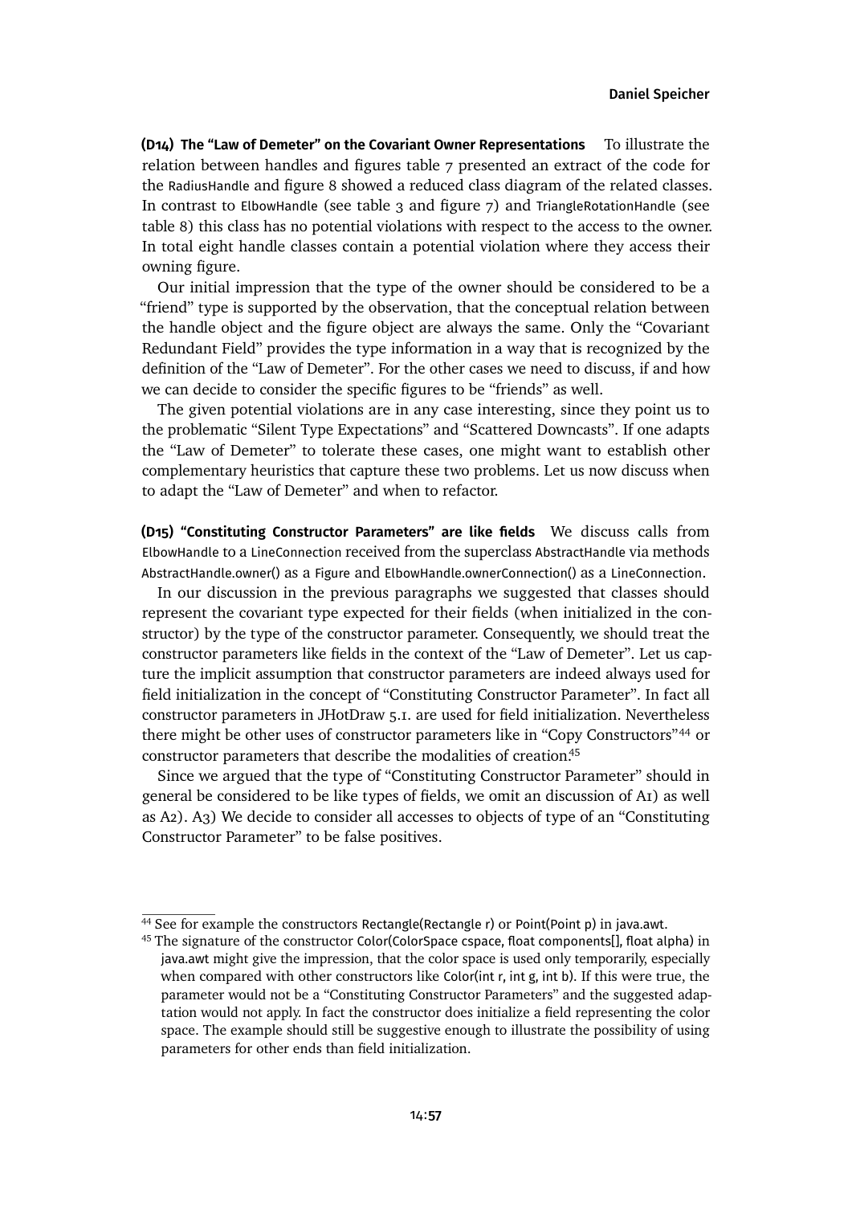**(D14) The "Law of Demeter" on the Covariant Owner Representations** To illustrate the relation between handles and figures table 7 presented an extract of the code for the RadiusHandle and figure 8 showed a reduced class diagram of the related classes. In contrast to ElbowHandle (see table 3 and figure 7) and TriangleRotationHandle (see table 8) this class has no potential violations with respect to the access to the owner. In total eight handle classes contain a potential violation where they access their owning figure.

Our initial impression that the type of the owner should be considered to be a "friend" type is supported by the observation, that the conceptual relation between the handle object and the figure object are always the same. Only the "Covariant Redundant Field" provides the type information in a way that is recognized by the definition of the "Law of Demeter". For the other cases we need to discuss, if and how we can decide to consider the specific figures to be "friends" as well.

The given potential violations are in any case interesting, since they point us to the problematic "Silent Type Expectations" and "Scattered Downcasts". If one adapts the "Law of Demeter" to tolerate these cases, one might want to establish other complementary heuristics that capture these two problems. Let us now discuss when to adapt the "Law of Demeter" and when to refactor.

**(D15) "Constituting Constructor Parameters" are like fields** We discuss calls from ElbowHandle to a LineConnection received from the superclass AbstractHandle via methods AbstractHandle.owner() as a Figure and ElbowHandle.ownerConnection() as a LineConnection.

In our discussion in the previous paragraphs we suggested that classes should represent the covariant type expected for their fields (when initialized in the constructor) by the type of the constructor parameter. Consequently, we should treat the constructor parameters like fields in the context of the "Law of Demeter". Let us capture the implicit assumption that constructor parameters are indeed always used for field initialization in the concept of "Constituting Constructor Parameter". In fact all constructor parameters in JHotDraw 5.1. are used for field initialization. Nevertheless there might be other uses of constructor parameters like in "Copy Constructors"[44] or constructor parameters that describe the modalities of creation.[45]

Since we argued that the type of "Constituting Constructor Parameter" should in general be considered to be like types of fields, we omit an discussion of A1) as well as A2). A3) We decide to consider all accesses to objects of type of an "Constituting Constructor Parameter" to be false positives.

---

[44] See for example the constructors Rectangle(Rectangle r) or Point(Point p) in java.awt.

[45] The signature of the constructor Color(ColorSpace cspace, float components[], float alpha) in java.awt might give the impression, that the color space is used only temporarily, especially when compared with other constructors like Color(int r, int g, int b). If this were true, the parameter would not be a "Constituting Constructor Parameters" and the suggested adaptation would not apply. In fact the constructor does initialize a field representing the color space. The example should still be suggestive enough to illustrate the possibility of using parameters for other ends than field initialization.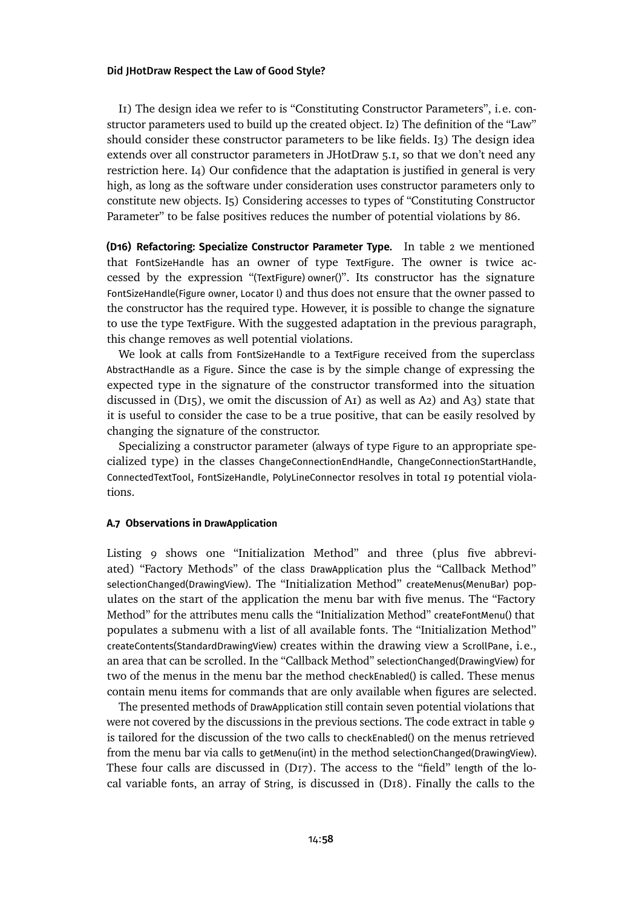I1) The design idea we refer to is "Constituting Constructor Parameters", i.e. constructor parameters used to build up the created object. I2) The definition of the "Law" should consider these constructor parameters to be like fields. I3) The design idea extends over all constructor parameters in JHotDraw 5.1, so that we don't need any restriction here. I4) Our confidence that the adaptation is justified in general is very high, as long as the software under consideration uses constructor parameters only to constitute new objects. I5) Considering accesses to types of "Constituting Constructor Parameter" to be false positives reduces the number of potential violations by 86.

**(D16) Refactoring: Specialize Constructor Parameter Type.** In table 2 we mentioned that FontSizeHandle has an owner of type TextFigure. The owner is twice accessed by the expression "(TextFigure) owner()". Its constructor has the signature FontSizeHandle(Figure owner, Locator l) and thus does not ensure that the owner passed to the constructor has the required type. However, it is possible to change the signature to use the type TextFigure. With the suggested adaptation in the previous paragraph, this change removes as well potential violations.

We look at calls from FontSizeHandle to a TextFigure received from the superclass AbstractHandle as a Figure. Since the case is by the simple change of expressing the expected type in the signature of the constructor transformed into the situation discussed in (D15), we omit the discussion of A1) as well as A2) and A3) state that it is useful to consider the case to be a true positive, that can be easily resolved by changing the signature of the constructor.

Specializing a constructor parameter (always of type Figure to an appropriate specialized type) in the classes ChangeConnectionEndHandle, ChangeConnectionStartHandle, ConnectedTextTool, FontSizeHandle, PolyLineConnector resolves in total 19 potential violations.

### A.7 Observations in DrawApplication

Listing 9 shows one "Initialization Method" and three (plus five abbreviated) "Factory Methods" of the class DrawApplication plus the "Callback Method" selectionChanged(DrawingView). The "Initialization Method" createMenus(MenuBar) populates on the start of the application the menu bar with five menus. The "Factory Method" for the attributes menu calls the "Initialization Method" createFontMenu() that populates a submenu with a list of all available fonts. The "Initialization Method" createContents(StandardDrawingView) creates within the drawing view a ScrollPane, i.e., an area that can be scrolled. In the "Callback Method" selectionChanged(DrawingView) for two of the menus in the menu bar the method checkEnabled() is called. These menus contain menu items for commands that are only available when figures are selected.

The presented methods of DrawApplication still contain seven potential violations that were not covered by the discussions in the previous sections. The code extract in table 9 is tailored for the discussion of the two calls to checkEnabled() on the menus retrieved from the menu bar via calls to getMenu(int) in the method selectionChanged(DrawingView). These four calls are discussed in (D17). The access to the "field" length of the local variable fonts, an array of String, is discussed in (D18). Finally the calls to the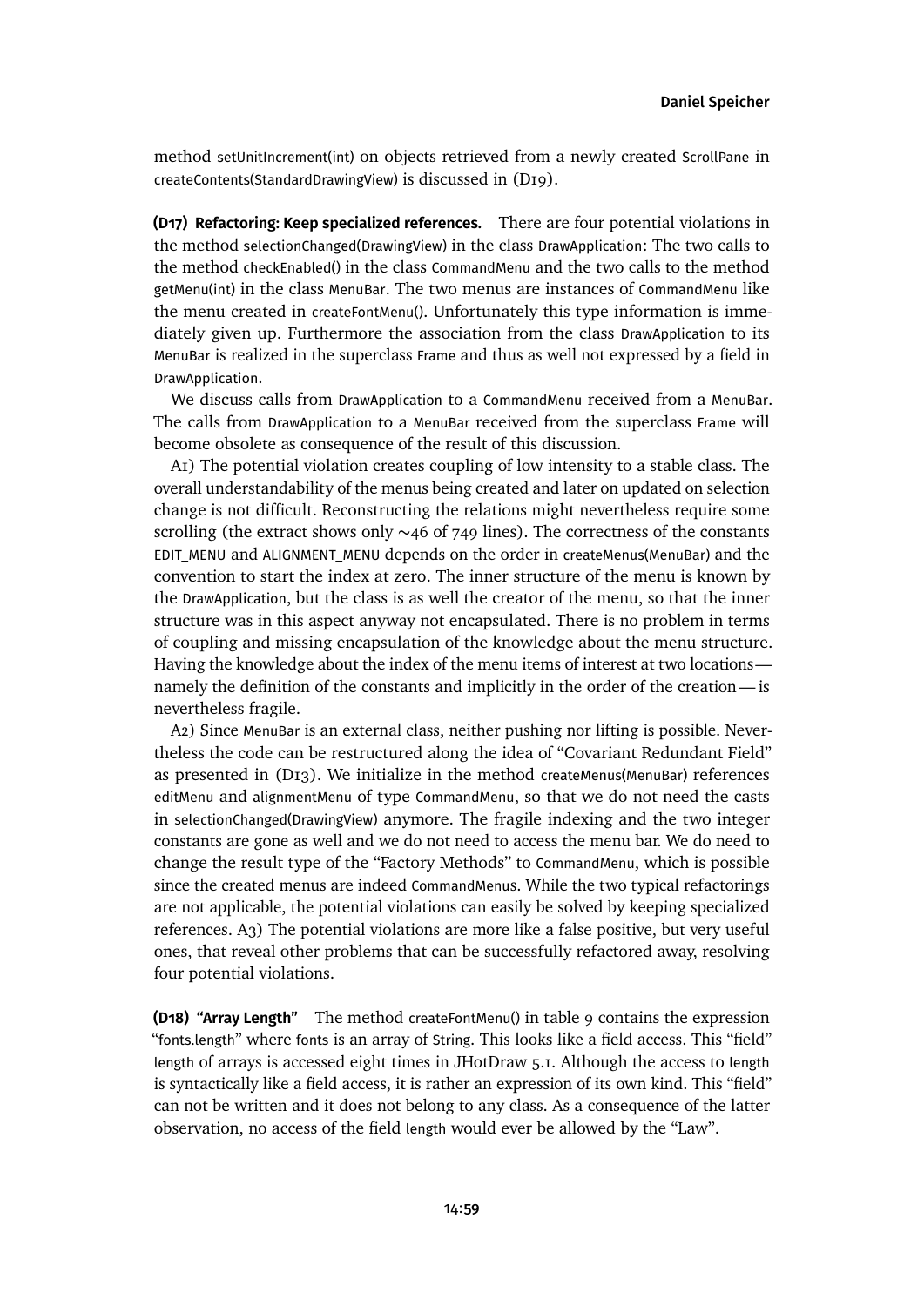method setUnitIncrement(int) on objects retrieved from a newly created ScrollPane in createContents(StandardDrawingView) is discussed in (D19).

**(D17) Refactoring: Keep specialized references.** There are four potential violations in the method selectionChanged(DrawingView) in the class DrawApplication: The two calls to the method checkEnabled() in the class CommandMenu and the two calls to the method getMenu(int) in the class MenuBar. The two menus are instances of CommandMenu like the menu created in createFontMenu(). Unfortunately this type information is immediately given up. Furthermore the association from the class DrawApplication to its MenuBar is realized in the superclass Frame and thus as well not expressed by a field in DrawApplication.

We discuss calls from DrawApplication to a CommandMenu received from a MenuBar. The calls from DrawApplication to a MenuBar received from the superclass Frame will become obsolete as consequence of the result of this discussion.

A1) The potential violation creates coupling of low intensity to a stable class. The overall understandability of the menus being created and later on updated on selection change is not difficult. Reconstructing the relations might nevertheless require some scrolling (the extract shows only ~46 of 749 lines). The correctness of the constants EDIT_MENU and ALIGNMENT_MENU depends on the order in createMenus(MenuBar) and the convention to start the index at zero. The inner structure of the menu is known by the DrawApplication, but the class is as well the creator of the menu, so that the inner structure was in this aspect anyway not encapsulated. There is no problem in terms of coupling and missing encapsulation of the knowledge about the menu structure. Having the knowledge about the index of the menu items of interest at two locations—namely the definition of the constants and implicitly in the order of the creation—is nevertheless fragile.

A2) Since MenuBar is an external class, neither pushing nor lifting is possible. Nevertheless the code can be restructured along the idea of "Covariant Redundant Field" as presented in (D13). We initialize in the method createMenus(MenuBar) references editMenu and alignmentMenu of type CommandMenu, so that we do not need the casts in selectionChanged(DrawingView) anymore. The fragile indexing and the two integer constants are gone as well and we do not need to access the menu bar. We do need to change the result type of the "Factory Methods" to CommandMenu, which is possible since the created menus are indeed CommandMenus. While the two typical refactorings are not applicable, the potential violations can easily be solved by keeping specialized references. A3) The potential violations are more like a false positive, but very useful ones, that reveal other problems that can be successfully refactored away, resolving four potential violations.

**(D18) "Array Length"** The method createFontMenu() in table 9 contains the expression "fonts.length" where fonts is an array of String. This looks like a field access. This "field" length of arrays is accessed eight times in JHotDraw 5.1. Although the access to length is syntactically like a field access, it is rather an expression of its own kind. This "field" can not be written and it does not belong to any class. As a consequence of the latter observation, no access of the field length would ever be allowed by the "Law".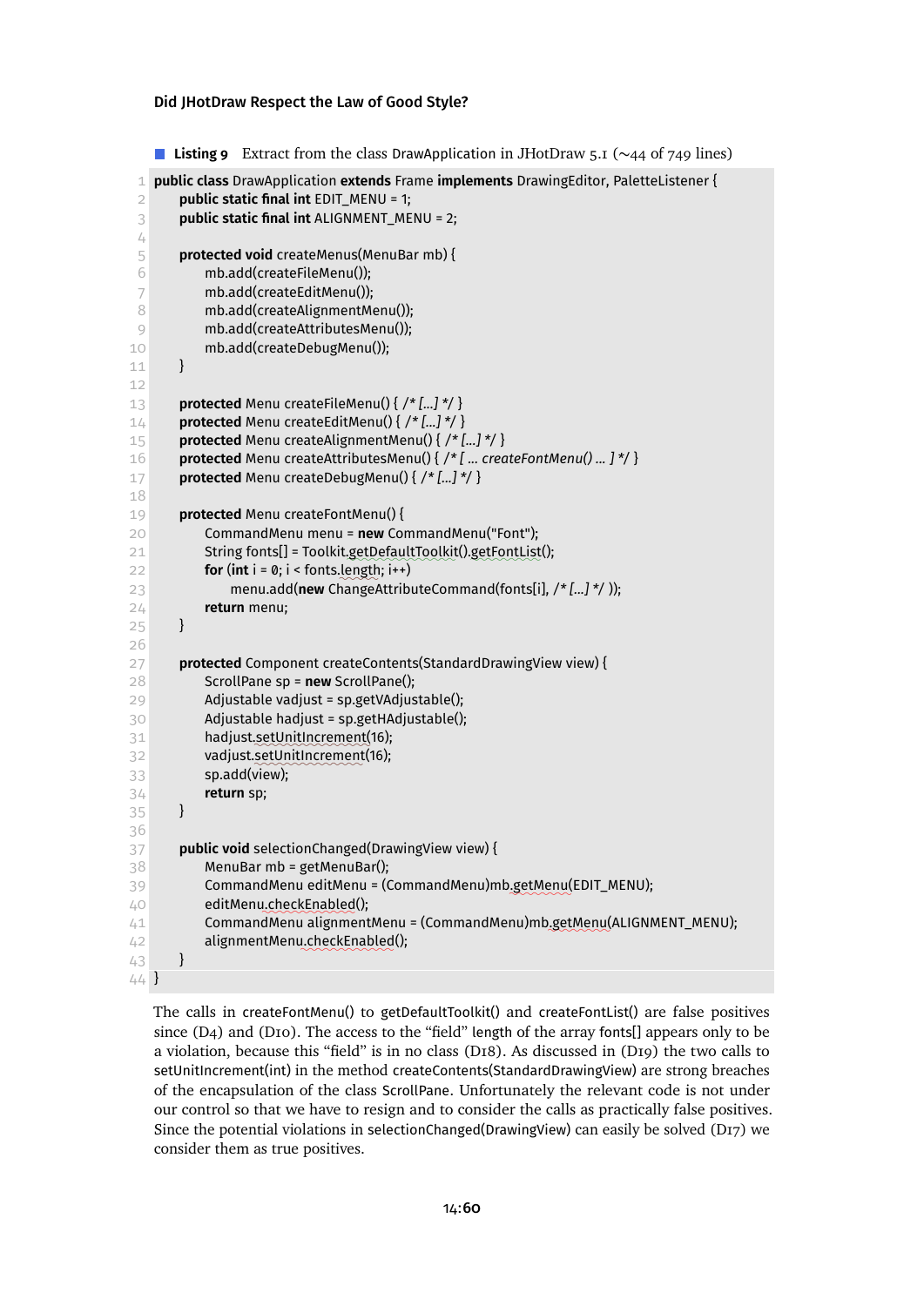**Listing 9** Extract from the class DrawApplication in JHotDraw 5.1 (~44 of 749 lines)

```
public class DrawApplication extends Frame implements DrawingEditor, PaletteListener {
    public static final int EDIT_MENU = 1;
    public static final int ALIGNMENT_MENU = 2;

    protected void createMenus(MenuBar mb) {
        mb.add(createFileMenu());
        mb.add(createEditMenu());
        mb.add(createAlignmentMenu());
        mb.add(createAttributesMenu());
        mb.add(createDebugMenu());
    }

    protected Menu createFileMenu() { /* [...] */ }
    protected Menu createEditMenu() { /* [...] */ }
    protected Menu createAlignmentMenu() { /* [...] */ }
    protected Menu createAttributesMenu() { /* [ ... createFontMenu() ... ] */ }
    protected Menu createDebugMenu() { /* [...] */ }

    protected Menu createFontMenu() {
        CommandMenu menu = new CommandMenu("Font");
        String fonts[] = Toolkit.getDefaultToolkit().getFontList();
        for (int i = 0; i < fonts.length; i++)
            menu.add(new ChangeAttributeCommand(fonts[i], /* [...] */ ));
        return menu;
    }

    protected Component createContents(StandardDrawingView view) {
        ScrollPane sp = new ScrollPane();
        Adjustable vadjust = sp.getVAdjustable();
        Adjustable hadjust = sp.getHAdjustable();
        hadjust.setUnitIncrement(16);
        vadjust.setUnitIncrement(16);
        sp.add(view);
        return sp;
    }

    public void selectionChanged(DrawingView view) {
        MenuBar mb = getMenuBar();
        CommandMenu editMenu = (CommandMenu)mb.getMenu(EDIT_MENU);
        editMenu.checkEnabled();
        CommandMenu alignmentMenu = (CommandMenu)mb.getMenu(ALIGNMENT_MENU);
        alignmentMenu.checkEnabled();
    }
}
```

The calls in createFontMenu() to getDefaultToolkit() and createFontList() are false positives since (D4) and (D10). The access to the "field" length of the array fonts[] appears only to be a violation, because this "field" is in no class (D18). As discussed in (D19) the two calls to setUnitIncrement(int) in the method createContents(StandardDrawingView) are strong breaches of the encapsulation of the class ScrollPane. Unfortunately the relevant code is not under our control so that we have to resign and to consider the calls as practically false positives. Since the potential violations in selectionChanged(DrawingView) can easily be solved (D17) we consider them as true positives.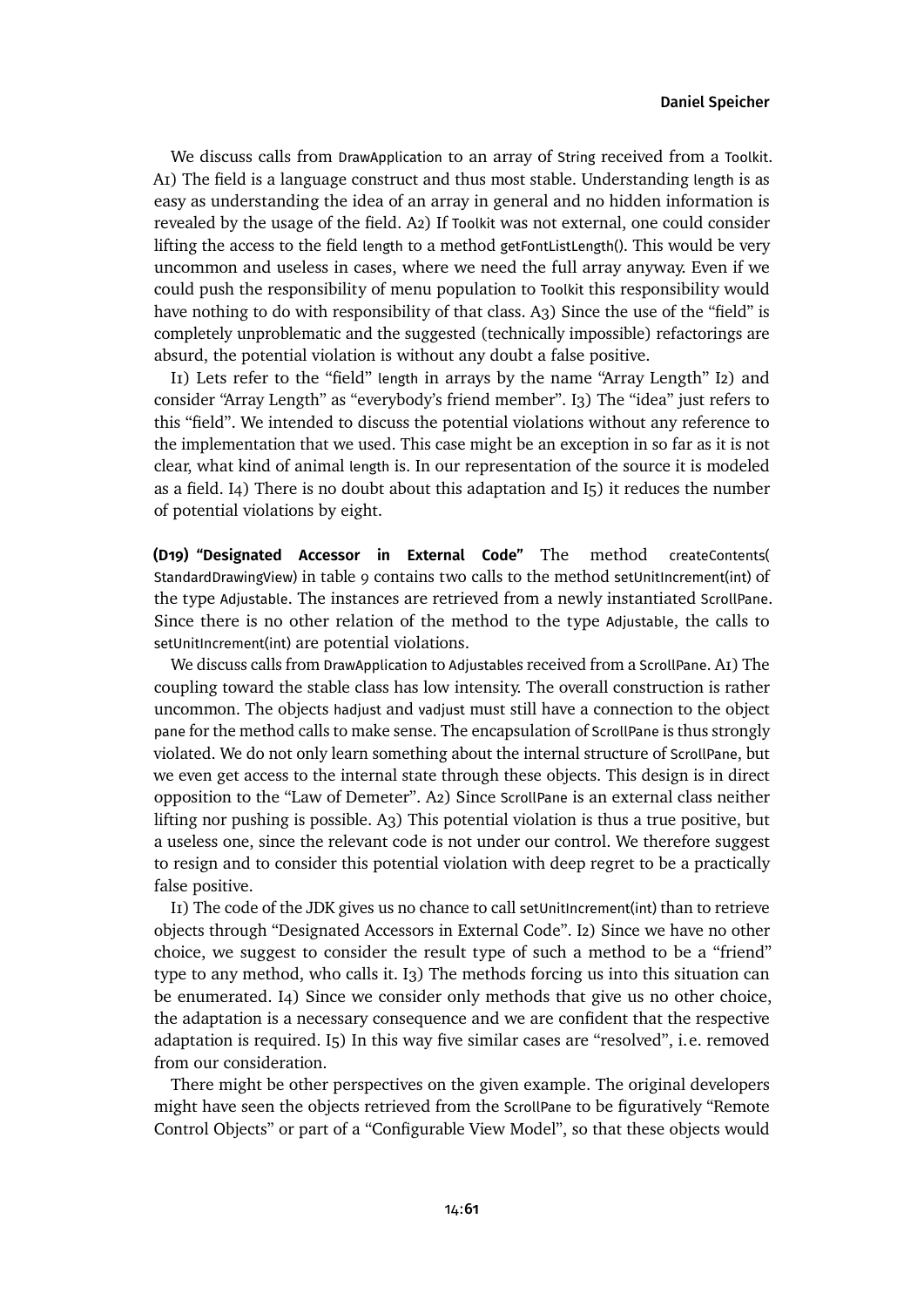We discuss calls from DrawApplication to an array of String received from a Toolkit. A1) The field is a language construct and thus most stable. Understanding length is as easy as understanding the idea of an array in general and no hidden information is revealed by the usage of the field. A2) If Toolkit was not external, one could consider lifting the access to the field length to a method getFontListLength(). This would be very uncommon and useless in cases, where we need the full array anyway. Even if we could push the responsibility of menu population to Toolkit this responsibility would have nothing to do with responsibility of that class. A3) Since the use of the "field" is completely unproblematic and the suggested (technically impossible) refactorings are absurd, the potential violation is without any doubt a false positive.

I1) Lets refer to the "field" length in arrays by the name "Array Length" I2) and consider "Array Length" as "everybody's friend member". I3) The "idea" just refers to this "field". We intended to discuss the potential violations without any reference to the implementation that we used. This case might be an exception in so far as it is not clear, what kind of animal length is. In our representation of the source it is modeled as a field. I4) There is no doubt about this adaptation and I5) it reduces the number of potential violations by eight.

**(D19) "Designated Accessor in External Code"** The method createContents( StandardDrawingView) in table 9 contains two calls to the method setUnitIncrement(int) of the type Adjustable. The instances are retrieved from a newly instantiated ScrollPane. Since there is no other relation of the method to the type Adjustable, the calls to setUnitIncrement(int) are potential violations.

We discuss calls from DrawApplication to Adjustables received from a ScrollPane. A1) The coupling toward the stable class has low intensity. The overall construction is rather uncommon. The objects hadjust and vadjust must still have a connection to the object pane for the method calls to make sense. The encapsulation of ScrollPane is thus strongly violated. We do not only learn something about the internal structure of ScrollPane, but we even get access to the internal state through these objects. This design is in direct opposition to the "Law of Demeter". A2) Since ScrollPane is an external class neither lifting nor pushing is possible. A3) This potential violation is thus a true positive, but a useless one, since the relevant code is not under our control. We therefore suggest to resign and to consider this potential violation with deep regret to be a practically false positive.

I1) The code of the JDK gives us no chance to call setUnitIncrement(int) than to retrieve objects through "Designated Accessors in External Code". I2) Since we have no other choice, we suggest to consider the result type of such a method to be a "friend" type to any method, who calls it. I3) The methods forcing us into this situation can be enumerated. I4) Since we consider only methods that give us no other choice, the adaptation is a necessary consequence and we are confident that the respective adaptation is required. I5) In this way five similar cases are "resolved", i.e. removed from our consideration.

There might be other perspectives on the given example. The original developers might have seen the objects retrieved from the ScrollPane to be figuratively "Remote Control Objects" or part of a "Configurable View Model", so that these objects would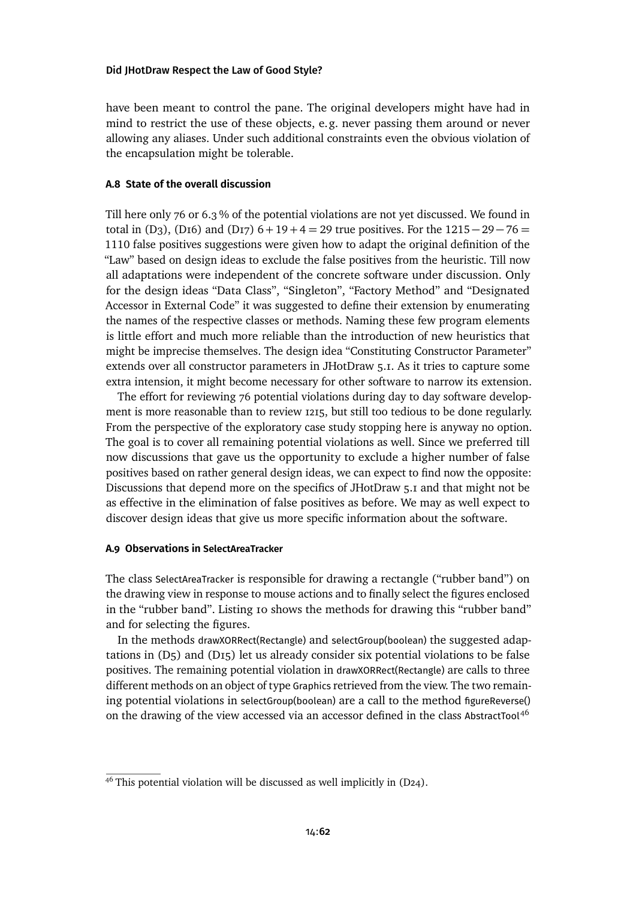have been meant to control the pane. The original developers might have had in mind to restrict the use of these objects, e. g. never passing them around or never allowing any aliases. Under such additional constraints even the obvious violation of the encapsulation might be tolerable.

### A.8 State of the overall discussion

Till here only 76 or 6.3 % of the potential violations are not yet discussed. We found in total in (D3), (D16) and (D17) $6+19+4=29$ true positives. For the $1215-29-76=1110$ false positives suggestions were given how to adapt the original definition of the "Law" based on design ideas to exclude the false positives from the heuristic. Till now all adaptations were independent of the concrete software under discussion. Only for the design ideas "Data Class", "Singleton", "Factory Method" and "Designated Accessor in External Code" it was suggested to define their extension by enumerating the names of the respective classes or methods. Naming these few program elements is little effort and much more reliable than the introduction of new heuristics that might be imprecise themselves. The design idea "Constituting Constructor Parameter" extends over all constructor parameters in JHotDraw 5.1. As it tries to capture some extra intension, it might become necessary for other software to narrow its extension.

The effort for reviewing 76 potential violations during day to day software development is more reasonable than to review 1215, but still too tedious to be done regularly. From the perspective of the exploratory case study stopping here is anyway no option. The goal is to cover all remaining potential violations as well. Since we preferred till now discussions that gave us the opportunity to exclude a higher number of false positives based on rather general design ideas, we can expect to find now the opposite: Discussions that depend more on the specifics of JHotDraw 5.1 and that might not be as effective in the elimination of false positives as before. We may as well expect to discover design ideas that give us more specific information about the software.

### A.9 Observations in SelectAreaTracker

The class SelectAreaTracker is responsible for drawing a rectangle ("rubber band") on the drawing view in response to mouse actions and to finally select the figures enclosed in the "rubber band". Listing 10 shows the methods for drawing this "rubber band" and for selecting the figures.

In the methods drawXORRect(Rectangle) and selectGroup(boolean) the suggested adaptations in (D5) and (D15) let us already consider six potential violations to be false positives. The remaining potential violation in drawXORRect(Rectangle) are calls to three different methods on an object of type Graphics retrieved from the view. The two remaining potential violations in selectGroup(boolean) are a call to the method figureReverse() on the drawing of the view accessed via an accessor defined in the class AbstractTool[46]

[46] This potential violation will be discussed as well implicitly in (D24).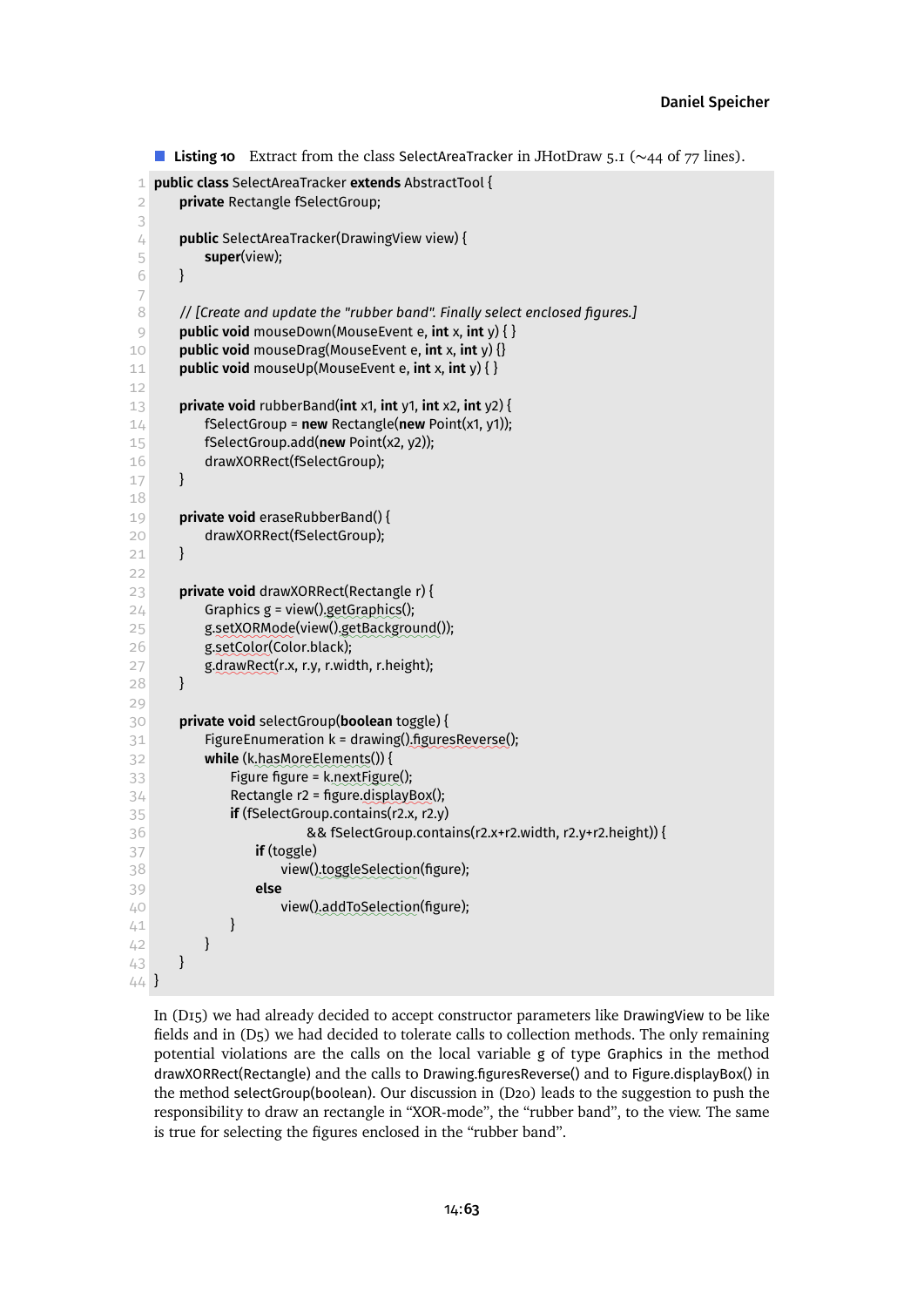**Listing 10** Extract from the class SelectAreaTracker in JHotDraw 5.1 (~44 of 77 lines).

```
public class SelectAreaTracker extends AbstractTool {
    private Rectangle fSelectGroup;

    public SelectAreaTracker(DrawingView view) {
        super(view);
    }

    // [Create and update the "rubber band". Finally select enclosed figures.]
    public void mouseDown(MouseEvent e, int x, int y) { }
    public void mouseDrag(MouseEvent e, int x, int y) {}
    public void mouseUp(MouseEvent e, int x, int y) { }

    private void rubberBand(int x1, int y1, int x2, int y2) {
        fSelectGroup = new Rectangle(new Point(x1, y1));
        fSelectGroup.add(new Point(x2, y2));
        drawXORRect(fSelectGroup);
    }

    private void eraseRubberBand() {
        drawXORRect(fSelectGroup);
    }

    private void drawXORRect(Rectangle r) {
        Graphics g = view().getGraphics();
        g.setXORMode(view().getBackground());
        g.setColor(Color.black);
        g.drawRect(r.x, r.y, r.width, r.height);
    }

    private void selectGroup(boolean toggle) {
        FigureEnumeration k = drawing().figuresReverse();
        while (k.hasMoreElements()) {
            Figure figure = k.nextFigure();
            Rectangle r2 = figure.displayBox();
            if (fSelectGroup.contains(r2.x, r2.y)
                        && fSelectGroup.contains(r2.x+r2.width, r2.y+r2.height)) {
                if (toggle)
                    view().toggleSelection(figure);
                else
                    view().addToSelection(figure);
            }
        }
    }
}
```

In (D15) we had already decided to accept constructor parameters like DrawingView to be like fields and in (D5) we had decided to tolerate calls to collection methods. The only remaining potential violations are the calls on the local variable g of type Graphics in the method drawXORRect(Rectangle) and the calls to Drawing.figuresReverse() and to Figure.displayBox() in the method selectGroup(boolean). Our discussion in (D20) leads to the suggestion to push the responsibility to draw an rectangle in "XOR-mode", the "rubber band", to the view. The same is true for selecting the figures enclosed in the "rubber band".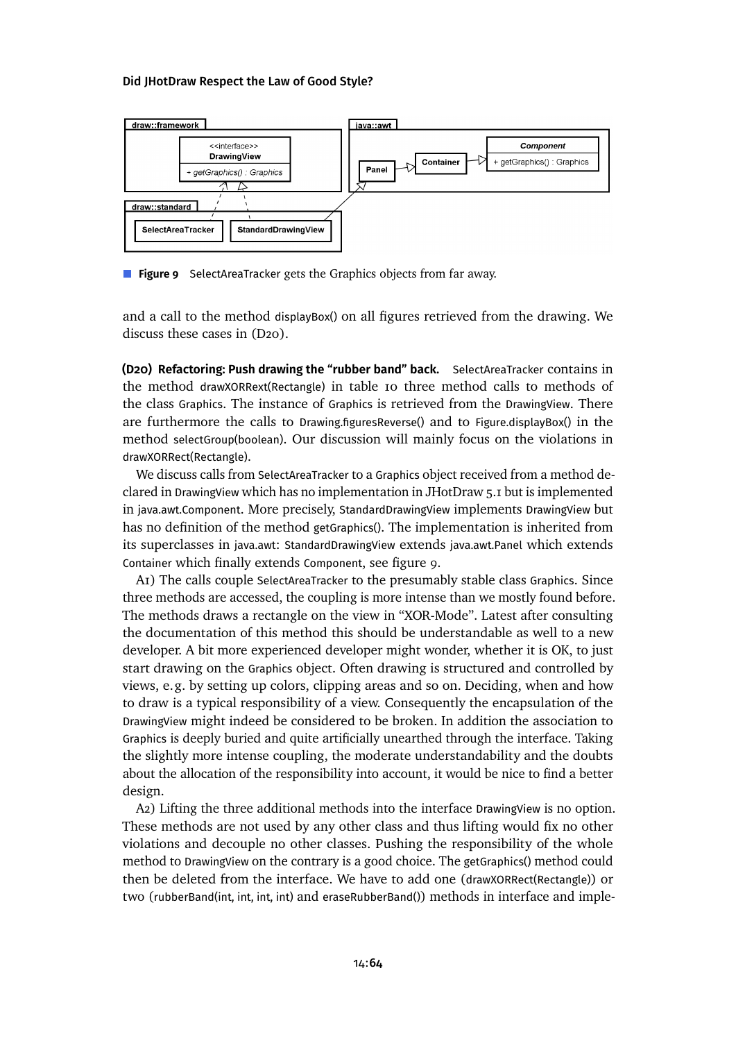**Figure 9** SelectAreaTracker gets the Graphics objects from far away.

and a call to the method displayBox() on all figures retrieved from the drawing. We discuss these cases in (D20).

**(D20) Refactoring: Push drawing the "rubber band" back.** SelectAreaTracker contains in the method drawXORRext(Rectangle) in table 10 three method calls to methods of the class Graphics. The instance of Graphics is retrieved from the DrawingView. There are furthermore the calls to Drawing.figuresReverse() and to Figure.displayBox() in the method selectGroup(boolean). Our discussion will mainly focus on the violations in drawXORRect(Rectangle).

We discuss calls from SelectAreaTracker to a Graphics object received from a method declared in DrawingView which has no implementation in JHotDraw 5.1 but is implemented in java.awt.Component. More precisely, StandardDrawingView implements DrawingView but has no definition of the method getGraphics(). The implementation is inherited from its superclasses in java.awt: StandardDrawingView extends java.awt.Panel which extends Container which finally extends Component, see figure 9.

A1) The calls couple SelectAreaTracker to the presumably stable class Graphics. Since three methods are accessed, the coupling is more intense than we mostly found before. The methods draws a rectangle on the view in "XOR-Mode". Latest after consulting the documentation of this method this should be understandable as well to a new developer. A bit more experienced developer might wonder, whether it is OK, to just start drawing on the Graphics object. Often drawing is structured and controlled by views, e. g. by setting up colors, clipping areas and so on. Deciding, when and how to draw is a typical responsibility of a view. Consequently the encapsulation of the DrawingView might indeed be considered to be broken. In addition the association to Graphics is deeply buried and quite artificially unearthed through the interface. Taking the slightly more intense coupling, the moderate understandability and the doubts about the allocation of the responsibility into account, it would be nice to find a better design.

A2) Lifting the three additional methods into the interface DrawingView is no option. These methods are not used by any other class and thus lifting would fix no other violations and decouple no other classes. Pushing the responsibility of the whole method to DrawingView on the contrary is a good choice. The getGraphics() method could then be deleted from the interface. We have to add one (drawXORRect(Rectangle)) or two (rubberBand(int, int, int, int) and eraseRubberBand()) methods in interface and imple-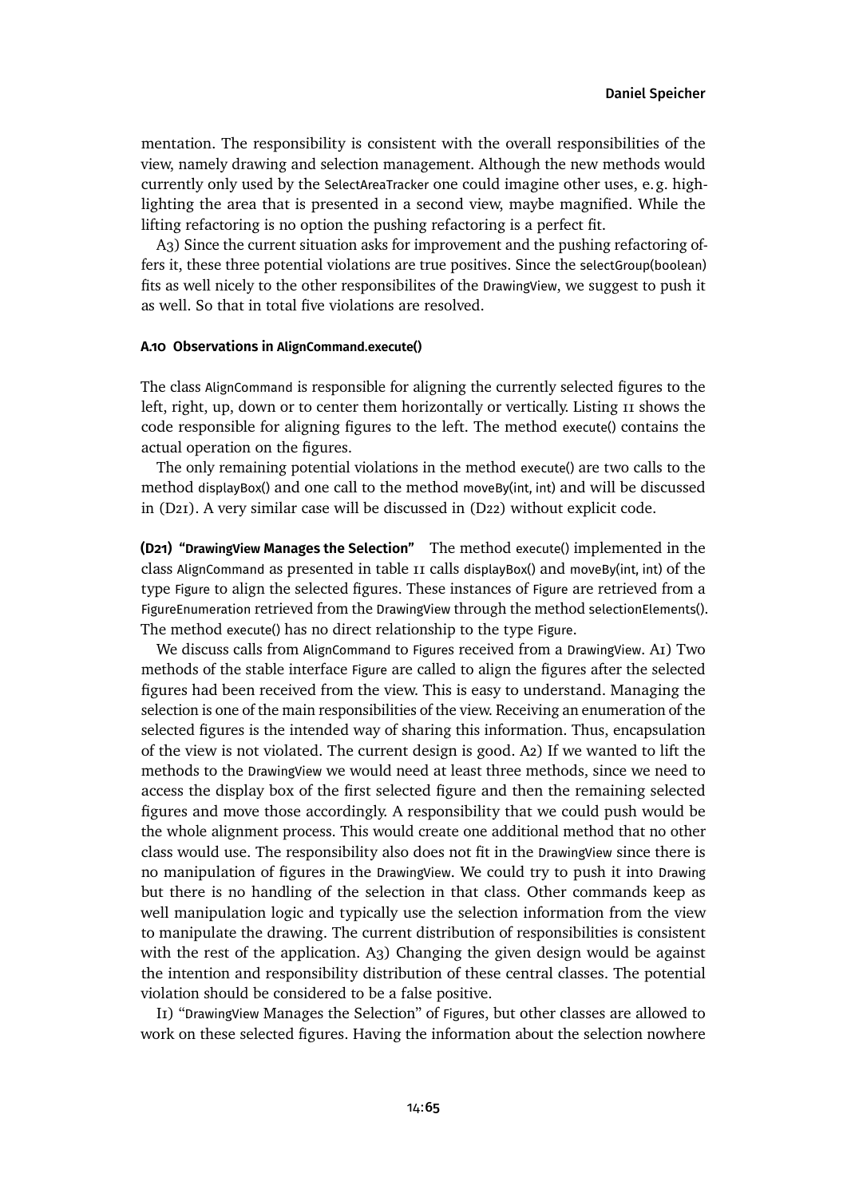mentation. The responsibility is consistent with the overall responsibilities of the view, namely drawing and selection management. Although the new methods would currently only used by the SelectAreaTracker one could imagine other uses, e. g. highlighting the area that is presented in a second view, maybe magnified. While the lifting refactoring is no option the pushing refactoring is a perfect fit.

A3) Since the current situation asks for improvement and the pushing refactoring offers it, these three potential violations are true positives. Since the selectGroup(boolean) fits as well nicely to the other responsibilites of the DrawingView, we suggest to push it as well. So that in total five violations are resolved.

#### A.10 Observations in AlignCommand.execute()

The class AlignCommand is responsible for aligning the currently selected figures to the left, right, up, down or to center them horizontally or vertically. Listing 11 shows the code responsible for aligning figures to the left. The method execute() contains the actual operation on the figures.

The only remaining potential violations in the method execute() are two calls to the method displayBox() and one call to the method moveBy(int, int) and will be discussed in (D21). A very similar case will be discussed in (D22) without explicit code.

**(D21) "DrawingView Manages the Selection"** The method execute() implemented in the class AlignCommand as presented in table 11 calls displayBox() and moveBy(int, int) of the type Figure to align the selected figures. These instances of Figure are retrieved from a FigureEnumeration retrieved from the DrawingView through the method selectionElements(). The method execute() has no direct relationship to the type Figure.

We discuss calls from AlignCommand to Figures received from a DrawingView. A1) Two methods of the stable interface Figure are called to align the figures after the selected figures had been received from the view. This is easy to understand. Managing the selection is one of the main responsibilities of the view. Receiving an enumeration of the selected figures is the intended way of sharing this information. Thus, encapsulation of the view is not violated. The current design is good. A2) If we wanted to lift the methods to the DrawingView we would need at least three methods, since we need to access the display box of the first selected figure and then the remaining selected figures and move those accordingly. A responsibility that we could push would be the whole alignment process. This would create one additional method that no other class would use. The responsibility also does not fit in the DrawingView since there is no manipulation of figures in the DrawingView. We could try to push it into Drawing but there is no handling of the selection in that class. Other commands keep as well manipulation logic and typically use the selection information from the view to manipulate the drawing. The current distribution of responsibilities is consistent with the rest of the application. A3) Changing the given design would be against the intention and responsibility distribution of these central classes. The potential violation should be considered to be a false positive.

I1) "DrawingView Manages the Selection" of Figures, but other classes are allowed to work on these selected figures. Having the information about the selection nowhere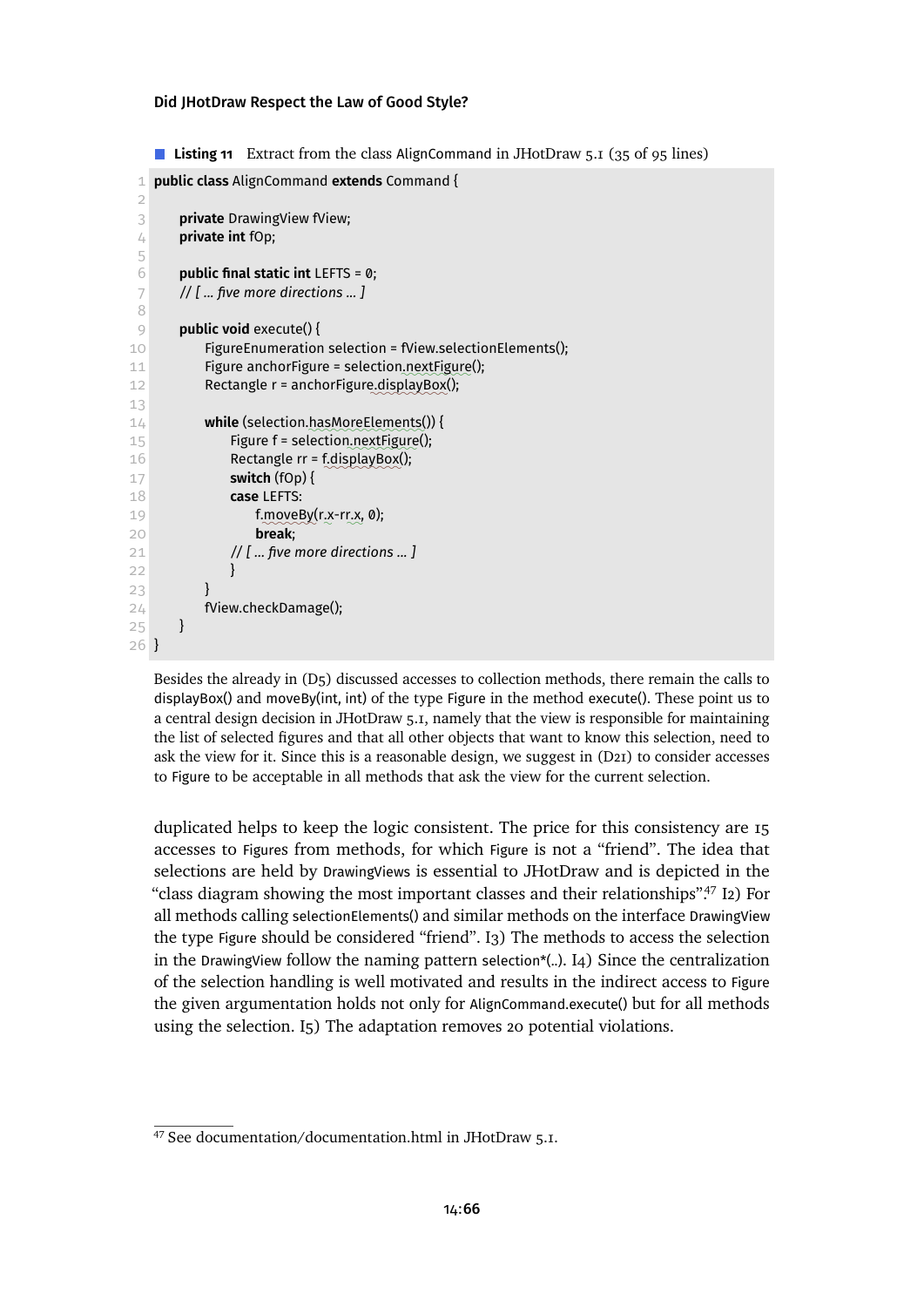**Listing 11** Extract from the class AlignCommand in JHotDraw 5.1 (35 of 95 lines)

```
public class AlignCommand extends Command {

    private DrawingView fView;
    private int fOp;

    public final static int LEFTS = 0;
    // [ ... five more directions ... ]

    public void execute() {
        FigureEnumeration selection = fView.selectionElements();
        Figure anchorFigure = selection.nextFigure();
        Rectangle r = anchorFigure.displayBox();

        while (selection.hasMoreElements()) {
            Figure f = selection.nextFigure();
            Rectangle rr = f.displayBox();
            switch (fOp) {
            case LEFTS:
                f.moveBy(r.x-rr.x, 0);
                break;
            // [ ... five more directions ... ]
            }
        }
        fView.checkDamage();
    }
}
```

Besides the already in (D5) discussed accesses to collection methods, there remain the calls to displayBox() and moveBy(int, int) of the type Figure in the method execute(). These point us to a central design decision in JHotDraw 5.1, namely that the view is responsible for maintaining the list of selected figures and that all other objects that want to know this selection, need to ask the view for it. Since this is a reasonable design, we suggest in (D21) to consider accesses to Figure to be acceptable in all methods that ask the view for the current selection.

duplicated helps to keep the logic consistent. The price for this consistency are 15 accesses to Figures from methods, for which Figure is not a "friend". The idea that selections are held by DrawingViews is essential to JHotDraw and is depicted in the "class diagram showing the most important classes and their relationships".[47] I2) For all methods calling selectionElements() and similar methods on the interface DrawingView the type Figure should be considered "friend". I3) The methods to access the selection in the DrawingView follow the naming pattern selection*(..). I4) Since the centralization of the selection handling is well motivated and results in the indirect access to Figure the given argumentation holds not only for AlignCommand.execute() but for all methods using the selection. I5) The adaptation removes 20 potential violations.

[47] See documentation/documentation.html in JHotDraw 5.1.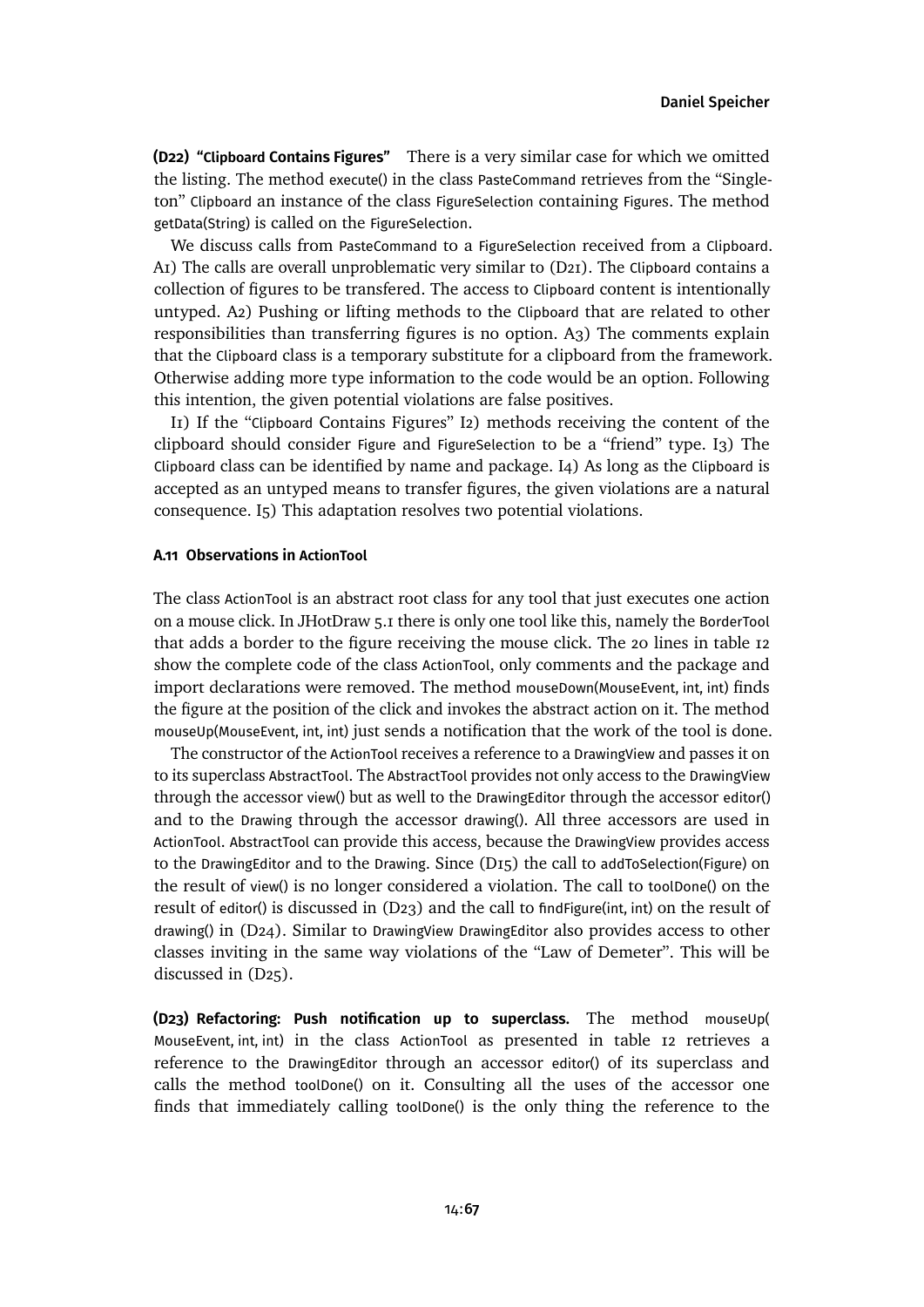**(D22) "Clipboard Contains Figures"** There is a very similar case for which we omitted the listing. The method execute() in the class PasteCommand retrieves from the "Singleton" Clipboard an instance of the class FigureSelection containing Figures. The method getData(String) is called on the FigureSelection.

We discuss calls from PasteCommand to a FigureSelection received from a Clipboard. A1) The calls are overall unproblematic very similar to (D21). The Clipboard contains a collection of figures to be transfered. The access to Clipboard content is intentionally untyped. A2) Pushing or lifting methods to the Clipboard that are related to other responsibilities than transferring figures is no option. A3) The comments explain that the Clipboard class is a temporary substitute for a clipboard from the framework. Otherwise adding more type information to the code would be an option. Following this intention, the given potential violations are false positives.

I1) If the "Clipboard Contains Figures" I2) methods receiving the content of the clipboard should consider Figure and FigureSelection to be a "friend" type. I3) The Clipboard class can be identified by name and package. I4) As long as the Clipboard is accepted as an untyped means to transfer figures, the given violations are a natural consequence. I5) This adaptation resolves two potential violations.

#### A.11 Observations in ActionTool

The class ActionTool is an abstract root class for any tool that just executes one action on a mouse click. In JHotDraw 5.1 there is only one tool like this, namely the BorderTool that adds a border to the figure receiving the mouse click. The 20 lines in table 12 show the complete code of the class ActionTool, only comments and the package and import declarations were removed. The method mouseDown(MouseEvent, int, int) finds the figure at the position of the click and invokes the abstract action on it. The method mouseUp(MouseEvent, int, int) just sends a notification that the work of the tool is done.

The constructor of the ActionTool receives a reference to a DrawingView and passes it on to its superclass AbstractTool. The AbstractTool provides not only access to the DrawingView through the accessor view() but as well to the DrawingEditor through the accessor editor() and to the Drawing through the accessor drawing(). All three accessors are used in ActionTool. AbstractTool can provide this access, because the DrawingView provides access to the DrawingEditor and to the Drawing. Since (D15) the call to addToSelection(Figure) on the result of view() is no longer considered a violation. The call to toolDone() on the result of editor() is discussed in (D23) and the call to findFigure(int, int) on the result of drawing() in (D24). Similar to DrawingView DrawingEditor also provides access to other classes inviting in the same way violations of the "Law of Demeter". This will be discussed in (D25).

**(D23) Refactoring: Push notification up to superclass.** The method mouseUp( MouseEvent, int, int) in the class ActionTool as presented in table 12 retrieves a reference to the DrawingEditor through an accessor editor() of its superclass and calls the method toolDone() on it. Consulting all the uses of the accessor one finds that immediately calling toolDone() is the only thing the reference to the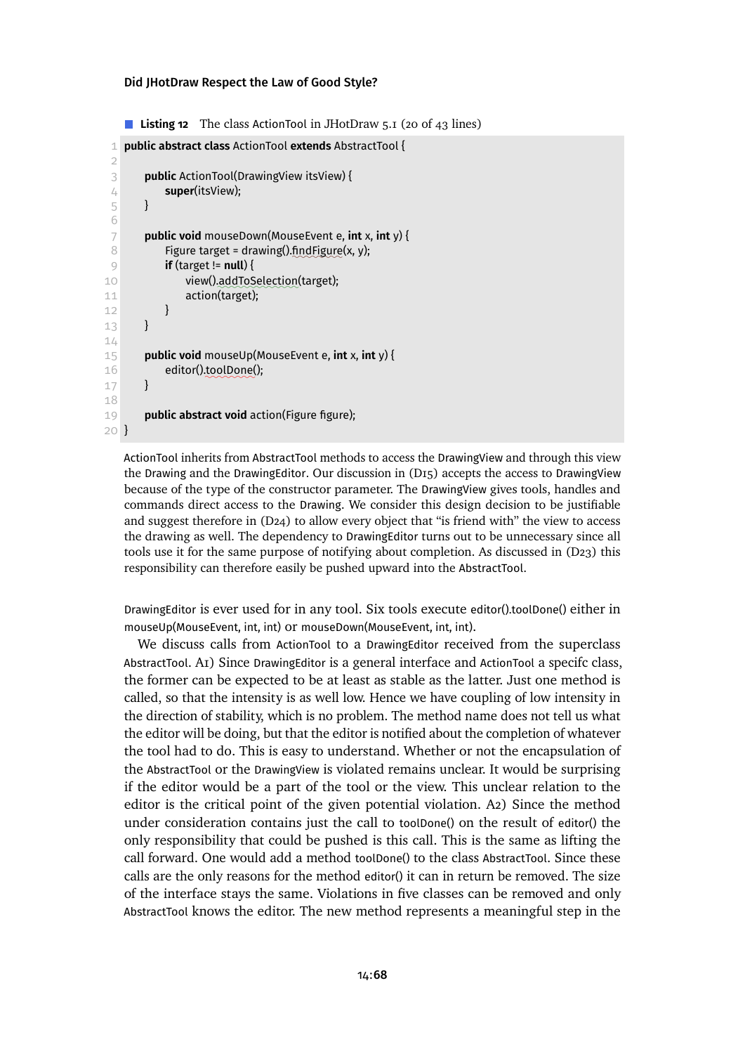**Listing 12** The class ActionTool in JHotDraw 5.1 (20 of 43 lines)

```
public abstract class ActionTool extends AbstractTool {

    public ActionTool(DrawingView itsView) {
        super(itsView);
    }

    public void mouseDown(MouseEvent e, int x, int y) {
        Figure target = drawing().findFigure(x, y);
        if (target != null) {
            view().addToSelection(target);
            action(target);
        }
    }

    public void mouseUp(MouseEvent e, int x, int y) {
        editor().toolDone();
    }

    public abstract void action(Figure figure);
}
```

ActionTool inherits from AbstractTool methods to access the DrawingView and through this view the Drawing and the DrawingEditor. Our discussion in (D15) accepts the access to DrawingView because of the type of the constructor parameter. The DrawingView gives tools, handles and commands direct access to the Drawing. We consider this design decision to be justifiable and suggest therefore in (D24) to allow every object that "is friend with" the view to access the drawing as well. The dependency to DrawingEditor turns out to be unnecessary since all tools use it for the same purpose of notifying about completion. As discussed in (D23) this responsibility can therefore easily be pushed upward into the AbstractTool.

DrawingEditor is ever used for in any tool. Six tools execute editor().toolDone() either in mouseUp(MouseEvent, int, int) or mouseDown(MouseEvent, int, int).

We discuss calls from ActionTool to a DrawingEditor received from the superclass AbstractTool. A1) Since DrawingEditor is a general interface and ActionTool a specifc class, the former can be expected to be at least as stable as the latter. Just one method is called, so that the intensity is as well low. Hence we have coupling of low intensity in the direction of stability, which is no problem. The method name does not tell us what the editor will be doing, but that the editor is notified about the completion of whatever the tool had to do. This is easy to understand. Whether or not the encapsulation of the AbstractTool or the DrawingView is violated remains unclear. It would be surprising if the editor would be a part of the tool or the view. This unclear relation to the editor is the critical point of the given potential violation. A2) Since the method under consideration contains just the call to toolDone() on the result of editor() the only responsibility that could be pushed is this call. This is the same as lifting the call forward. One would add a method toolDone() to the class AbstractTool. Since these calls are the only reasons for the method editor() it can in return be removed. The size of the interface stays the same. Violations in five classes can be removed and only AbstractTool knows the editor. The new method represents a meaningful step in the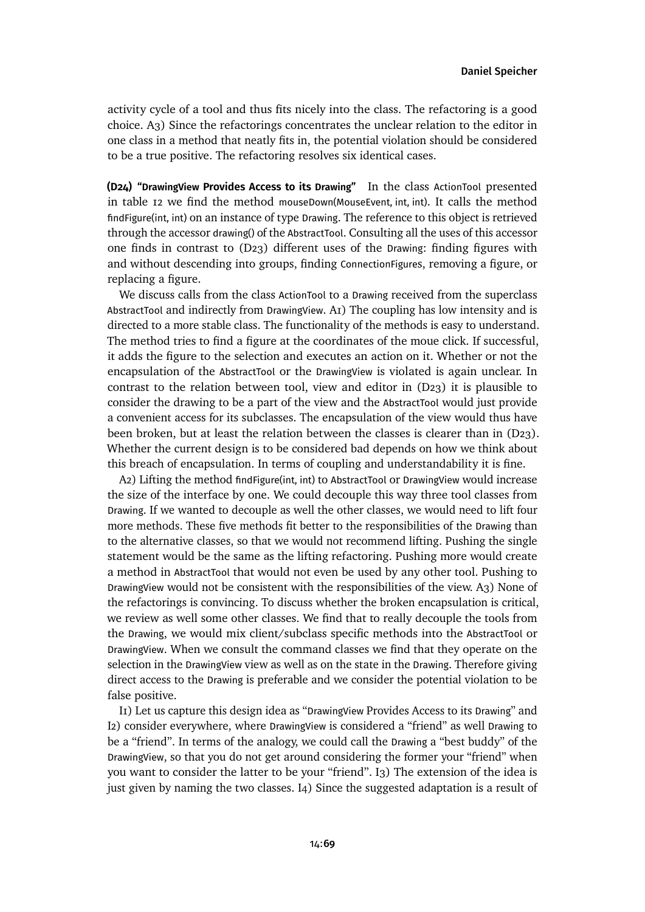activity cycle of a tool and thus fits nicely into the class. The refactoring is a good choice. A3) Since the refactorings concentrates the unclear relation to the editor in one class in a method that neatly fits in, the potential violation should be considered to be a true positive. The refactoring resolves six identical cases.

**(D24) "DrawingView Provides Access to its Drawing"** In the class ActionTool presented in table 12 we find the method mouseDown(MouseEvent, int, int). It calls the method findFigure(int, int) on an instance of type Drawing. The reference to this object is retrieved through the accessor drawing() of the AbstractTool. Consulting all the uses of this accessor one finds in contrast to (D23) different uses of the Drawing: finding figures with and without descending into groups, finding ConnectionFigures, removing a figure, or replacing a figure.

We discuss calls from the class ActionTool to a Drawing received from the superclass AbstractTool and indirectly from DrawingView. A1) The coupling has low intensity and is directed to a more stable class. The functionality of the methods is easy to understand. The method tries to find a figure at the coordinates of the moue click. If successful, it adds the figure to the selection and executes an action on it. Whether or not the encapsulation of the AbstractTool or the DrawingView is violated is again unclear. In contrast to the relation between tool, view and editor in (D23) it is plausible to consider the drawing to be a part of the view and the AbstractTool would just provide a convenient access for its subclasses. The encapsulation of the view would thus have been broken, but at least the relation between the classes is clearer than in (D23). Whether the current design is to be considered bad depends on how we think about this breach of encapsulation. In terms of coupling and understandability it is fine.

A2) Lifting the method findFigure(int, int) to AbstractTool or DrawingView would increase the size of the interface by one. We could decouple this way three tool classes from Drawing. If we wanted to decouple as well the other classes, we would need to lift four more methods. These five methods fit better to the responsibilities of the Drawing than to the alternative classes, so that we would not recommend lifting. Pushing the single statement would be the same as the lifting refactoring. Pushing more would create a method in AbstractTool that would not even be used by any other tool. Pushing to DrawingView would not be consistent with the responsibilities of the view. A3) None of the refactorings is convincing. To discuss whether the broken encapsulation is critical, we review as well some other classes. We find that to really decouple the tools from the Drawing, we would mix client/subclass specific methods into the AbstractTool or DrawingView. When we consult the command classes we find that they operate on the selection in the DrawingView view as well as on the state in the Drawing. Therefore giving direct access to the Drawing is preferable and we consider the potential violation to be false positive.

I1) Let us capture this design idea as "DrawingView Provides Access to its Drawing" and I2) consider everywhere, where DrawingView is considered a "friend" as well Drawing to be a "friend". In terms of the analogy, we could call the Drawing a "best buddy" of the DrawingView, so that you do not get around considering the former your "friend" when you want to consider the latter to be your "friend". I3) The extension of the idea is just given by naming the two classes. I4) Since the suggested adaptation is a result of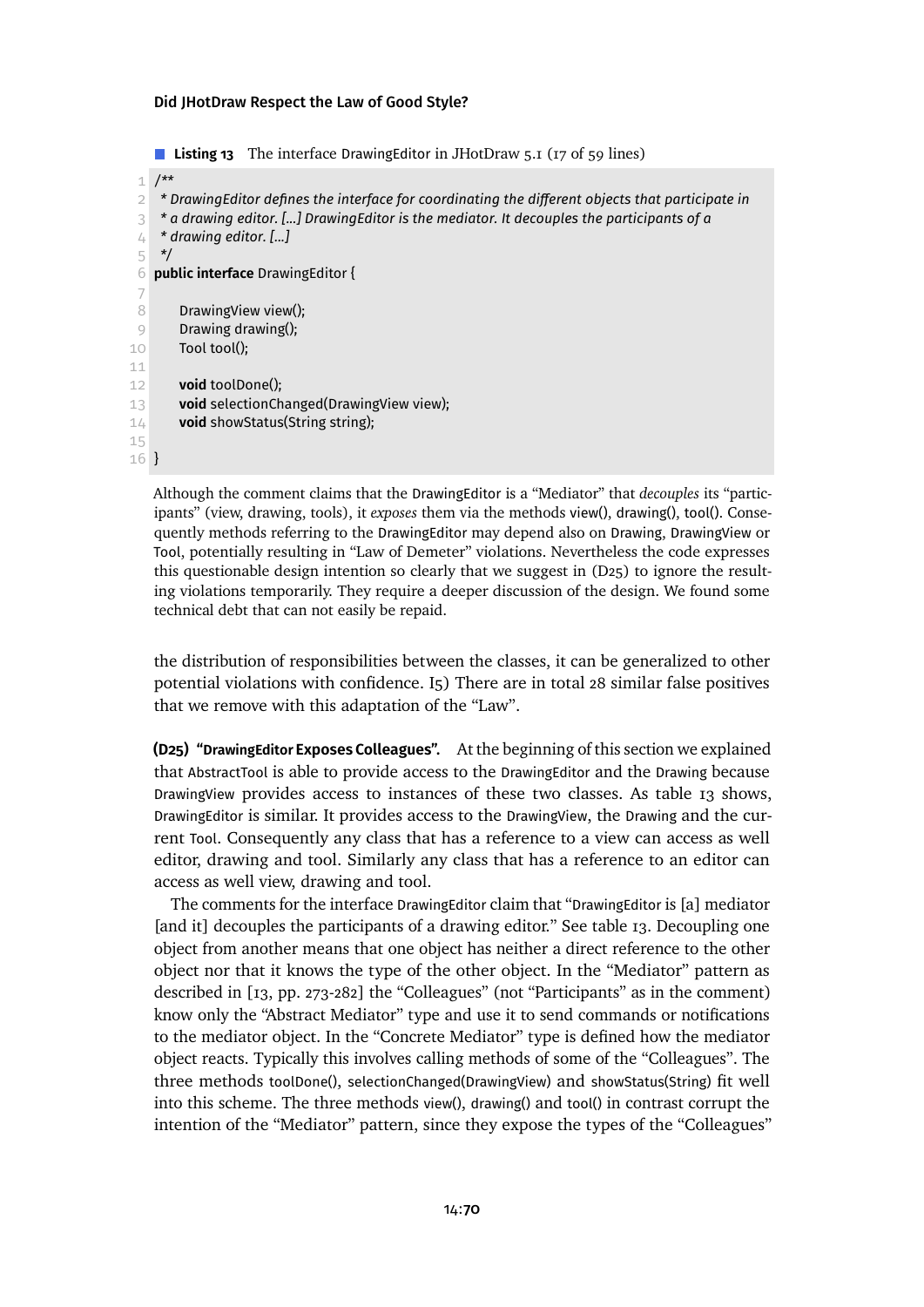**Listing 13** The interface DrawingEditor in JHotDraw 5.1 (17 of 59 lines)

```
/**
 * DrawingEditor defines the interface for coordinating the different objects that participate in
 * a drawing editor. [...] DrawingEditor is the mediator. It decouples the participants of a
 * drawing editor. [...]
 */
public interface DrawingEditor {

    DrawingView view();
    Drawing drawing();
    Tool tool();

    void toolDone();
    void selectionChanged(DrawingView view);
    void showStatus(String string);

}
```

Although the comment claims that the DrawingEditor is a "Mediator" that *decouples* its "participants" (view, drawing, tools), it *exposes* them via the methods view(), drawing(), tool(). Consequently methods referring to the DrawingEditor may depend also on Drawing, DrawingView or Tool, potentially resulting in "Law of Demeter" violations. Nevertheless the code expresses this questionable design intention so clearly that we suggest in (D25) to ignore the resulting violations temporarily. They require a deeper discussion of the design. We found some technical debt that can not easily be repaid.

the distribution of responsibilities between the classes, it can be generalized to other potential violations with confidence. I5) There are in total 28 similar false positives that we remove with this adaptation of the "Law".

**(D25) "DrawingEditor Exposes Colleagues".** At the beginning of this section we explained that AbstractTool is able to provide access to the DrawingEditor and the Drawing because DrawingView provides access to instances of these two classes. As table 13 shows, DrawingEditor is similar. It provides access to the DrawingView, the Drawing and the current Tool. Consequently any class that has a reference to a view can access as well editor, drawing and tool. Similarly any class that has a reference to an editor can access as well view, drawing and tool.

The comments for the interface DrawingEditor claim that "DrawingEditor is [a] mediator [and it] decouples the participants of a drawing editor." See table 13. Decoupling one object from another means that one object has neither a direct reference to the other object nor that it knows the type of the other object. In the "Mediator" pattern as described in [13, pp. 273-282] the "Colleagues" (not "Participants" as in the comment) know only the "Abstract Mediator" type and use it to send commands or notifications to the mediator object. In the "Concrete Mediator" type is defined how the mediator object reacts. Typically this involves calling methods of some of the "Colleagues". The three methods toolDone(), selectionChanged(DrawingView) and showStatus(String) fit well into this scheme. The three methods view(), drawing() and tool() in contrast corrupt the intention of the "Mediator" pattern, since they expose the types of the "Colleagues"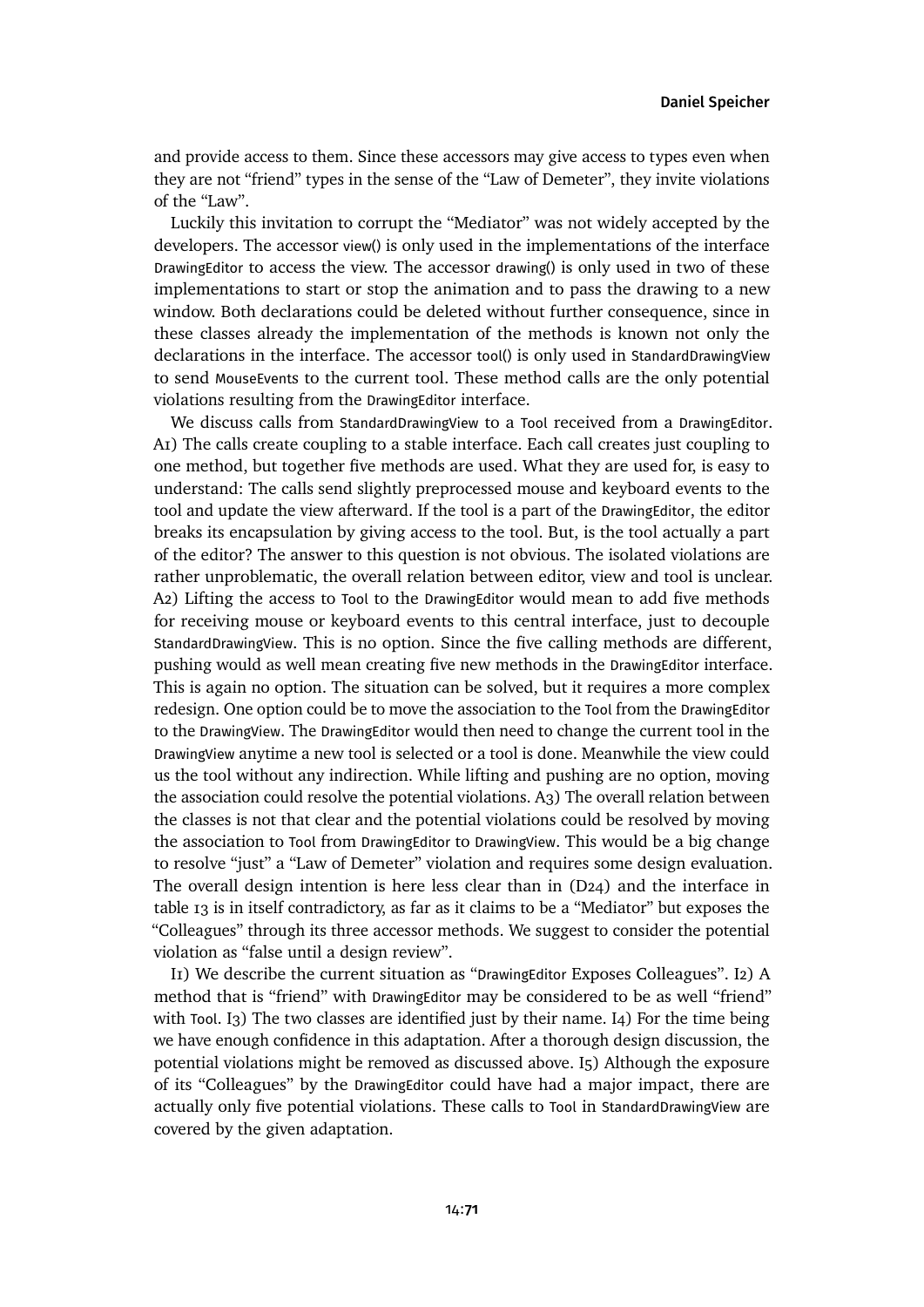and provide access to them. Since these accessors may give access to types even when they are not "friend" types in the sense of the "Law of Demeter", they invite violations of the "Law".

Luckily this invitation to corrupt the "Mediator" was not widely accepted by the developers. The accessor view() is only used in the implementations of the interface DrawingEditor to access the view. The accessor drawing() is only used in two of these implementations to start or stop the animation and to pass the drawing to a new window. Both declarations could be deleted without further consequence, since in these classes already the implementation of the methods is known not only the declarations in the interface. The accessor tool() is only used in StandardDrawingView to send MouseEvents to the current tool. These method calls are the only potential violations resulting from the DrawingEditor interface.

We discuss calls from StandardDrawingView to a Tool received from a DrawingEditor. A1) The calls create coupling to a stable interface. Each call creates just coupling to one method, but together five methods are used. What they are used for, is easy to understand: The calls send slightly preprocessed mouse and keyboard events to the tool and update the view afterward. If the tool is a part of the DrawingEditor, the editor breaks its encapsulation by giving access to the tool. But, is the tool actually a part of the editor? The answer to this question is not obvious. The isolated violations are rather unproblematic, the overall relation between editor, view and tool is unclear. A2) Lifting the access to Tool to the DrawingEditor would mean to add five methods for receiving mouse or keyboard events to this central interface, just to decouple StandardDrawingView. This is no option. Since the five calling methods are different, pushing would as well mean creating five new methods in the DrawingEditor interface. This is again no option. The situation can be solved, but it requires a more complex redesign. One option could be to move the association to the Tool from the DrawingEditor to the DrawingView. The DrawingEditor would then need to change the current tool in the DrawingView anytime a new tool is selected or a tool is done. Meanwhile the view could us the tool without any indirection. While lifting and pushing are no option, moving the association could resolve the potential violations. A3) The overall relation between the classes is not that clear and the potential violations could be resolved by moving the association to Tool from DrawingEditor to DrawingView. This would be a big change to resolve "just" a "Law of Demeter" violation and requires some design evaluation. The overall design intention is here less clear than in (D24) and the interface in table 13 is in itself contradictory, as far as it claims to be a "Mediator" but exposes the "Colleagues" through its three accessor methods. We suggest to consider the potential violation as "false until a design review".

I1) We describe the current situation as "DrawingEditor Exposes Colleagues". I2) A method that is "friend" with DrawingEditor may be considered to be as well "friend" with Tool. I3) The two classes are identified just by their name. I4) For the time being we have enough confidence in this adaptation. After a thorough design discussion, the potential violations might be removed as discussed above. I5) Although the exposure of its "Colleagues" by the DrawingEditor could have had a major impact, there are actually only five potential violations. These calls to Tool in StandardDrawingView are covered by the given adaptation.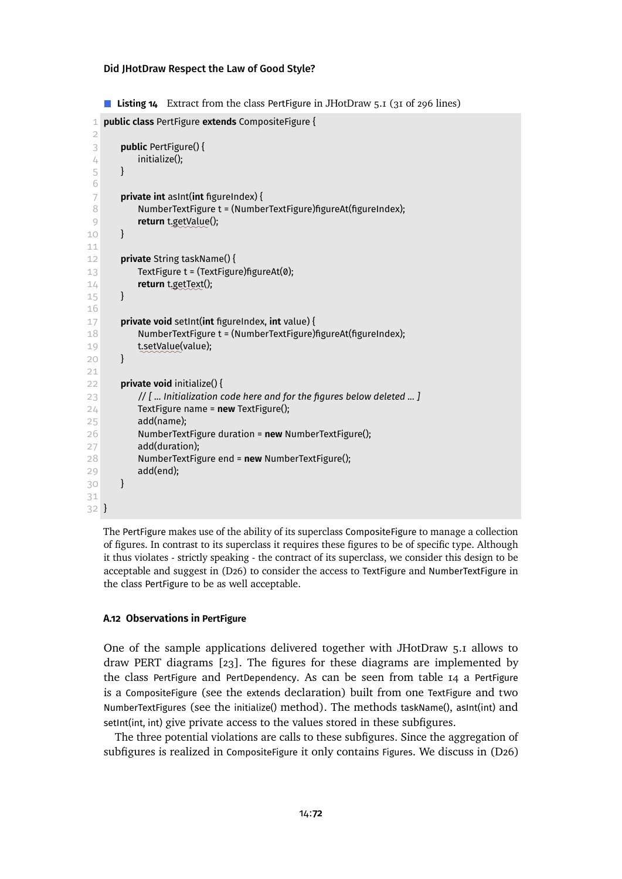**Listing 14** Extract from the class PertFigure in JHotDraw 5.1 (31 of 296 lines)

```java
public class PertFigure extends CompositeFigure {

    public PertFigure() {
        initialize();
    }

    private int asInt(int figureIndex) {
        NumberTextFigure t = (NumberTextFigure)figureAt(figureIndex);
        return t.getValue();
    }

    private String taskName() {
        TextFigure t = (TextFigure)figureAt(0);
        return t.getText();
    }

    private void setInt(int figureIndex, int value) {
        NumberTextFigure t = (NumberTextFigure)figureAt(figureIndex);
        t.setValue(value);
    }

    private void initialize() {
        // [ ... Initialization code here and for the figures below deleted ... ]
        TextFigure name = new TextFigure();
        add(name);
        NumberTextFigure duration = new NumberTextFigure();
        add(duration);
        NumberTextFigure end = new NumberTextFigure();
        add(end);
    }

}
```

The PertFigure makes use of the ability of its superclass CompositeFigure to manage a collection of figures. In contrast to its superclass it requires these figures to be of specific type. Although it thus violates - strictly speaking - the contract of its superclass, we consider this design to be acceptable and suggest in (D26) to consider the access to TextFigure and NumberTextFigure in the class PertFigure to be as well acceptable.

### A.12 Observations in PertFigure

One of the sample applications delivered together with JHotDraw 5.1 allows to draw PERT diagrams [23]. The figures for these diagrams are implemented by the class PertFigure and PertDependency. As can be seen from table 14 a PertFigure is a CompositeFigure (see the extends declaration) built from one TextFigure and two NumberTextFigures (see the initialize() method). The methods taskName(), asInt(int) and setInt(int, int) give private access to the values stored in these subfigures.

The three potential violations are calls to these subfigures. Since the aggregation of subfigures is realized in CompositeFigure it only contains Figures. We discuss in (D26)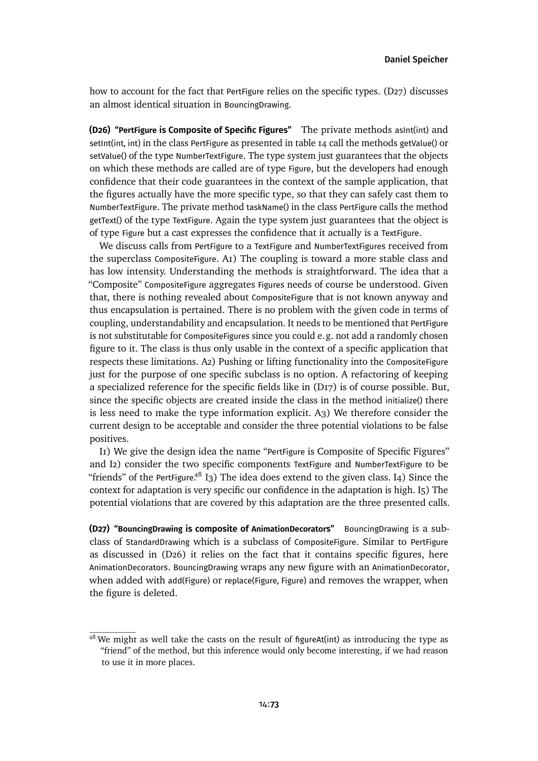how to account for the fact that PertFigure relies on the specific types. (D27) discusses an almost identical situation in BouncingDrawing.

**(D26) "PertFigure is Composite of Specific Figures"** The private methods asInt(int) and setInt(int, int) in the class PertFigure as presented in table 14 call the methods getValue() or setValue() of the type NumberTextFigure. The type system just guarantees that the objects on which these methods are called are of type Figure, but the developers had enough confidence that their code guarantees in the context of the sample application, that the figures actually have the more specific type, so that they can safely cast them to NumberTextFigure. The private method taskName() in the class PertFigure calls the method getText() of the type TextFigure. Again the type system just guarantees that the object is of type Figure but a cast expresses the confidence that it actually is a TextFigure.

We discuss calls from PertFigure to a TextFigure and NumberTextFigures received from the superclass CompositeFigure. A1) The coupling is toward a more stable class and has low intensity. Understanding the methods is straightforward. The idea that a "Composite" CompositeFigure aggregates Figures needs of course be understood. Given that, there is nothing revealed about CompositeFigure that is not known anyway and thus encapsulation is pertained. There is no problem with the given code in terms of coupling, understandability and encapsulation. It needs to be mentioned that PertFigure is not substitutable for CompositeFigures since you could e.g. not add a randomly chosen figure to it. The class is thus only usable in the context of a specific application that respects these limitations. A2) Pushing or lifting functionality into the CompositeFigure just for the purpose of one specific subclass is no option. A refactoring of keeping a specialized reference for the specific fields like in (D17) is of course possible. But, since the specific objects are created inside the class in the method initialize() there is less need to make the type information explicit. A3) We therefore consider the current design to be acceptable and consider the three potential violations to be false positives.

I1) We give the design idea the name "PertFigure is Composite of Specific Figures" and I2) consider the two specific components TextFigure and NumberTextFigure to be "friends" of the PertFigure.[48] I3) The idea does extend to the given class. I4) Since the context for adaptation is very specific our confidence in the adaptation is high. I5) The potential violations that are covered by this adaptation are the three presented calls.

**(D27) "BouncingDrawing is composite of AnimationDecorators"** BouncingDrawing is a subclass of StandardDrawing which is a subclass of CompositeFigure. Similar to PertFigure as discussed in (D26) it relies on the fact that it contains specific figures, here AnimationDecorators. BouncingDrawing wraps any new figure with an AnimationDecorator, when added with add(Figure) or replace(Figure, Figure) and removes the wrapper, when the figure is deleted.

[48] We might as well take the casts on the result of figureAt(int) as introducing the type as "friend" of the method, but this inference would only become interesting, if we had reason to use it in more places.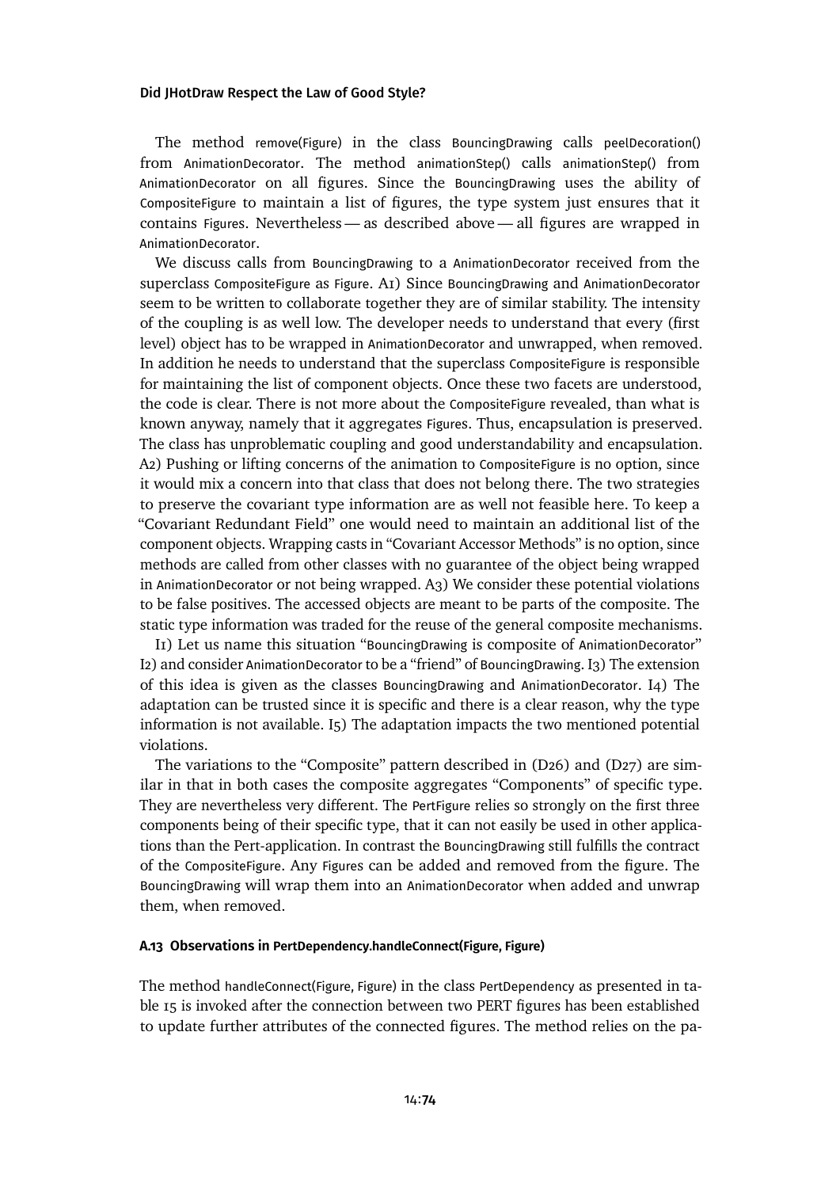The method remove(Figure) in the class BouncingDrawing calls peelDecoration() from AnimationDecorator. The method animationStep() calls animationStep() from AnimationDecorator on all figures. Since the BouncingDrawing uses the ability of CompositeFigure to maintain a list of figures, the type system just ensures that it contains Figures. Nevertheless — as described above — all figures are wrapped in AnimationDecorator.

We discuss calls from BouncingDrawing to a AnimationDecorator received from the superclass CompositeFigure as Figure. A1) Since BouncingDrawing and AnimationDecorator seem to be written to collaborate together they are of similar stability. The intensity of the coupling is as well low. The developer needs to understand that every (first level) object has to be wrapped in AnimationDecorator and unwrapped, when removed. In addition he needs to understand that the superclass CompositeFigure is responsible for maintaining the list of component objects. Once these two facets are understood, the code is clear. There is not more about the CompositeFigure revealed, than what is known anyway, namely that it aggregates Figures. Thus, encapsulation is preserved. The class has unproblematic coupling and good understandability and encapsulation. A2) Pushing or lifting concerns of the animation to CompositeFigure is no option, since it would mix a concern into that class that does not belong there. The two strategies to preserve the covariant type information are as well not feasible here. To keep a "Covariant Redundant Field" one would need to maintain an additional list of the component objects. Wrapping casts in "Covariant Accessor Methods" is no option, since methods are called from other classes with no guarantee of the object being wrapped in AnimationDecorator or not being wrapped. A3) We consider these potential violations to be false positives. The accessed objects are meant to be parts of the composite. The static type information was traded for the reuse of the general composite mechanisms.

I1) Let us name this situation "BouncingDrawing is composite of AnimationDecorator" I2) and consider AnimationDecorator to be a "friend" of BouncingDrawing. I3) The extension of this idea is given as the classes BouncingDrawing and AnimationDecorator. I4) The adaptation can be trusted since it is specific and there is a clear reason, why the type information is not available. I5) The adaptation impacts the two mentioned potential violations.

The variations to the "Composite" pattern described in (D26) and (D27) are similar in that in both cases the composite aggregates "Components" of specific type. They are nevertheless very different. The PertFigure relies so strongly on the first three components being of their specific type, that it can not easily be used in other applications than the Pert-application. In contrast the BouncingDrawing still fulfills the contract of the CompositeFigure. Any Figures can be added and removed from the figure. The BouncingDrawing will wrap them into an AnimationDecorator when added and unwrap them, when removed.

### A.13 Observations in PertDependency.handleConnect(Figure, Figure)

The method handleConnect(Figure, Figure) in the class PertDependency as presented in table 15 is invoked after the connection between two PERT figures has been established to update further attributes of the connected figures. The method relies on the pa-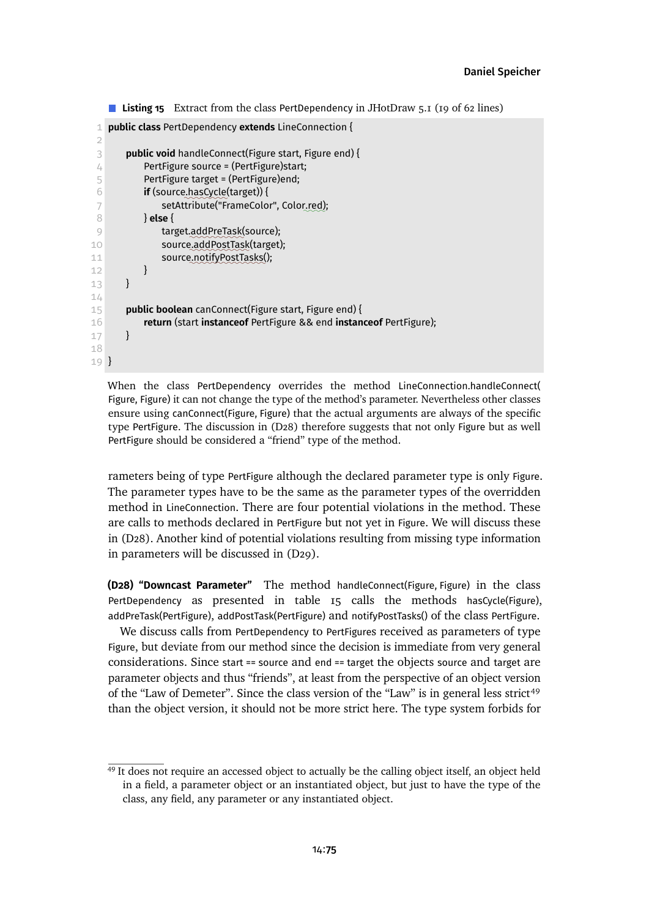**Listing 15** Extract from the class PertDependency in JHotDraw 5.1 (19 of 62 lines)

```
public class PertDependency extends LineConnection {

    public void handleConnect(Figure start, Figure end) {
        PertFigure source = (PertFigure)start;
        PertFigure target = (PertFigure)end;
        if (source.hasCycle(target)) {
            setAttribute("FrameColor", Color.red);
        } else {
            target.addPreTask(source);
            source.addPostTask(target);
            source.notifyPostTasks();
        }
    }

    public boolean canConnect(Figure start, Figure end) {
        return (start instanceof PertFigure && end instanceof PertFigure);
    }

}
```

When the class PertDependency overrides the method LineConnection.handleConnect(Figure, Figure) it can not change the type of the method's parameter. Nevertheless other classes ensure using canConnect(Figure, Figure) that the actual arguments are always of the specific type PertFigure. The discussion in (D28) therefore suggests that not only Figure but as well PertFigure should be considered a "friend" type of the method.

rameters being of type PertFigure although the declared parameter type is only Figure. The parameter types have to be the same as the parameter types of the overridden method in LineConnection. There are four potential violations in the method. These are calls to methods declared in PertFigure but not yet in Figure. We will discuss these in (D28). Another kind of potential violations resulting from missing type information in parameters will be discussed in (D29).

**(D28) "Downcast Parameter"** The method handleConnect(Figure, Figure) in the class PertDependency as presented in table 15 calls the methods hasCycle(Figure), addPreTask(PertFigure), addPostTask(PertFigure) and notifyPostTasks() of the class PertFigure.

We discuss calls from PertDependency to PertFigures received as parameters of type Figure, but deviate from our method since the decision is immediate from very general considerations. Since start == source and end == target the objects source and target are parameter objects and thus "friends", at least from the perspective of an object version of the "Law of Demeter". Since the class version of the "Law" is in general less strict[49] than the object version, it should not be more strict here. The type system forbids for

[49] It does not require an accessed object to actually be the calling object itself, an object held in a field, a parameter object or an instantiated object, but just to have the type of the class, any field, any parameter or any instantiated object.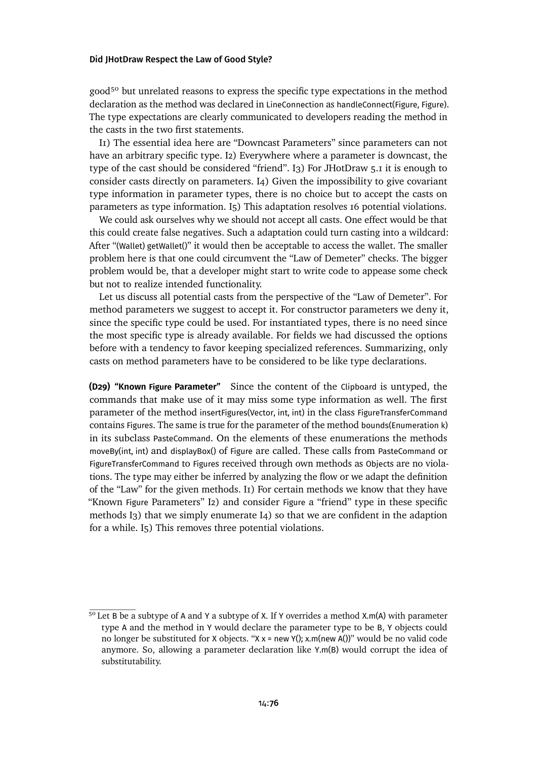good[50] but unrelated reasons to express the specific type expectations in the method declaration as the method was declared in LineConnection as handleConnect(Figure, Figure). The type expectations are clearly communicated to developers reading the method in the casts in the two first statements.

I1) The essential idea here are “Downcast Parameters” since parameters can not have an arbitrary specific type. I2) Everywhere where a parameter is downcast, the type of the cast should be considered “friend”. I3) For JHotDraw 5.1 it is enough to consider casts directly on parameters. I4) Given the impossibility to give covariant type information in parameter types, there is no choice but to accept the casts on parameters as type information. I5) This adaptation resolves 16 potential violations.

We could ask ourselves why we should not accept all casts. One effect would be that this could create false negatives. Such a adaptation could turn casting into a wildcard: After “(Wallet) getWallet()” it would then be acceptable to access the wallet. The smaller problem here is that one could circumvent the “Law of Demeter” checks. The bigger problem would be, that a developer might start to write code to appease some check but not to realize intended functionality.

Let us discuss all potential casts from the perspective of the “Law of Demeter”. For method parameters we suggest to accept it. For constructor parameters we deny it, since the specific type could be used. For instantiated types, there is no need since the most specific type is already available. For fields we had discussed the options before with a tendency to favor keeping specialized references. Summarizing, only casts on method parameters have to be considered to be like type declarations.

**(D29) “Known Figure Parameter”** Since the content of the Clipboard is untyped, the commands that make use of it may miss some type information as well. The first parameter of the method insertFigures(Vector, int, int) in the class FigureTransferCommand contains Figures. The same is true for the parameter of the method bounds(Enumeration k) in its subclass PasteCommand. On the elements of these enumerations the methods moveBy(int, int) and displayBox() of Figure are called. These calls from PasteCommand or FigureTransferCommand to Figures received through own methods as Objects are no violations. The type may either be inferred by analyzing the flow or we adapt the definition of the “Law” for the given methods. I1) For certain methods we know that they have “Known Figure Parameters” I2) and consider Figure a “friend” type in these specific methods I3) that we simply enumerate I4) so that we are confident in the adaption for a while. I5) This removes three potential violations.

---

[50] Let B be a subtype of A and Y a subtype of X. If Y overrides a method X.m(A) with parameter type A and the method in Y would declare the parameter type to be B, Y objects could no longer be substituted for X objects. “X x = new Y(); x.m(new A())” would be no valid code anymore. So, allowing a parameter declaration like Y.m(B) would corrupt the idea of substitutability.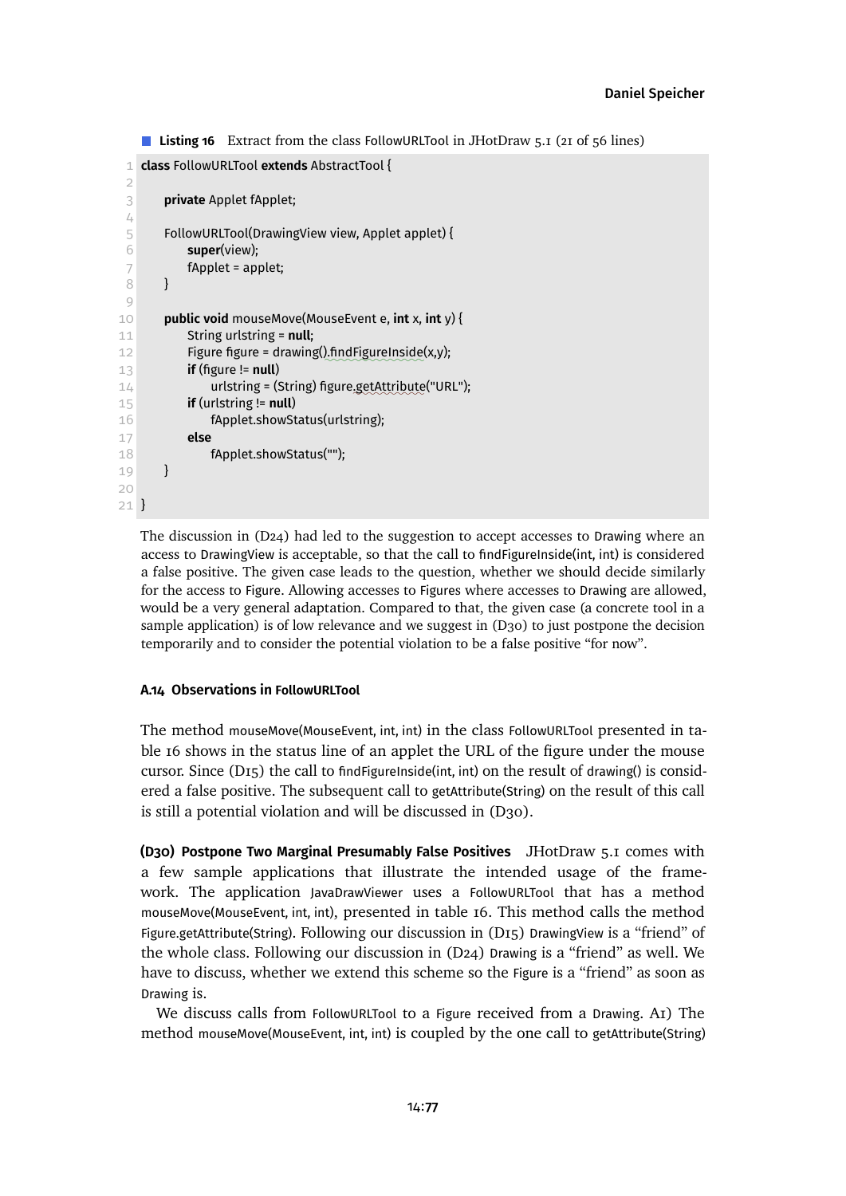**Listing 16** Extract from the class FollowURLTool in JHotDraw 5.1 (21 of 56 lines)

```
class FollowURLTool extends AbstractTool {

    private Applet fApplet;

    FollowURLTool(DrawingView view, Applet applet) {
        super(view);
        fApplet = applet;
    }

    public void mouseMove(MouseEvent e, int x, int y) {
        String urlstring = null;
        Figure figure = drawing().findFigureInside(x,y);
        if (figure != null)
            urlstring = (String) figure.getAttribute("URL");
        if (urlstring != null)
            fApplet.showStatus(urlstring);
        else
            fApplet.showStatus("");
    }

}
```

The discussion in (D24) had led to the suggestion to accept accesses to Drawing where an access to DrawingView is acceptable, so that the call to findFigureInside(int, int) is considered a false positive. The given case leads to the question, whether we should decide similarly for the access to Figure. Allowing accesses to Figures where accesses to Drawing are allowed, would be a very general adaptation. Compared to that, the given case (a concrete tool in a sample application) is of low relevance and we suggest in (D30) to just postpone the decision temporarily and to consider the potential violation to be a false positive "for now".

#### A.14 Observations in FollowURLTool

The method mouseMove(MouseEvent, int, int) in the class FollowURLTool presented in table 16 shows in the status line of an applet the URL of the figure under the mouse cursor. Since (D15) the call to findFigureInside(int, int) on the result of drawing() is considered a false positive. The subsequent call to getAttribute(String) on the result of this call is still a potential violation and will be discussed in (D30).

**(D30) Postpone Two Marginal Presumably False Positives** JHotDraw 5.1 comes with a few sample applications that illustrate the intended usage of the framework. The application JavaDrawViewer uses a FollowURLTool that has a method mouseMove(MouseEvent, int, int), presented in table 16. This method calls the method Figure.getAttribute(String). Following our discussion in (D15) DrawingView is a "friend" of the whole class. Following our discussion in (D24) Drawing is a "friend" as well. We have to discuss, whether we extend this scheme so the Figure is a "friend" as soon as Drawing is.

We discuss calls from FollowURLTool to a Figure received from a Drawing. A1) The method mouseMove(MouseEvent, int, int) is coupled by the one call to getAttribute(String)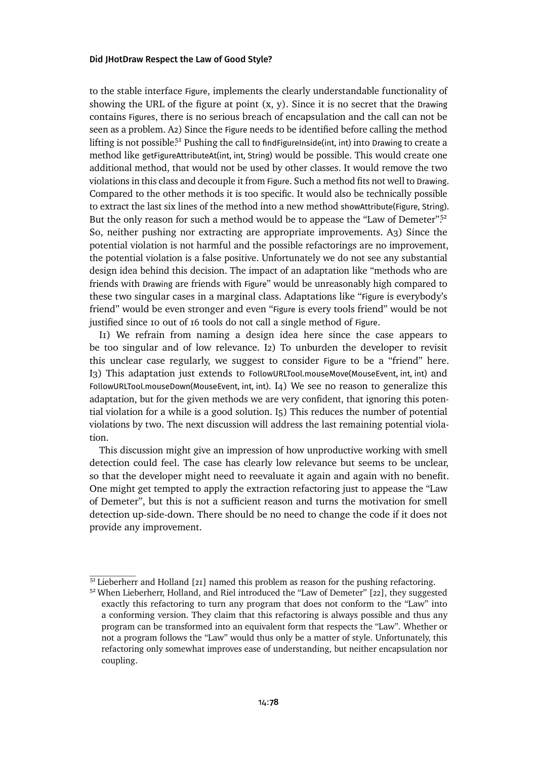to the stable interface Figure, implements the clearly understandable functionality of showing the URL of the figure at point (x, y). Since it is no secret that the Drawing contains Figures, there is no serious breach of encapsulation and the call can not be seen as a problem. A2) Since the Figure needs to be identified before calling the method lifting is not possible.[51] Pushing the call to findFigureInside(int, int) into Drawing to create a method like getFigureAttributeAt(int, int, String) would be possible. This would create one additional method, that would not be used by other classes. It would remove the two violations in this class and decouple it from Figure. Such a method fits not well to Drawing. Compared to the other methods it is too specific. It would also be technically possible to extract the last six lines of the method into a new method showAttribute(Figure, String). But the only reason for such a method would be to appease the "Law of Demeter".[52] So, neither pushing nor extracting are appropriate improvements. A3) Since the potential violation is not harmful and the possible refactorings are no improvement, the potential violation is a false positive. Unfortunately we do not see any substantial design idea behind this decision. The impact of an adaptation like "methods who are friends with Drawing are friends with Figure" would be unreasonably high compared to these two singular cases in a marginal class. Adaptations like "Figure is everybody's friend" would be even stronger and even "Figure is every tools friend" would be not justified since 10 out of 16 tools do not call a single method of Figure.

I1) We refrain from naming a design idea here since the case appears to be too singular and of low relevance. I2) To unburden the developer to revisit this unclear case regularly, we suggest to consider Figure to be a "friend" here. I3) This adaptation just extends to FollowURLTool.mouseMove(MouseEvent, int, int) and FollowURLTool.mouseDown(MouseEvent, int, int). I4) We see no reason to generalize this adaptation, but for the given methods we are very confident, that ignoring this potential violation for a while is a good solution. I5) This reduces the number of potential violations by two. The next discussion will address the last remaining potential violation.

This discussion might give an impression of how unproductive working with smell detection could feel. The case has clearly low relevance but seems to be unclear, so that the developer might need to reevaluate it again and again with no benefit. One might get tempted to apply the extraction refactoring just to appease the "Law of Demeter", but this is not a sufficient reason and turns the motivation for smell detection up-side-down. There should be no need to change the code if it does not provide any improvement.

---

[51] Lieberherr and Holland [21] named this problem as reason for the pushing refactoring.

[52] When Lieberherr, Holland, and Riel introduced the "Law of Demeter" [22], they suggested exactly this refactoring to turn any program that does not conform to the "Law" into a conforming version. They claim that this refactoring is always possible and thus any program can be transformed into an equivalent form that respects the "Law". Whether or not a program follows the "Law" would thus only be a matter of style. Unfortunately, this refactoring only somewhat improves ease of understanding, but neither encapsulation nor coupling.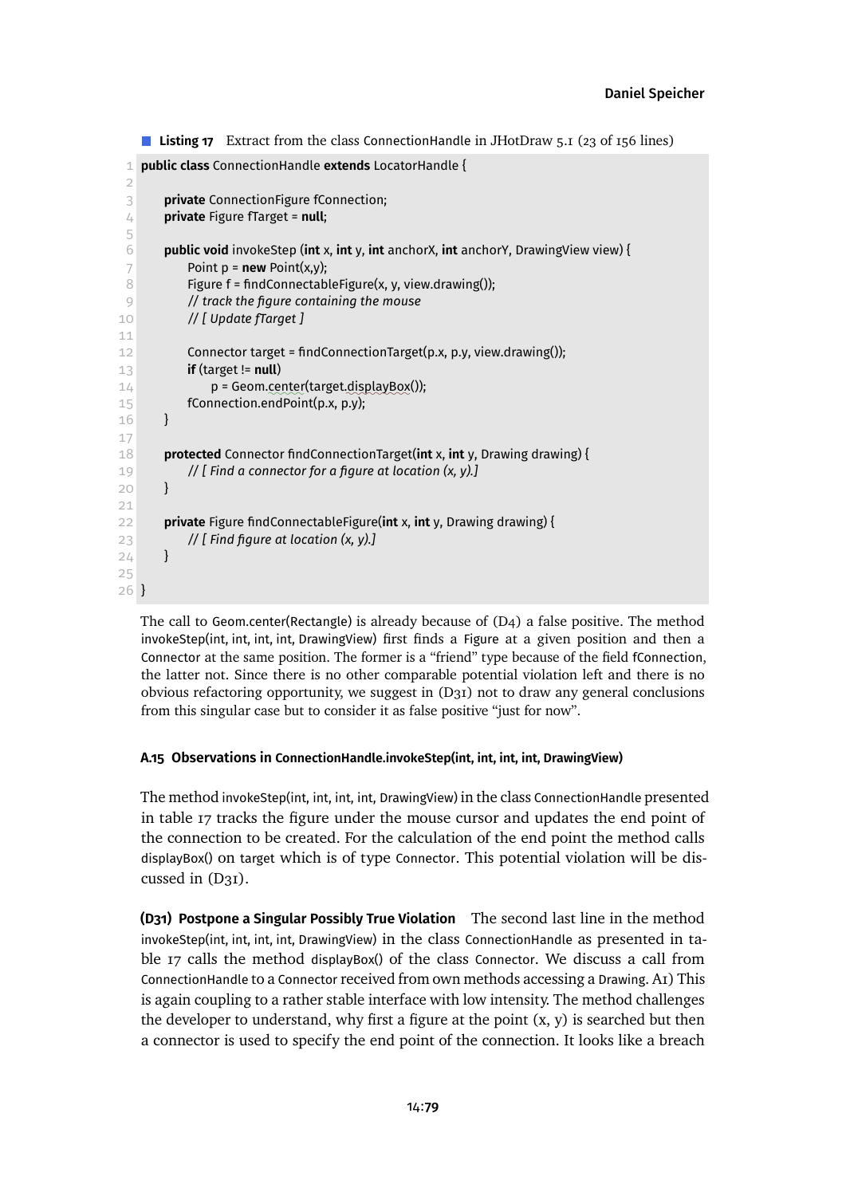■ **Listing 17** Extract from the class ConnectionHandle in JHotDraw 5.1 (23 of 156 lines)

```
public class ConnectionHandle extends LocatorHandle {

    private ConnectionFigure fConnection;
    private Figure fTarget = null;

    public void invokeStep (int x, int y, int anchorX, int anchorY, DrawingView view) {
        Point p = new Point(x,y);
        Figure f = findConnectableFigure(x, y, view.drawing());
        // track the figure containing the mouse
        // [ Update fTarget ]

        Connector target = findConnectionTarget(p.x, p.y, view.drawing());
        if (target != null)
            p = Geom.center(target.displayBox());
        fConnection.endPoint(p.x, p.y);
    }

    protected Connector findConnectionTarget(int x, int y, Drawing drawing) {
        // [ Find a connector for a figure at location (x, y).]
    }

    private Figure findConnectableFigure(int x, int y, Drawing drawing) {
        // [ Find figure at location (x, y).]
    }

}
```

The call to Geom.center(Rectangle) is already because of (D4) a false positive. The method invokeStep(int, int, int, int, DrawingView) first finds a Figure at a given position and then a Connector at the same position. The former is a "friend" type because of the field fConnection, the latter not. Since there is no other comparable potential violation left and there is no obvious refactoring opportunity, we suggest in (D31) not to draw any general conclusions from this singular case but to consider it as false positive "just for now".

#### A.15 Observations in ConnectionHandle.invokeStep(int, int, int, int, DrawingView)

The method invokeStep(int, int, int, int, DrawingView) in the class ConnectionHandle presented in table 17 tracks the figure under the mouse cursor and updates the end point of the connection to be created. For the calculation of the end point the method calls displayBox() on target which is of type Connector. This potential violation will be discussed in (D31).

**(D31) Postpone a Singular Possibly True Violation** The second last line in the method invokeStep(int, int, int, int, DrawingView) in the class ConnectionHandle as presented in table 17 calls the method displayBox() of the class Connector. We discuss a call from ConnectionHandle to a Connector received from own methods accessing a Drawing. A1) This is again coupling to a rather stable interface with low intensity. The method challenges the developer to understand, why first a figure at the point (x, y) is searched but then a connector is used to specify the end point of the connection. It looks like a breach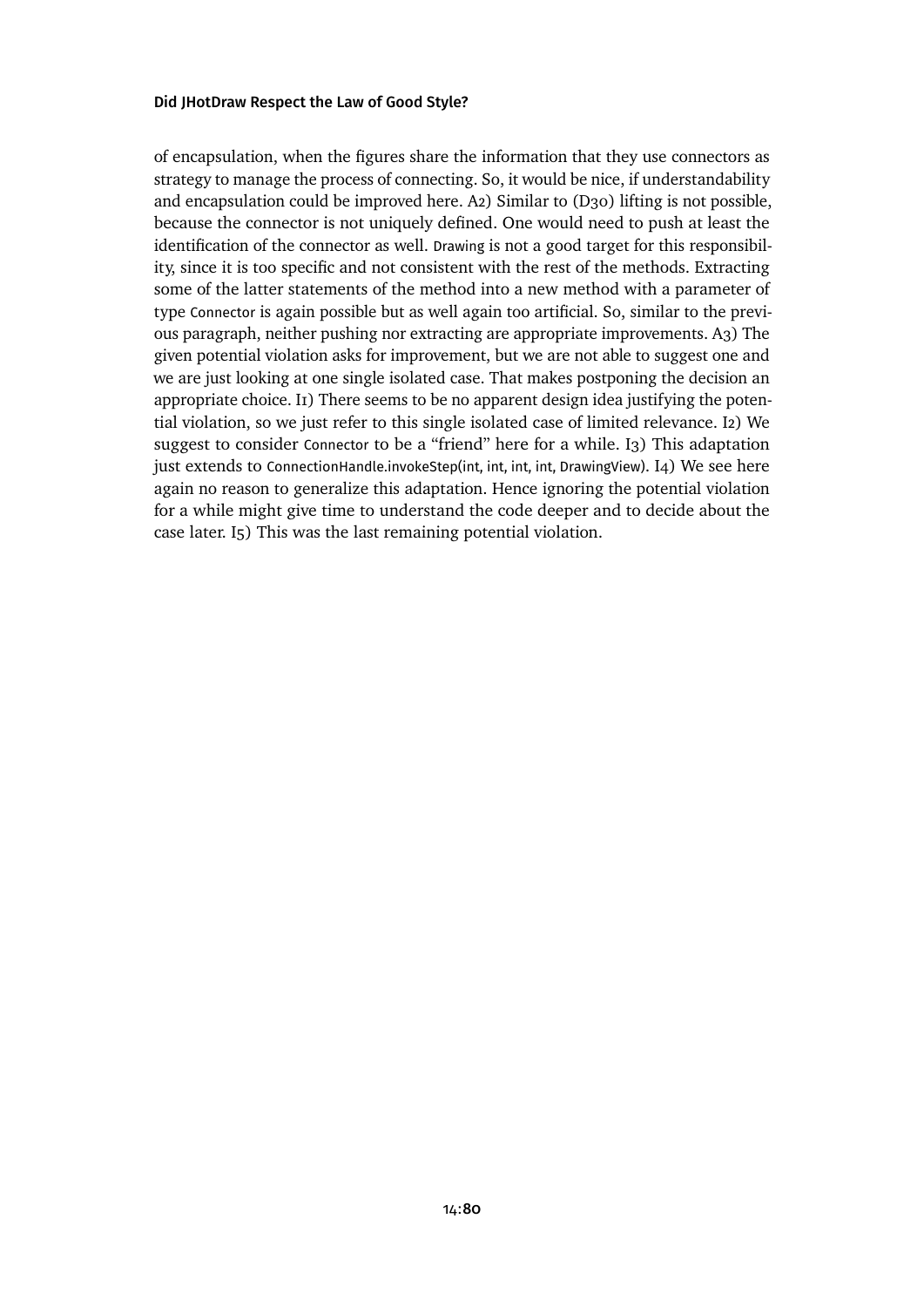of encapsulation, when the figures share the information that they use connectors as strategy to manage the process of connecting. So, it would be nice, if understandability and encapsulation could be improved here. A2) Similar to (D30) lifting is not possible, because the connector is not uniquely defined. One would need to push at least the identification of the connector as well. `Drawing` is not a good target for this responsibility, since it is too specific and not consistent with the rest of the methods. Extracting some of the latter statements of the method into a new method with a parameter of type `Connector` is again possible but as well again too artificial. So, similar to the previous paragraph, neither pushing nor extracting are appropriate improvements. A3) The given potential violation asks for improvement, but we are not able to suggest one and we are just looking at one single isolated case. That makes postponing the decision an appropriate choice. I1) There seems to be no apparent design idea justifying the potential violation, so we just refer to this single isolated case of limited relevance. I2) We suggest to consider `Connector` to be a "friend" here for a while. I3) This adaptation just extends to `ConnectionHandle.invokeStep(int, int, int, int, DrawingView)`. I4) We see here again no reason to generalize this adaptation. Hence ignoring the potential violation for a while might give time to understand the code deeper and to decide about the case later. I5) This was the last remaining potential violation.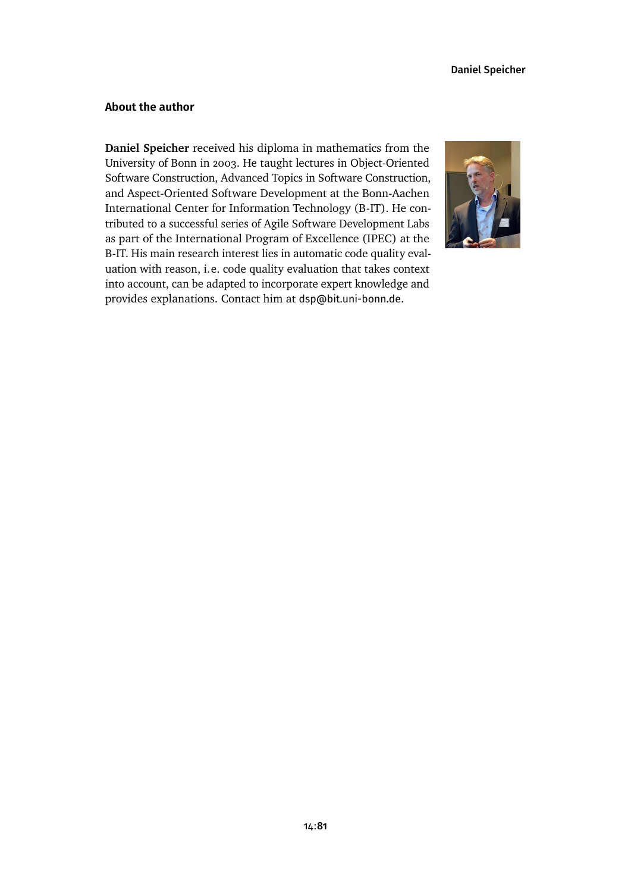## About the author

**Daniel Speicher** received his diploma in mathematics from the University of Bonn in 2003. He taught lectures in Object-Oriented Software Construction, Advanced Topics in Software Construction, and Aspect-Oriented Software Development at the Bonn-Aachen International Center for Information Technology (B-IT). He contributed to a successful series of Agile Software Development Labs as part of the International Program of Excellence (IPEC) at the B-IT. His main research interest lies in automatic code quality evaluation with reason, i.e. code quality evaluation that takes context into account, can be adapted to incorporate expert knowledge and provides explanations. Contact him at dsp@bit.uni-bonn.de.